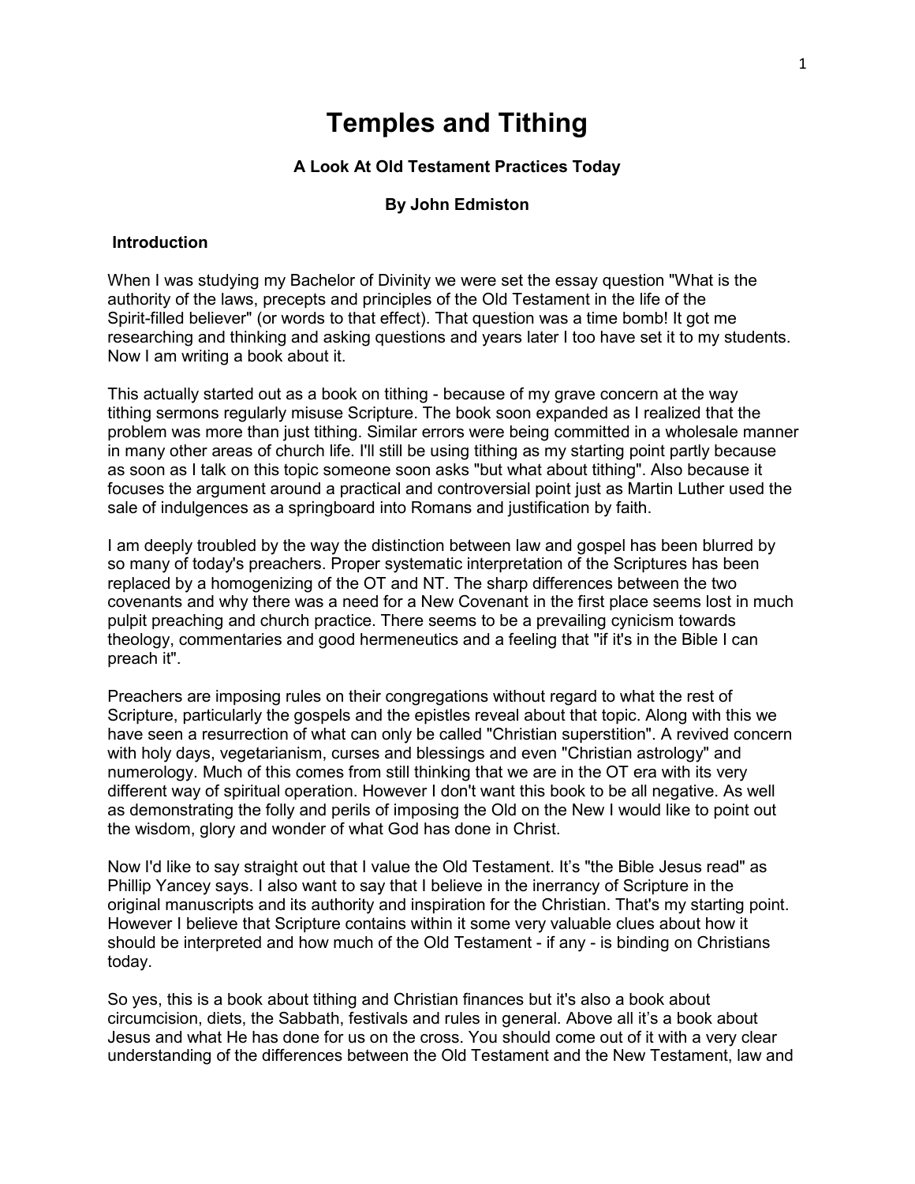# Temples and Tithing

**A Look At Old Testament Practices Today**

**By John Edmiston**

## Introduction

When I was studying my Bachelor of Divinity we were set the essay question "What is the authority of the laws, precepts and principles of the Old Testament in the life of the Spirit-filled believer" (or words to that effect). That question was a time bomb! It got me researching and thinking and asking questions and years later I too have set it to my students. Now I am writing a book about it.

This actually started out as a book on tithing - because of my grave concern at the way tithing sermons regularly misuse Scripture. The book soon expanded as I realized that the problem was more than just tithing. Similar errors were being committed in a wholesale manner in many other areas of church life. I'll still be using tithing as my starting point partly because as soon as I talk on this topic someone soon asks "but what about tithing". Also because it focuses the argument around a practical and controversial point just as Martin Luther used the sale of indulgences as a springboard into Romans and justification by faith.

I am deeply troubled by the way the distinction between law and gospel has been blurred by so many of today's preachers. Proper systematic interpretation of the Scriptures has been replaced by a homogenizing of the OT and NT. The sharp differences between the two covenants and why there was a need for a New Covenant in the first place seems lost in much pulpit preaching and church practice. There seems to be a prevailing cynicism towards theology, commentaries and good hermeneutics and a feeling that "if it's in the Bible I can preach it".

Preachers are imposing rules on their congregations without regard to what the rest of Scripture, particularly the gospels and the epistles reveal about that topic. Along with this we have seen a resurrection of what can only be called "Christian superstition". A revived concern with holy days, vegetarianism, curses and blessings and even "Christian astrology" and numerology. Much of this comes from still thinking that we are in the OT era with its very different way of spiritual operation. However I don't want this book to be all negative. As well as demonstrating the folly and perils of imposing the Old on the New I would like to point out the wisdom, glory and wonder of what God has done in Christ.

Now I'd like to say straight out that I value the Old Testament. It's "the Bible Jesus read" as Phillip Yancey says. I also want to say that I believe in the inerrancy of Scripture in the original manuscripts and its authority and inspiration for the Christian. That's my starting point. However I believe that Scripture contains within it some very valuable clues about how it should be interpreted and how much of the Old Testament - if any - is binding on Christians today.

So yes, this is a book about tithing and Christian finances but it's also a book about circumcision, diets, the Sabbath, festivals and rules in general. Above all it's a book about Jesus and what He has done for us on the cross. You should come out of it with a very clear understanding of the differences between the Old Testament and the New Testament, law and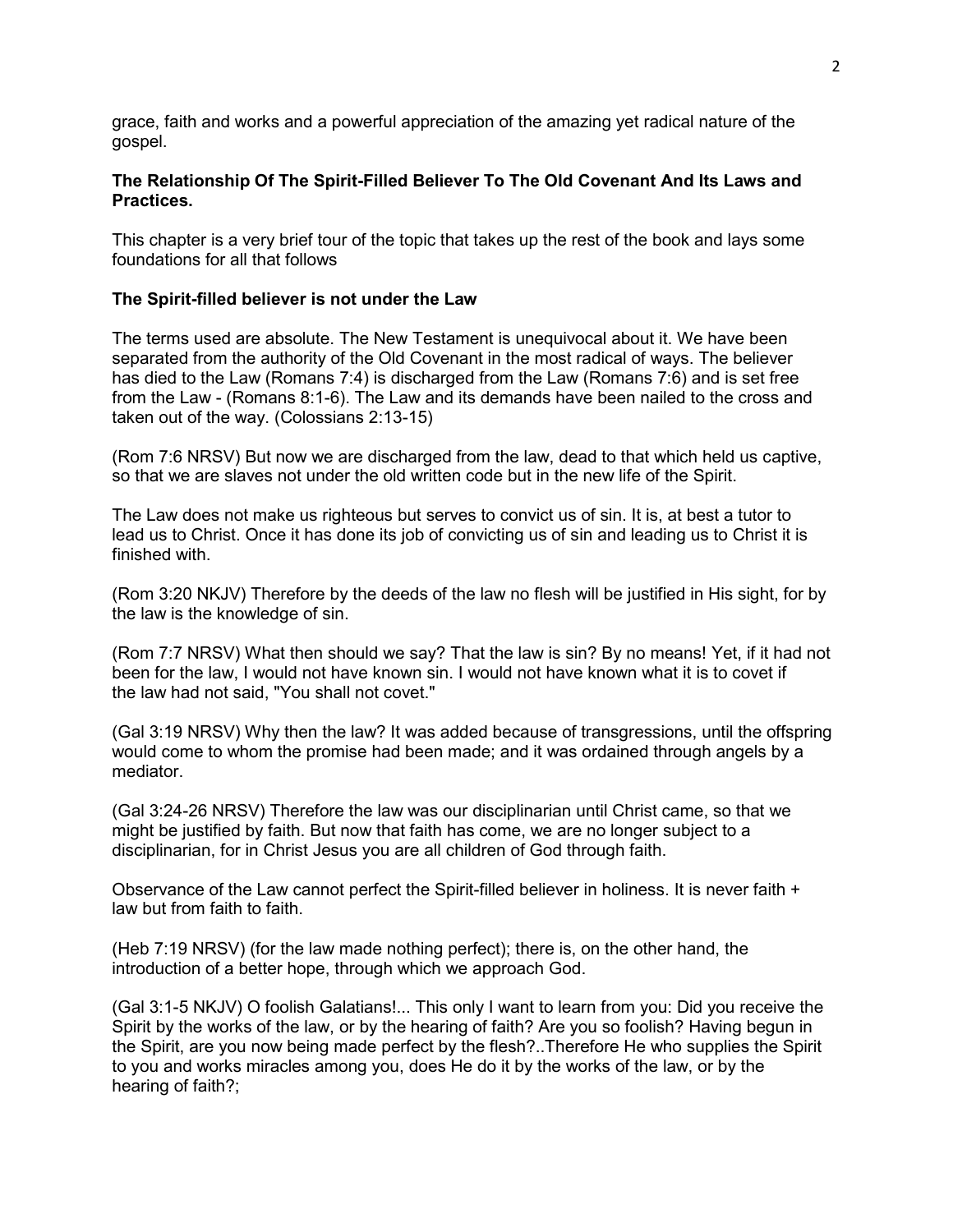grace, faith and works and a powerful appreciation of the amazing yet radical nature of the gospel.

**The Relationship Of The Spirit-Filled Believer To The Old Covenant And Its Laws and Practices.**

This chapter is a very brief tour of the topic that takes up the rest of the book and lays some foundations for all that follows

**The Spirit-filled believer is not under the Law**

The terms used are absolute. The New Testament is unequivocal about it. We have been separated from the authority of the Old Covenant in the most radical of ways. The believer has died to the Law (Romans 7:4) is discharged from the Law (Romans 7:6) and is set free from the Law - (Romans 8:1-6). The Law and its demands have been nailed to the cross and taken out of the way. (Colossians 2:13-15)

(Rom 7:6 NRSV) But now we are discharged from the law, dead to that which held us captive, so that we are slaves not under the old written code but in the new life of the Spirit.

The Law does not make us righteous but serves to convict us of sin. It is, at best a tutor to lead us to Christ. Once it has done its job of convicting us of sin and leading us to Christ it is finished with.

(Rom 3:20 NKJV) Therefore by the deeds of the law no flesh will be justified in His sight, for by the law is the knowledge of sin.

(Rom 7:7 NRSV) What then should we say? That the law is sin? By no means! Yet, if it had not been for the law, I would not have known sin. I would not have known what it is to covet if the law had not said, "You shall not covet."

(Gal 3:19 NRSV) Why then the law? It was added because of transgressions, until the offspring would come to whom the promise had been made; and it was ordained through angels by a mediator.

(Gal 3:24-26 NRSV) Therefore the law was our disciplinarian until Christ came, so that we might be justified by faith. But now that faith has come, we are no longer subject to a disciplinarian, for in Christ Jesus you are all children of God through faith.

Observance of the Law cannot perfect the Spirit-filled believer in holiness. It is never faith + law but from faith to faith.

(Heb 7:19 NRSV) (for the law made nothing perfect); there is, on the other hand, the introduction of a better hope, through which we approach God.

(Gal 3:1-5 NKJV) O foolish Galatians!... This only I want to learn from you: Did you receive the Spirit by the works of the law, or by the hearing of faith? Are you so foolish? Having begun in the Spirit, are you now being made perfect by the flesh?..Therefore He who supplies the Spirit to you and works miracles among you, does He do it by the works of the law, or by the hearing of faith?;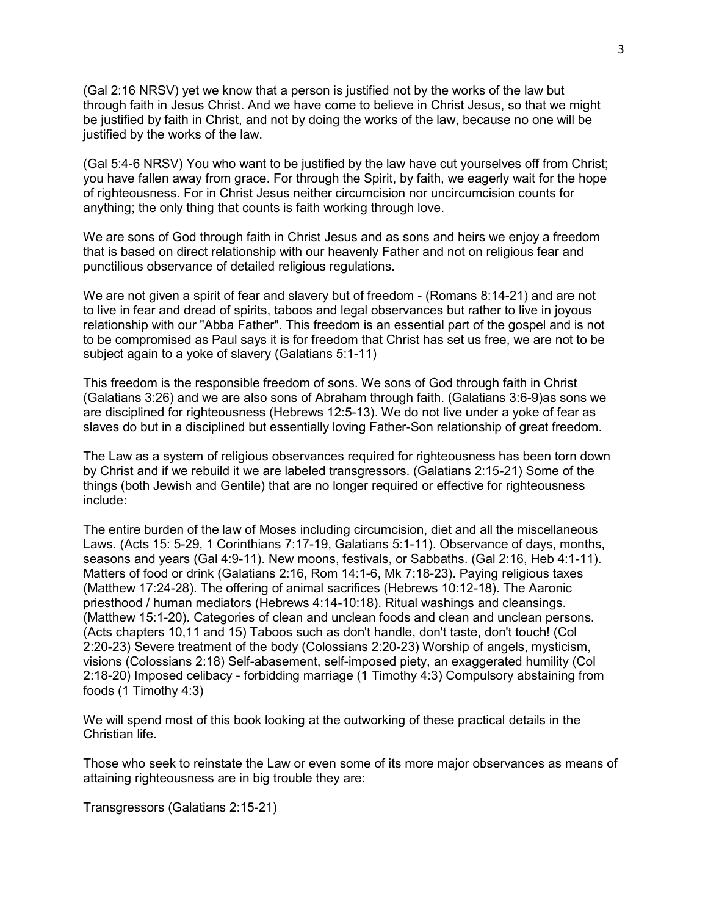(Gal 2:16 NRSV) yet we know that a person is justified not by the works of the law but through faith in Jesus Christ. And we have come to believe in Christ Jesus, so that we might be justified by faith in Christ, and not by doing the works of the law, because no one will be justified by the works of the law.

(Gal 5:4-6 NRSV) You who want to be justified by the law have cut yourselves off from Christ; you have fallen away from grace. For through the Spirit, by faith, we eagerly wait for the hope of righteousness. For in Christ Jesus neither circumcision nor uncircumcision counts for anything; the only thing that counts is faith working through love.

We are sons of God through faith in Christ Jesus and as sons and heirs we enjoy a freedom that is based on direct relationship with our heavenly Father and not on religious fear and punctilious observance of detailed religious regulations.

We are not given a spirit of fear and slavery but of freedom - (Romans 8:14-21) and are not to live in fear and dread of spirits, taboos and legal observances but rather to live in joyous relationship with our "Abba Father". This freedom is an essential part of the gospel and is not to be compromised as Paul says it is for freedom that Christ has set us free, we are not to be subject again to a yoke of slavery (Galatians 5:1-11)

This freedom is the responsible freedom of sons. We sons of God through faith in Christ (Galatians 3:26) and we are also sons of Abraham through faith. (Galatians 3:6-9)as sons we are disciplined for righteousness (Hebrews 12:5-13). We do not live under a yoke of fear as slaves do but in a disciplined but essentially loving Father-Son relationship of great freedom.

The Law as a system of religious observances required for righteousness has been torn down by Christ and if we rebuild it we are labeled transgressors. (Galatians 2:15-21) Some of the things (both Jewish and Gentile) that are no longer required or effective for righteousness include:

The entire burden of the law of Moses including circumcision, diet and all the miscellaneous Laws. (Acts 15: 5-29, 1 Corinthians 7:17-19, Galatians 5:1-11). Observance of days, months, seasons and years (Gal 4:9-11). New moons, festivals, or Sabbaths. (Gal 2:16, Heb 4:1-11). Matters of food or drink (Galatians 2:16, Rom 14:1-6, Mk 7:18-23). Paying religious taxes (Matthew 17:24-28). The offering of animal sacrifices (Hebrews 10:12-18). The Aaronic priesthood / human mediators (Hebrews 4:14-10:18). Ritual washings and cleansings. (Matthew 15:1-20). Categories of clean and unclean foods and clean and unclean persons. (Acts chapters 10,11 and 15) Taboos such as don't handle, don't taste, don't touch! (Col 2:20-23) Severe treatment of the body (Colossians 2:20-23) Worship of angels, mysticism, visions (Colossians 2:18) Self-abasement, self-imposed piety, an exaggerated humility (Col 2:18-20) Imposed celibacy - forbidding marriage (1 Timothy 4:3) Compulsory abstaining from foods (1 Timothy 4:3)

We will spend most of this book looking at the outworking of these practical details in the Christian life.

Those who seek to reinstate the Law or even some of its more major observances as means of attaining righteousness are in big trouble they are:

Transgressors (Galatians 2:15-21)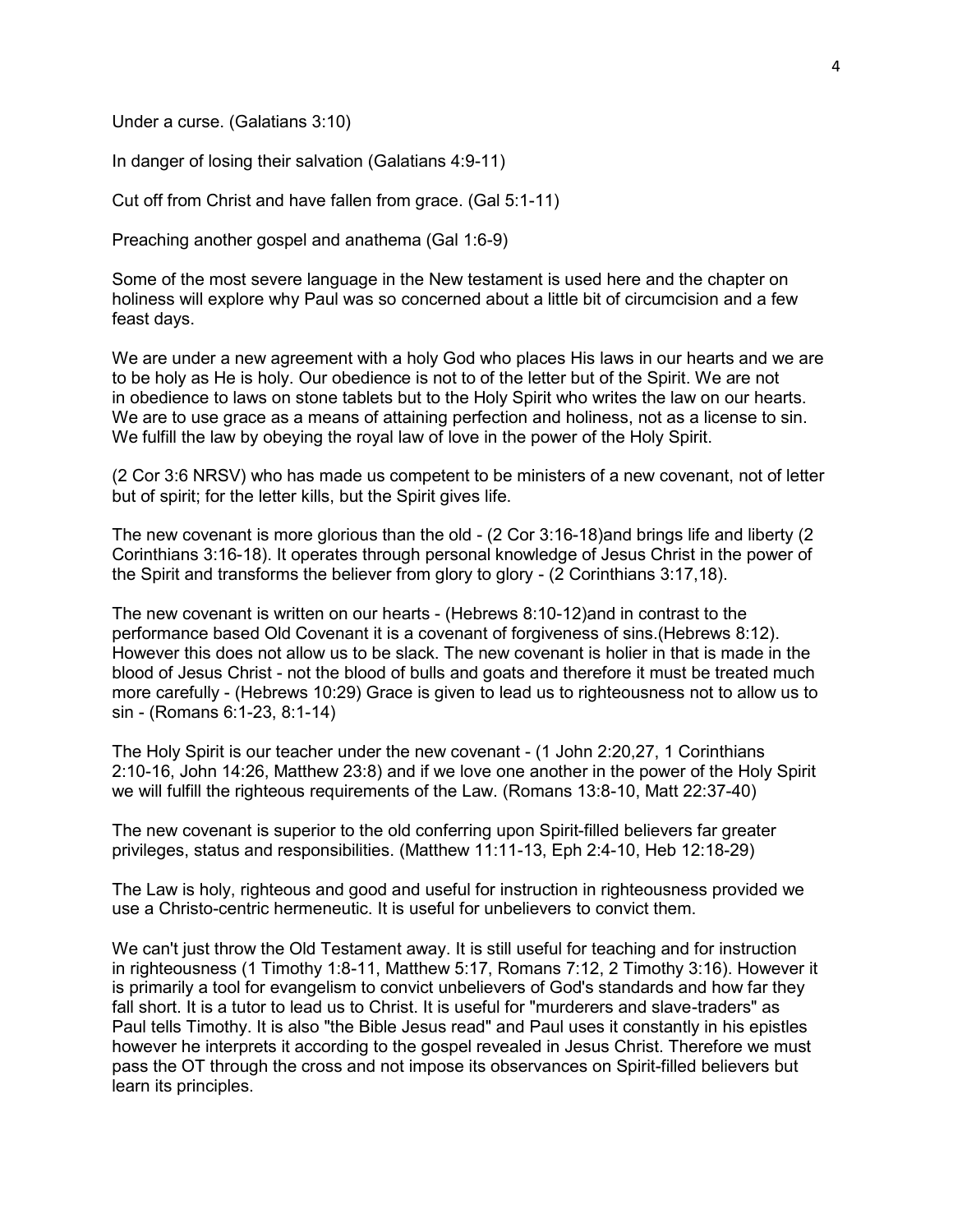Under a curse. (Galatians 3:10)

In danger of losing their salvation (Galatians 4:9-11)

Cut off from Christ and have fallen from grace. (Gal 5:1-11)

Preaching another gospel and anathema (Gal 1:6-9)

Some of the most severe language in the New testament is used here and the chapter on holiness will explore why Paul was so concerned about a little bit of circumcision and a few feast days.

We are under a new agreement with a holy God who places His laws in our hearts and we are to be holy as He is holy. Our obedience is not to of the letter but of the Spirit. We are not in obedience to laws on stone tablets but to the Holy Spirit who writes the law on our hearts. We are to use grace as a means of attaining perfection and holiness, not as a license to sin. We fulfill the law by obeying the royal law of love in the power of the Holy Spirit.

(2 Cor 3:6 NRSV) who has made us competent to be ministers of a new covenant, not of letter but of spirit; for the letter kills, but the Spirit gives life.

The new covenant is more glorious than the old - (2 Cor 3:16-18)and brings life and liberty (2 Corinthians 3:16-18). It operates through personal knowledge of Jesus Christ in the power of the Spirit and transforms the believer from glory to glory - (2 Corinthians 3:17,18).

The new covenant is written on our hearts - (Hebrews 8:10-12)and in contrast to the performance based Old Covenant it is a covenant of forgiveness of sins.(Hebrews 8:12). However this does not allow us to be slack. The new covenant is holier in that is made in the blood of Jesus Christ - not the blood of bulls and goats and therefore it must be treated much more carefully - (Hebrews 10:29) Grace is given to lead us to righteousness not to allow us to sin - (Romans 6:1-23, 8:1-14)

The Holy Spirit is our teacher under the new covenant - (1 John 2:20,27, 1 Corinthians 2:10-16, John 14:26, Matthew 23:8) and if we love one another in the power of the Holy Spirit we will fulfill the righteous requirements of the Law. (Romans 13:8-10, Matt 22:37-40)

The new covenant is superior to the old conferring upon Spirit-filled believers far greater privileges, status and responsibilities. (Matthew 11:11-13, Eph 2:4-10, Heb 12:18-29)

The Law is holy, righteous and good and useful for instruction in righteousness provided we use a Christo-centric hermeneutic. It is useful for unbelievers to convict them.

We can't just throw the Old Testament away. It is still useful for teaching and for instruction in righteousness (1 Timothy 1:8-11, Matthew 5:17, Romans 7:12, 2 Timothy 3:16). However it is primarily a tool for evangelism to convict unbelievers of God's standards and how far they fall short. It is a tutor to lead us to Christ. It is useful for "murderers and slave-traders" as Paul tells Timothy. It is also "the Bible Jesus read" and Paul uses it constantly in his epistles however he interprets it according to the gospel revealed in Jesus Christ. Therefore we must pass the OT through the cross and not impose its observances on Spirit-filled believers but learn its principles.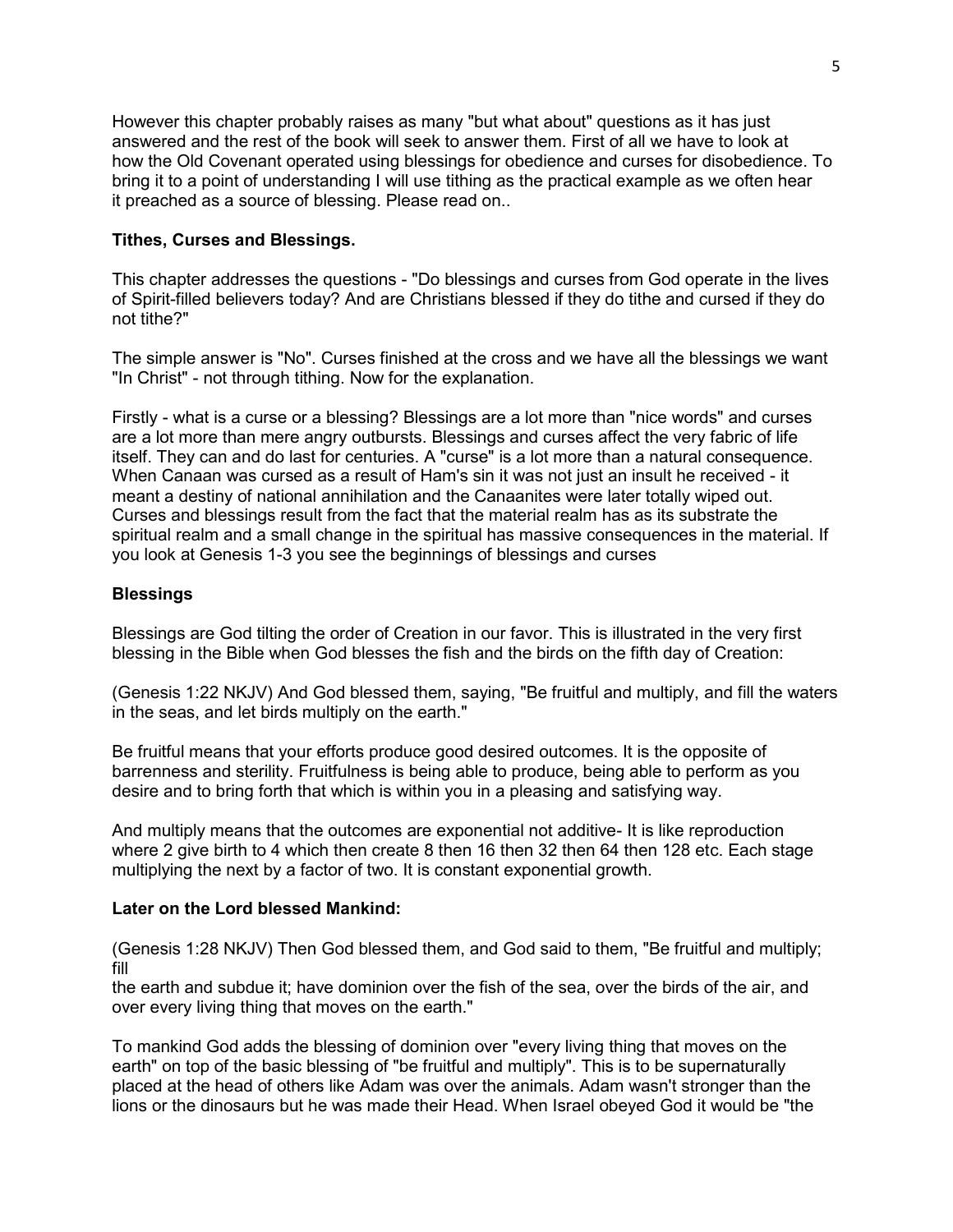However this chapter probably raises as many "but what about" questions as it has just answered and the rest of the book will seek to answer them. First of all we have to look at how the Old Covenant operated using blessings for obedience and curses for disobedience. To bring it to a point of understanding I will use tithing as the practical example as we often hear it preached as a source of blessing. Please read on..

### Tithes, Curses and Blessings.

This chapter addresses the questions - "Do blessings and curses from God operate in the lives of Spirit-filled believers today? And are Christians blessed if they do tithe and cursed if they do not tithe?"

The simple answer is "No". Curses finished at the cross and we have all the blessings we want "In Christ" - not through tithing. Now for the explanation.

Firstly - what is a curse or a blessing? Blessings are a lot more than "nice words" and curses are a lot more than mere angry outbursts. Blessings and curses affect the very fabric of life itself. They can and do last for centuries. A "curse" is a lot more than a natural consequence. When Canaan was cursed as a result of Ham's sin it was not just an insult he received - it meant a destiny of national annihilation and the Canaanites were later totally wiped out. Curses and blessings result from the fact that the material realm has as its substrate the spiritual realm and a small change in the spiritual has massive consequences in the material. If you look at Genesis 1-3 you see the beginnings of blessings and curses

### Blessings

Blessings are God tilting the order of Creation in our favor. This is illustrated in the very first blessing in the Bible when God blesses the fish and the birds on the fifth day of Creation:

(Genesis 1:22 NKJV) And God blessed them, saying, "Be fruitful and multiply, and fill the waters in the seas, and let birds multiply on the earth."

Be fruitful means that your efforts produce good desired outcomes. It is the opposite of barrenness and sterility. Fruitfulness is being able to produce, being able to perform as you desire and to bring forth that which is within you in a pleasing and satisfying way.

And multiply means that the outcomes are exponential not additive- It is like reproduction where 2 give birth to 4 which then create 8 then 16 then 32 then 64 then 128 etc. Each stage multiplying the next by a factor of two. It is constant exponential growth.

### Later on the Lord blessed Mankind:

(Genesis 1:28 NKJV) Then God blessed them, and God said to them, "Be fruitful and multiply; fill the earth and subdue it; have dominion over the fish of the sea, over the birds of the air, and over every living thing that moves on the earth."

To mankind God adds the blessing of dominion over "every living thing that moves on the earth" on top of the basic blessing of "be fruitful and multiply". This is to be supernaturally placed at the head of others like Adam was over the animals. Adam wasn't stronger than the lions or the dinosaurs but he was made their Head. When Israel obeyed God it would be "the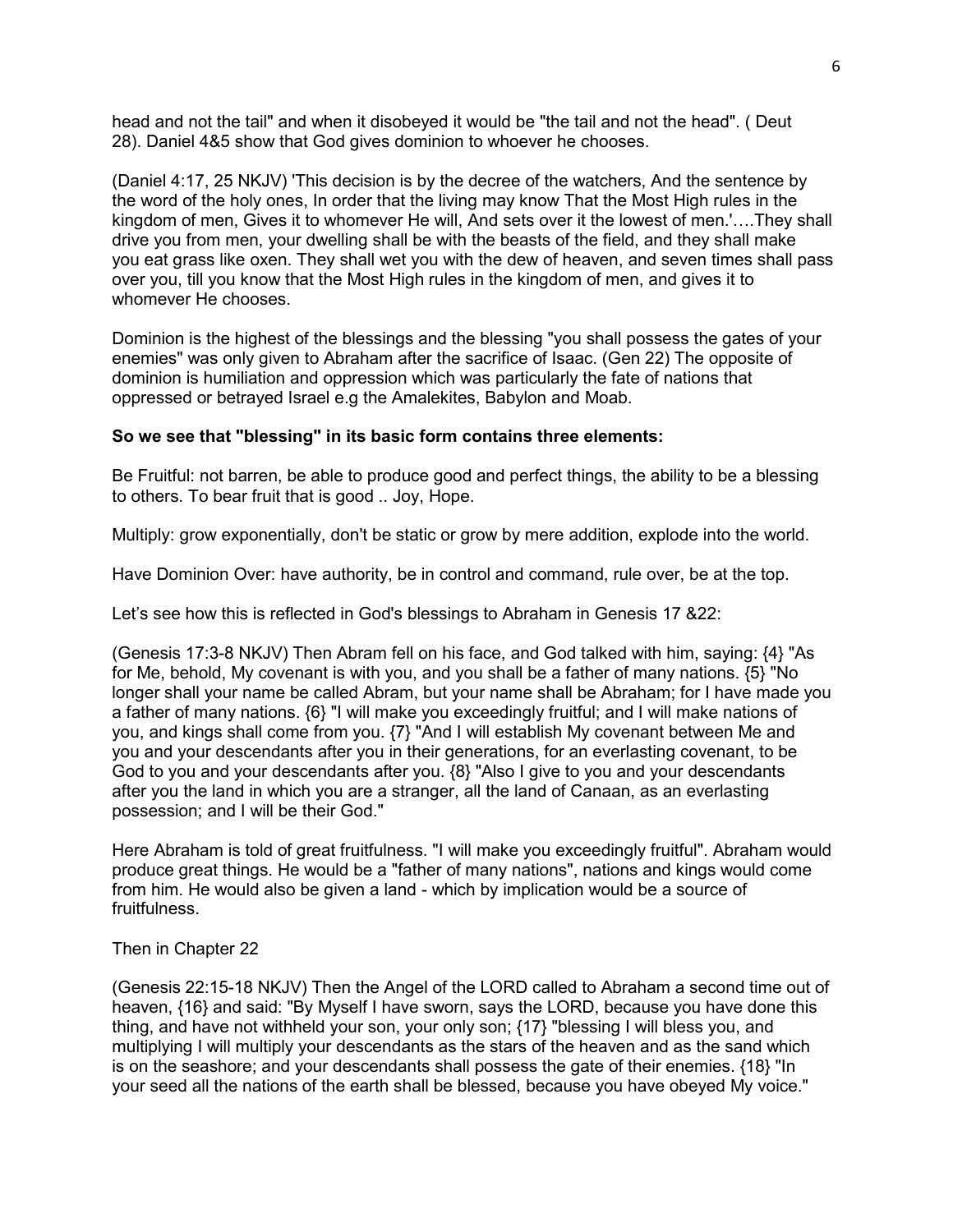head and not the tail" and when it disobeyed it would be "the tail and not the head". ( Deut 28). Daniel 4&5 show that God gives dominion to whoever he chooses.

(Daniel 4:17, 25 NKJV) 'This decision is by the decree of the watchers, And the sentence by the word of the holy ones, In order that the living may know That the Most High rules in the kingdom of men, Gives it to whomever He will, And sets over it the lowest of men.'….They shall drive you from men, your dwelling shall be with the beasts of the field, and they shall make you eat grass like oxen. They shall wet you with the dew of heaven, and seven times shall pass over you, till you know that the Most High rules in the kingdom of men, and gives it to whomever He chooses.

Dominion is the highest of the blessings and the blessing "you shall possess the gates of your enemies" was only given to Abraham after the sacrifice of Isaac. (Gen 22) The opposite of dominion is humiliation and oppression which was particularly the fate of nations that oppressed or betrayed Israel e.g the Amalekites, Babylon and Moab.

**So we see that "blessing" in its basic form contains three elements:**

Be Fruitful: not barren, be able to produce good and perfect things, the ability to be a blessing to others. To bear fruit that is good .. Joy, Hope.

Multiply: grow exponentially, don't be static or grow by mere addition, explode into the world.

Have Dominion Over: have authority, be in control and command, rule over, be at the top.

Let's see how this is reflected in God's blessings to Abraham in Genesis 17 &22:

(Genesis 17:3-8 NKJV) Then Abram fell on his face, and God talked with him, saying: {4} "As for Me, behold, My covenant is with you, and you shall be a father of many nations. {5} "No longer shall your name be called Abram, but your name shall be Abraham; for I have made you a father of many nations. {6} "I will make you exceedingly fruitful; and I will make nations of you, and kings shall come from you. {7} "And I will establish My covenant between Me and you and your descendants after you in their generations, for an everlasting covenant, to be God to you and your descendants after you. {8} "Also I give to you and your descendants after you the land in which you are a stranger, all the land of Canaan, as an everlasting possession; and I will be their God."

Here Abraham is told of great fruitfulness. "I will make you exceedingly fruitful". Abraham would produce great things. He would be a "father of many nations", nations and kings would come from him. He would also be given a land - which by implication would be a source of fruitfulness.

Then in Chapter 22

(Genesis 22:15-18 NKJV) Then the Angel of the LORD called to Abraham a second time out of heaven, {16} and said: "By Myself I have sworn, says the LORD, because you have done this thing, and have not withheld your son, your only son; {17} "blessing I will bless you, and multiplying I will multiply your descendants as the stars of the heaven and as the sand which is on the seashore; and your descendants shall possess the gate of their enemies. {18} "In your seed all the nations of the earth shall be blessed, because you have obeyed My voice."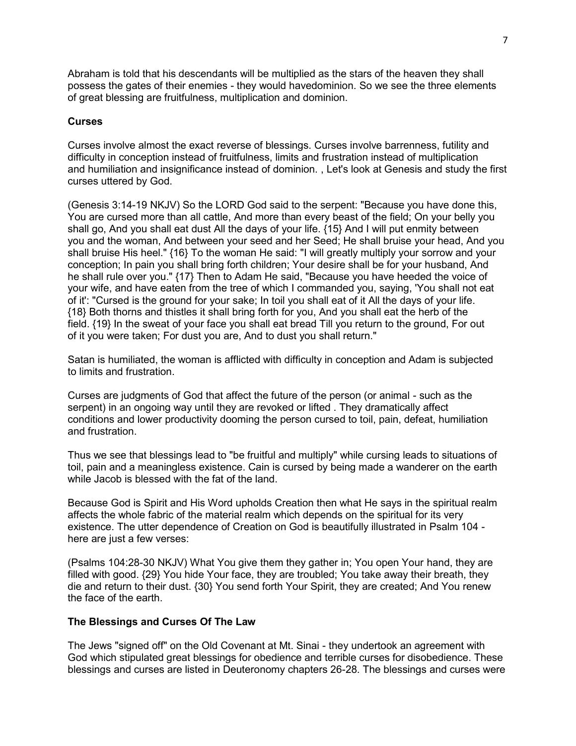Abraham is told that his descendants will be multiplied as the stars of the heaven they shall possess the gates of their enemies - they would havedominion. So we see the three elements of great blessing are fruitfulness, multiplication and dominion.

**Curses**

Curses involve almost the exact reverse of blessings. Curses involve barrenness, futility and difficulty in conception instead of fruitfulness, limits and frustration instead of multiplication and humiliation and insignificance instead of dominion. , Let's look at Genesis and study the first curses uttered by God.

(Genesis 3:14-19 NKJV) So the LORD God said to the serpent: "Because you have done this, You are cursed more than all cattle, And more than every beast of the field; On your belly you shall go, And you shall eat dust All the days of your life. {15} And I will put enmity between you and the woman, And between your seed and her Seed; He shall bruise your head, And you shall bruise His heel." {16} To the woman He said: "I will greatly multiply your sorrow and your conception; In pain you shall bring forth children; Your desire shall be for your husband, And he shall rule over you." {17} Then to Adam He said, "Because you have heeded the voice of your wife, and have eaten from the tree of which I commanded you, saying, 'You shall not eat of it': "Cursed is the ground for your sake; In toil you shall eat of it All the days of your life. {18} Both thorns and thistles it shall bring forth for you, And you shall eat the herb of the field. {19} In the sweat of your face you shall eat bread Till you return to the ground, For out of it you were taken; For dust you are, And to dust you shall return."

Satan is humiliated, the woman is afflicted with difficulty in conception and Adam is subjected to limits and frustration.

Curses are judgments of God that affect the future of the person (or animal - such as the serpent) in an ongoing way until they are revoked or lifted . They dramatically affect conditions and lower productivity dooming the person cursed to toil, pain, defeat, humiliation and frustration.

Thus we see that blessings lead to "be fruitful and multiply" while cursing leads to situations of toil, pain and a meaningless existence. Cain is cursed by being made a wanderer on the earth while Jacob is blessed with the fat of the land.

Because God is Spirit and His Word upholds Creation then what He says in the spiritual realm affects the whole fabric of the material realm which depends on the spiritual for its very existence. The utter dependence of Creation on God is beautifully illustrated in Psalm 104 - here are just a few verses:

(Psalms 104:28-30 NKJV) What You give them they gather in; You open Your hand, they are filled with good. {29} You hide Your face, they are troubled; You take away their breath, they die and return to their dust. {30} You send forth Your Spirit, they are created; And You renew the face of the earth.

**The Blessings and Curses Of The Law**

The Jews "signed off" on the Old Covenant at Mt. Sinai - they undertook an agreement with God which stipulated great blessings for obedience and terrible curses for disobedience. These blessings and curses are listed in Deuteronomy chapters 26-28. The blessings and curses were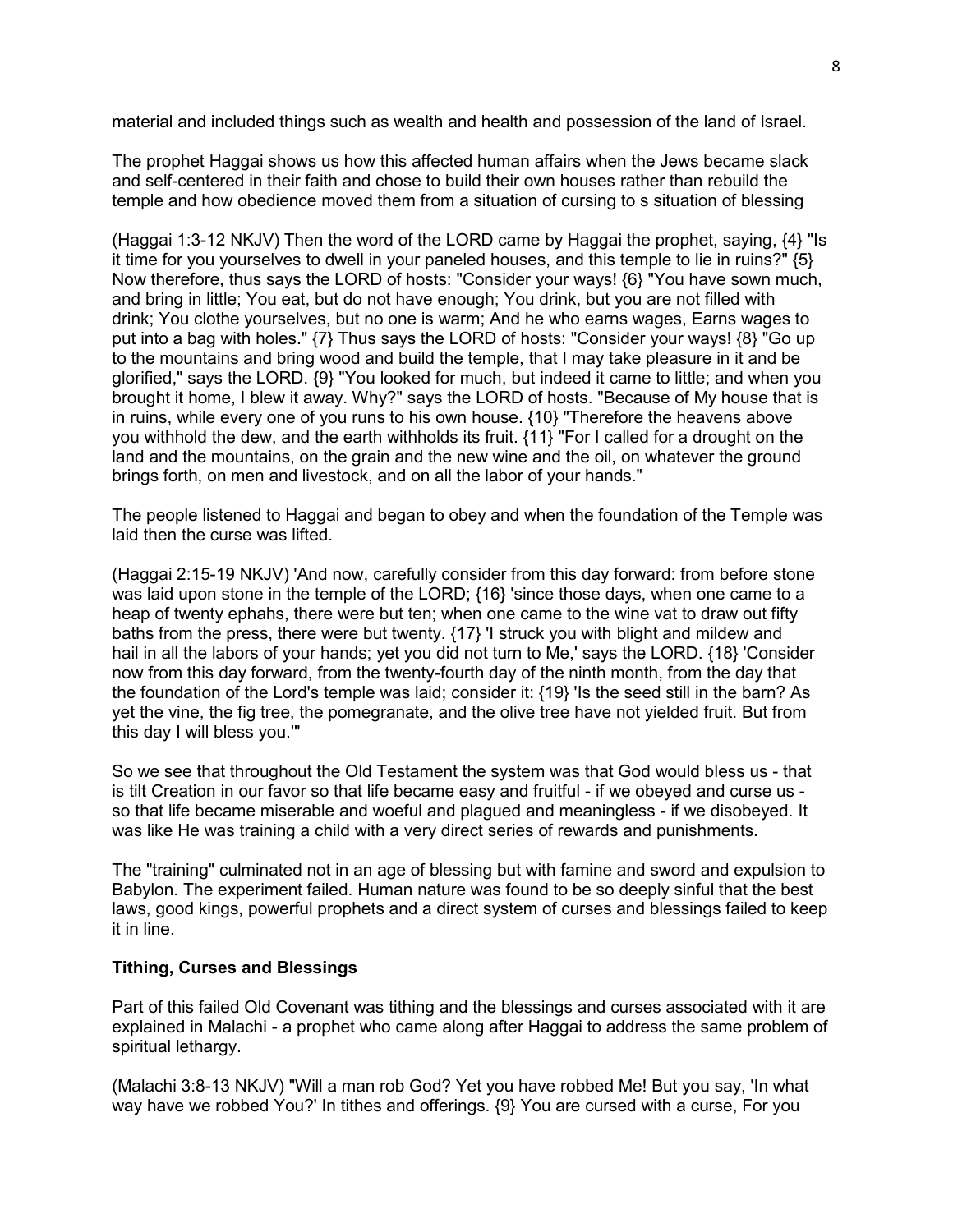material and included things such as wealth and health and possession of the land of Israel.

The prophet Haggai shows us how this affected human affairs when the Jews became slack and self-centered in their faith and chose to build their own houses rather than rebuild the temple and how obedience moved them from a situation of cursing to s situation of blessing

(Haggai 1:3-12 NKJV) Then the word of the LORD came by Haggai the prophet, saying, {4} "Is it time for you yourselves to dwell in your paneled houses, and this temple to lie in ruins?" {5} Now therefore, thus says the LORD of hosts: "Consider your ways! {6} "You have sown much, and bring in little; You eat, but do not have enough; You drink, but you are not filled with drink; You clothe yourselves, but no one is warm; And he who earns wages, Earns wages to put into a bag with holes." {7} Thus says the LORD of hosts: "Consider your ways! {8} "Go up to the mountains and bring wood and build the temple, that I may take pleasure in it and be glorified," says the LORD. {9} "You looked for much, but indeed it came to little; and when you brought it home, I blew it away. Why?" says the LORD of hosts. "Because of My house that is in ruins, while every one of you runs to his own house. {10} "Therefore the heavens above you withhold the dew, and the earth withholds its fruit. {11} "For I called for a drought on the land and the mountains, on the grain and the new wine and the oil, on whatever the ground brings forth, on men and livestock, and on all the labor of your hands."

The people listened to Haggai and began to obey and when the foundation of the Temple was laid then the curse was lifted.

(Haggai 2:15-19 NKJV) 'And now, carefully consider from this day forward: from before stone was laid upon stone in the temple of the LORD; {16} 'since those days, when one came to a heap of twenty ephahs, there were but ten; when one came to the wine vat to draw out fifty baths from the press, there were but twenty. {17} 'I struck you with blight and mildew and hail in all the labors of your hands; yet you did not turn to Me,' says the LORD. {18} 'Consider now from this day forward, from the twenty-fourth day of the ninth month, from the day that the foundation of the Lord's temple was laid; consider it: {19} 'Is the seed still in the barn? As yet the vine, the fig tree, the pomegranate, and the olive tree have not yielded fruit. But from this day I will bless you.'"

So we see that throughout the Old Testament the system was that God would bless us - that is tilt Creation in our favor so that life became easy and fruitful - if we obeyed and curse us - so that life became miserable and woeful and plagued and meaningless - if we disobeyed. It was like He was training a child with a very direct series of rewards and punishments.

The "training" culminated not in an age of blessing but with famine and sword and expulsion to Babylon. The experiment failed. Human nature was found to be so deeply sinful that the best laws, good kings, powerful prophets and a direct system of curses and blessings failed to keep it in line.

**Tithing, Curses and Blessings**

Part of this failed Old Covenant was tithing and the blessings and curses associated with it are explained in Malachi - a prophet who came along after Haggai to address the same problem of spiritual lethargy.

(Malachi 3:8-13 NKJV) "Will a man rob God? Yet you have robbed Me! But you say, 'In what way have we robbed You?' In tithes and offerings. {9} You are cursed with a curse, For you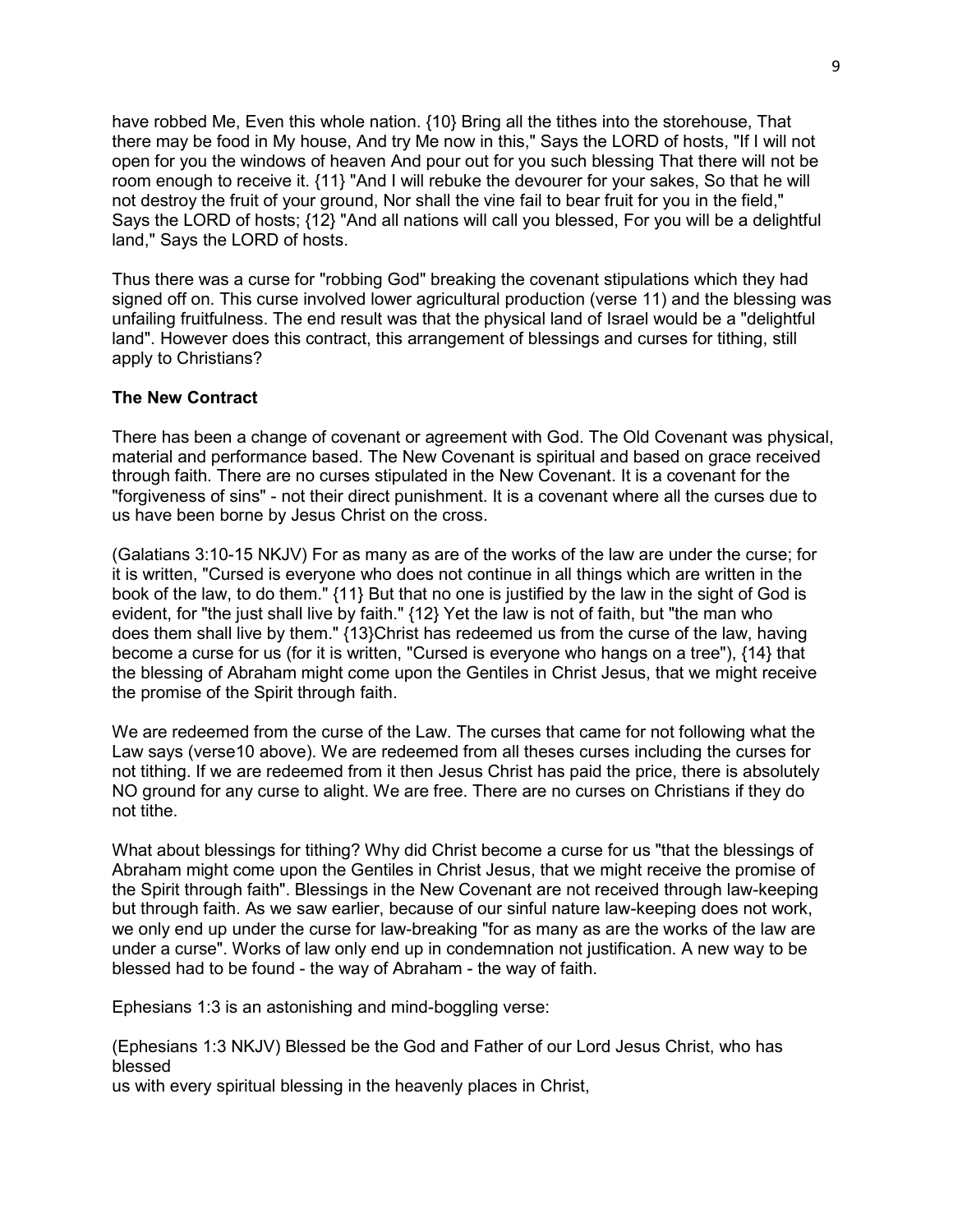have robbed Me, Even this whole nation. {10} Bring all the tithes into the storehouse, That there may be food in My house, And try Me now in this," Says the LORD of hosts, "If I will not open for you the windows of heaven And pour out for you such blessing That there will not be room enough to receive it. {11} "And I will rebuke the devourer for your sakes, So that he will not destroy the fruit of your ground, Nor shall the vine fail to bear fruit for you in the field," Says the LORD of hosts; {12} "And all nations will call you blessed, For you will be a delightful land," Says the LORD of hosts.

Thus there was a curse for "robbing God" breaking the covenant stipulations which they had signed off on. This curse involved lower agricultural production (verse 11) and the blessing was unfailing fruitfulness. The end result was that the physical land of Israel would be a "delightful land". However does this contract, this arrangement of blessings and curses for tithing, still apply to Christians?

**The New Contract**

There has been a change of covenant or agreement with God. The Old Covenant was physical, material and performance based. The New Covenant is spiritual and based on grace received through faith. There are no curses stipulated in the New Covenant. It is a covenant for the "forgiveness of sins" - not their direct punishment. It is a covenant where all the curses due to us have been borne by Jesus Christ on the cross.

(Galatians 3:10-15 NKJV) For as many as are of the works of the law are under the curse; for it is written, "Cursed is everyone who does not continue in all things which are written in the book of the law, to do them." {11} But that no one is justified by the law in the sight of God is evident, for "the just shall live by faith." {12} Yet the law is not of faith, but "the man who does them shall live by them." {13}Christ has redeemed us from the curse of the law, having become a curse for us (for it is written, "Cursed is everyone who hangs on a tree"), {14} that the blessing of Abraham might come upon the Gentiles in Christ Jesus, that we might receive the promise of the Spirit through faith.

We are redeemed from the curse of the Law. The curses that came for not following what the Law says (verse10 above). We are redeemed from all theses curses including the curses for not tithing. If we are redeemed from it then Jesus Christ has paid the price, there is absolutely NO ground for any curse to alight. We are free. There are no curses on Christians if they do not tithe.

What about blessings for tithing? Why did Christ become a curse for us "that the blessings of Abraham might come upon the Gentiles in Christ Jesus, that we might receive the promise of the Spirit through faith". Blessings in the New Covenant are not received through law-keeping but through faith. As we saw earlier, because of our sinful nature law-keeping does not work, we only end up under the curse for law-breaking "for as many as are the works of the law are under a curse". Works of law only end up in condemnation not justification. A new way to be blessed had to be found - the way of Abraham - the way of faith.

Ephesians 1:3 is an astonishing and mind-boggling verse:

(Ephesians 1:3 NKJV) Blessed be the God and Father of our Lord Jesus Christ, who has blessed
us with every spiritual blessing in the heavenly places in Christ,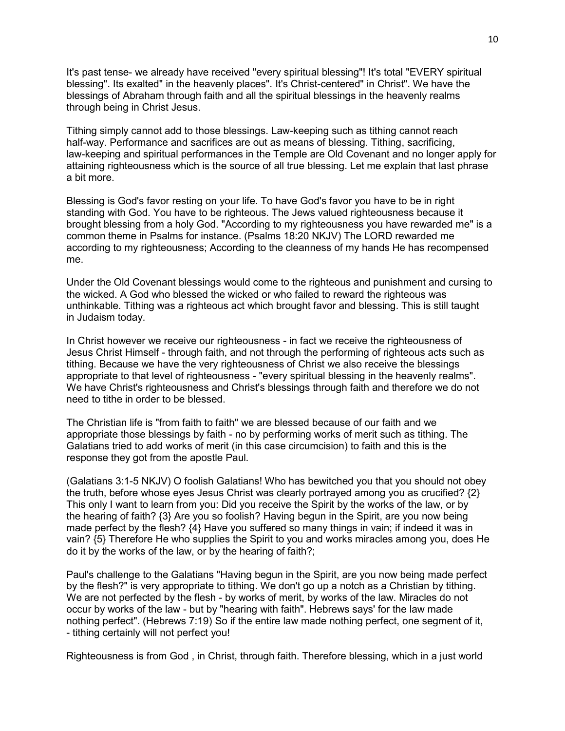It's past tense- we already have received "every spiritual blessing"! It's total "EVERY spiritual blessing". Its exalted" in the heavenly places". It's Christ-centered" in Christ". We have the blessings of Abraham through faith and all the spiritual blessings in the heavenly realms through being in Christ Jesus.

Tithing simply cannot add to those blessings. Law-keeping such as tithing cannot reach half-way. Performance and sacrifices are out as means of blessing. Tithing, sacrificing, law-keeping and spiritual performances in the Temple are Old Covenant and no longer apply for attaining righteousness which is the source of all true blessing. Let me explain that last phrase a bit more.

Blessing is God's favor resting on your life. To have God's favor you have to be in right standing with God. You have to be righteous. The Jews valued righteousness because it brought blessing from a holy God. "According to my righteousness you have rewarded me" is a common theme in Psalms for instance. (Psalms 18:20 NKJV) The LORD rewarded me according to my righteousness; According to the cleanness of my hands He has recompensed me.

Under the Old Covenant blessings would come to the righteous and punishment and cursing to the wicked. A God who blessed the wicked or who failed to reward the righteous was unthinkable. Tithing was a righteous act which brought favor and blessing. This is still taught in Judaism today.

In Christ however we receive our righteousness - in fact we receive the righteousness of Jesus Christ Himself - through faith, and not through the performing of righteous acts such as tithing. Because we have the very righteousness of Christ we also receive the blessings appropriate to that level of righteousness - "every spiritual blessing in the heavenly realms". We have Christ's righteousness and Christ's blessings through faith and therefore we do not need to tithe in order to be blessed.

The Christian life is "from faith to faith" we are blessed because of our faith and we appropriate those blessings by faith - no by performing works of merit such as tithing. The Galatians tried to add works of merit (in this case circumcision) to faith and this is the response they got from the apostle Paul.

(Galatians 3:1-5 NKJV) O foolish Galatians! Who has bewitched you that you should not obey the truth, before whose eyes Jesus Christ was clearly portrayed among you as crucified? {2} This only I want to learn from you: Did you receive the Spirit by the works of the law, or by the hearing of faith? {3} Are you so foolish? Having begun in the Spirit, are you now being made perfect by the flesh? {4} Have you suffered so many things in vain; if indeed it was in vain? {5} Therefore He who supplies the Spirit to you and works miracles among you, does He do it by the works of the law, or by the hearing of faith?;

Paul's challenge to the Galatians "Having begun in the Spirit, are you now being made perfect by the flesh?" is very appropriate to tithing. We don't go up a notch as a Christian by tithing. We are not perfected by the flesh - by works of merit, by works of the law. Miracles do not occur by works of the law - but by "hearing with faith". Hebrews says' for the law made nothing perfect". (Hebrews 7:19) So if the entire law made nothing perfect, one segment of it, - tithing certainly will not perfect you!

Righteousness is from God , in Christ, through faith. Therefore blessing, which in a just world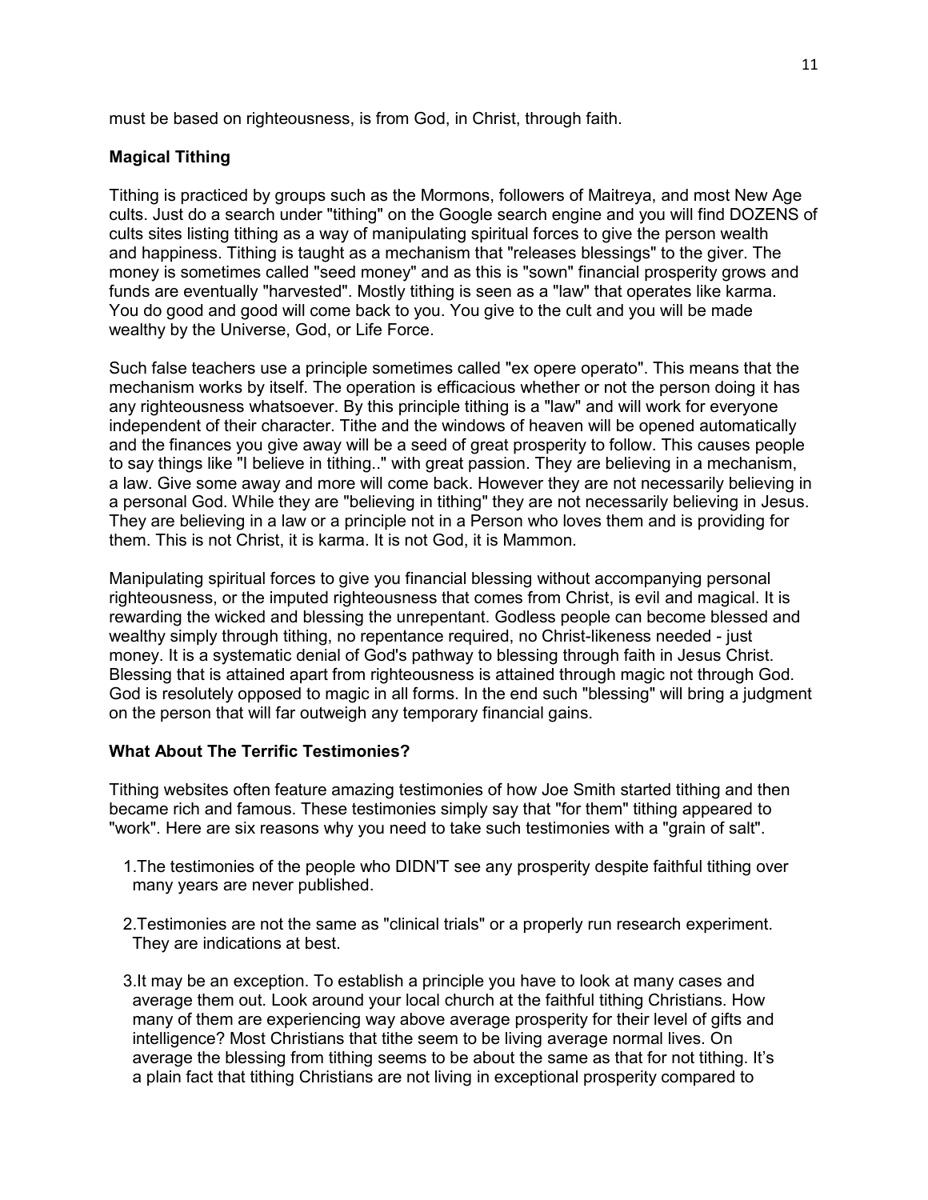must be based on righteousness, is from God, in Christ, through faith.

**Magical Tithing**

Tithing is practiced by groups such as the Mormons, followers of Maitreya, and most New Age cults. Just do a search under "tithing" on the Google search engine and you will find DOZENS of cults sites listing tithing as a way of manipulating spiritual forces to give the person wealth and happiness. Tithing is taught as a mechanism that "releases blessings" to the giver. The money is sometimes called "seed money" and as this is "sown" financial prosperity grows and funds are eventually "harvested". Mostly tithing is seen as a "law" that operates like karma. You do good and good will come back to you. You give to the cult and you will be made wealthy by the Universe, God, or Life Force.

Such false teachers use a principle sometimes called "ex opere operato". This means that the mechanism works by itself. The operation is efficacious whether or not the person doing it has any righteousness whatsoever. By this principle tithing is a "law" and will work for everyone independent of their character. Tithe and the windows of heaven will be opened automatically and the finances you give away will be a seed of great prosperity to follow. This causes people to say things like "I believe in tithing.." with great passion. They are believing in a mechanism, a law. Give some away and more will come back. However they are not necessarily believing in a personal God. While they are "believing in tithing" they are not necessarily believing in Jesus. They are believing in a law or a principle not in a Person who loves them and is providing for them. This is not Christ, it is karma. It is not God, it is Mammon.

Manipulating spiritual forces to give you financial blessing without accompanying personal righteousness, or the imputed righteousness that comes from Christ, is evil and magical. It is rewarding the wicked and blessing the unrepentant. Godless people can become blessed and wealthy simply through tithing, no repentance required, no Christ-likeness needed - just money. It is a systematic denial of God's pathway to blessing through faith in Jesus Christ. Blessing that is attained apart from righteousness is attained through magic not through God. God is resolutely opposed to magic in all forms. In the end such "blessing" will bring a judgment on the person that will far outweigh any temporary financial gains.

**What About The Terrific Testimonies?**

Tithing websites often feature amazing testimonies of how Joe Smith started tithing and then became rich and famous. These testimonies simply say that "for them" tithing appeared to "work". Here are six reasons why you need to take such testimonies with a "grain of salt".

1. The testimonies of the people who DIDN'T see any prosperity despite faithful tithing over many years are never published.

2. Testimonies are not the same as "clinical trials" or a properly run research experiment. They are indications at best.

3. It may be an exception. To establish a principle you have to look at many cases and average them out. Look around your local church at the faithful tithing Christians. How many of them are experiencing way above average prosperity for their level of gifts and intelligence? Most Christians that tithe seem to be living average normal lives. On average the blessing from tithing seems to be about the same as that for not tithing. It's a plain fact that tithing Christians are not living in exceptional prosperity compared to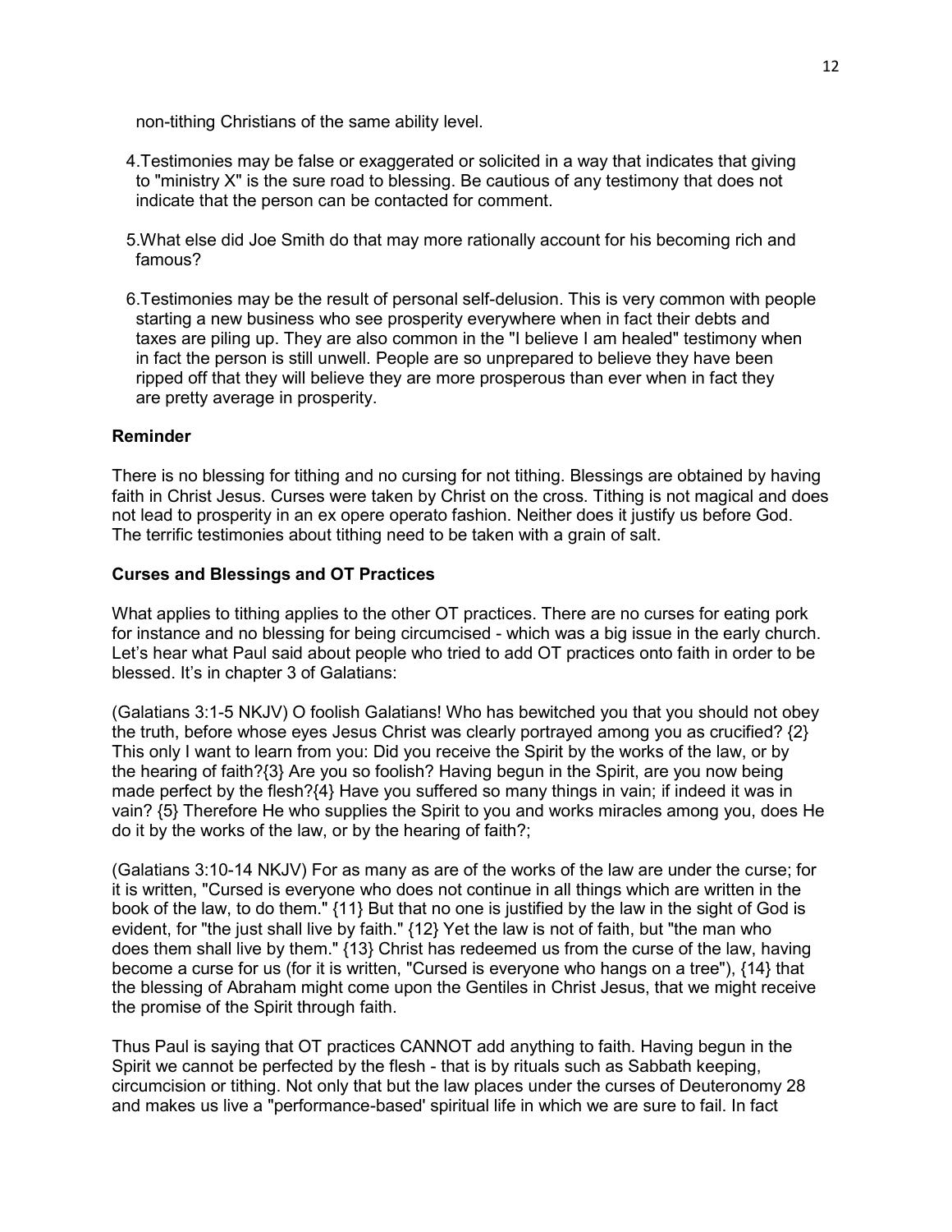non-tithing Christians of the same ability level.

4. Testimonies may be false or exaggerated or solicited in a way that indicates that giving to "ministry X" is the sure road to blessing. Be cautious of any testimony that does not indicate that the person can be contacted for comment.

5. What else did Joe Smith do that may more rationally account for his becoming rich and famous?

6. Testimonies may be the result of personal self-delusion. This is very common with people starting a new business who see prosperity everywhere when in fact their debts and taxes are piling up. They are also common in the "I believe I am healed" testimony when in fact the person is still unwell. People are so unprepared to believe they have been ripped off that they will believe they are more prosperous than ever when in fact they are pretty average in prosperity.

**Reminder**

There is no blessing for tithing and no cursing for not tithing. Blessings are obtained by having faith in Christ Jesus. Curses were taken by Christ on the cross. Tithing is not magical and does not lead to prosperity in an ex opere operato fashion. Neither does it justify us before God. The terrific testimonies about tithing need to be taken with a grain of salt.

**Curses and Blessings and OT Practices**

What applies to tithing applies to the other OT practices. There are no curses for eating pork for instance and no blessing for being circumcised - which was a big issue in the early church. Let's hear what Paul said about people who tried to add OT practices onto faith in order to be blessed. It's in chapter 3 of Galatians:

(Galatians 3:1-5 NKJV) O foolish Galatians! Who has bewitched you that you should not obey the truth, before whose eyes Jesus Christ was clearly portrayed among you as crucified? {2} This only I want to learn from you: Did you receive the Spirit by the works of the law, or by the hearing of faith?{3} Are you so foolish? Having begun in the Spirit, are you now being made perfect by the flesh?{4} Have you suffered so many things in vain; if indeed it was in vain? {5} Therefore He who supplies the Spirit to you and works miracles among you, does He do it by the works of the law, or by the hearing of faith?;

(Galatians 3:10-14 NKJV) For as many as are of the works of the law are under the curse; for it is written, "Cursed is everyone who does not continue in all things which are written in the book of the law, to do them." {11} But that no one is justified by the law in the sight of God is evident, for "the just shall live by faith." {12} Yet the law is not of faith, but "the man who does them shall live by them." {13} Christ has redeemed us from the curse of the law, having become a curse for us (for it is written, "Cursed is everyone who hangs on a tree"), {14} that the blessing of Abraham might come upon the Gentiles in Christ Jesus, that we might receive the promise of the Spirit through faith.

Thus Paul is saying that OT practices CANNOT add anything to faith. Having begun in the Spirit we cannot be perfected by the flesh - that is by rituals such as Sabbath keeping, circumcision or tithing. Not only that but the law places under the curses of Deuteronomy 28 and makes us live a "performance-based' spiritual life in which we are sure to fail. In fact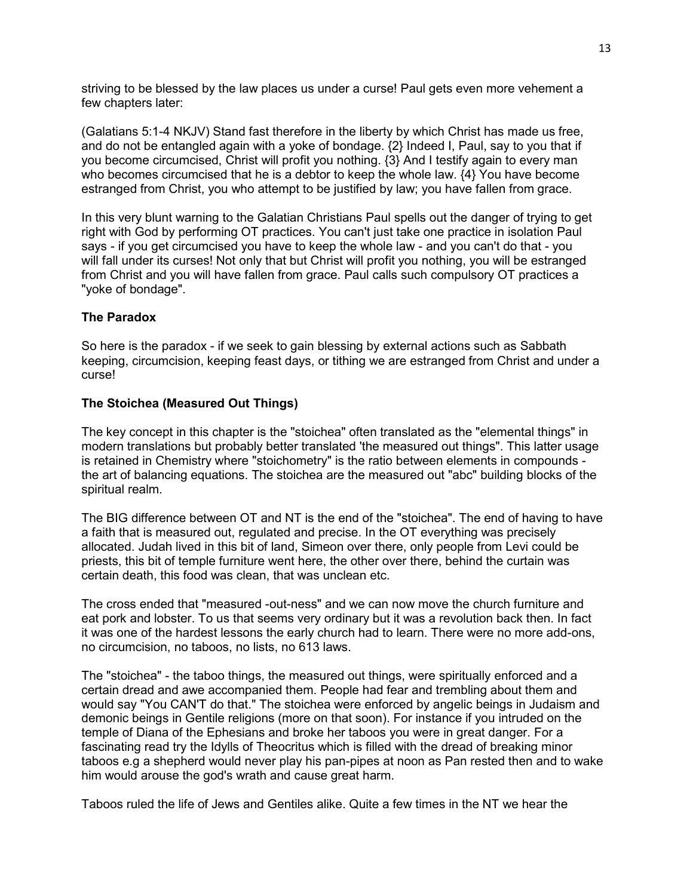striving to be blessed by the law places us under a curse! Paul gets even more vehement a few chapters later:

(Galatians 5:1-4 NKJV) Stand fast therefore in the liberty by which Christ has made us free, and do not be entangled again with a yoke of bondage. {2} Indeed I, Paul, say to you that if you become circumcised, Christ will profit you nothing. {3} And I testify again to every man who becomes circumcised that he is a debtor to keep the whole law. {4} You have become estranged from Christ, you who attempt to be justified by law; you have fallen from grace.

In this very blunt warning to the Galatian Christians Paul spells out the danger of trying to get right with God by performing OT practices. You can't just take one practice in isolation Paul says - if you get circumcised you have to keep the whole law - and you can't do that - you will fall under its curses! Not only that but Christ will profit you nothing, you will be estranged from Christ and you will have fallen from grace. Paul calls such compulsory OT practices a "yoke of bondage".

**The Paradox**

So here is the paradox - if we seek to gain blessing by external actions such as Sabbath keeping, circumcision, keeping feast days, or tithing we are estranged from Christ and under a curse!

**The Stoichea (Measured Out Things)**

The key concept in this chapter is the "stoichea" often translated as the "elemental things" in modern translations but probably better translated 'the measured out things". This latter usage is retained in Chemistry where "stoichometry" is the ratio between elements in compounds - the art of balancing equations. The stoichea are the measured out "abc" building blocks of the spiritual realm.

The BIG difference between OT and NT is the end of the "stoichea". The end of having to have a faith that is measured out, regulated and precise. In the OT everything was precisely allocated. Judah lived in this bit of land, Simeon over there, only people from Levi could be priests, this bit of temple furniture went here, the other over there, behind the curtain was certain death, this food was clean, that was unclean etc.

The cross ended that "measured -out-ness" and we can now move the church furniture and eat pork and lobster. To us that seems very ordinary but it was a revolution back then. In fact it was one of the hardest lessons the early church had to learn. There were no more add-ons, no circumcision, no taboos, no lists, no 613 laws.

The "stoichea" - the taboo things, the measured out things, were spiritually enforced and a certain dread and awe accompanied them. People had fear and trembling about them and would say "You CAN'T do that." The stoichea were enforced by angelic beings in Judaism and demonic beings in Gentile religions (more on that soon). For instance if you intruded on the temple of Diana of the Ephesians and broke her taboos you were in great danger. For a fascinating read try the Idylls of Theocritus which is filled with the dread of breaking minor taboos e.g a shepherd would never play his pan-pipes at noon as Pan rested then and to wake him would arouse the god's wrath and cause great harm.

Taboos ruled the life of Jews and Gentiles alike. Quite a few times in the NT we hear the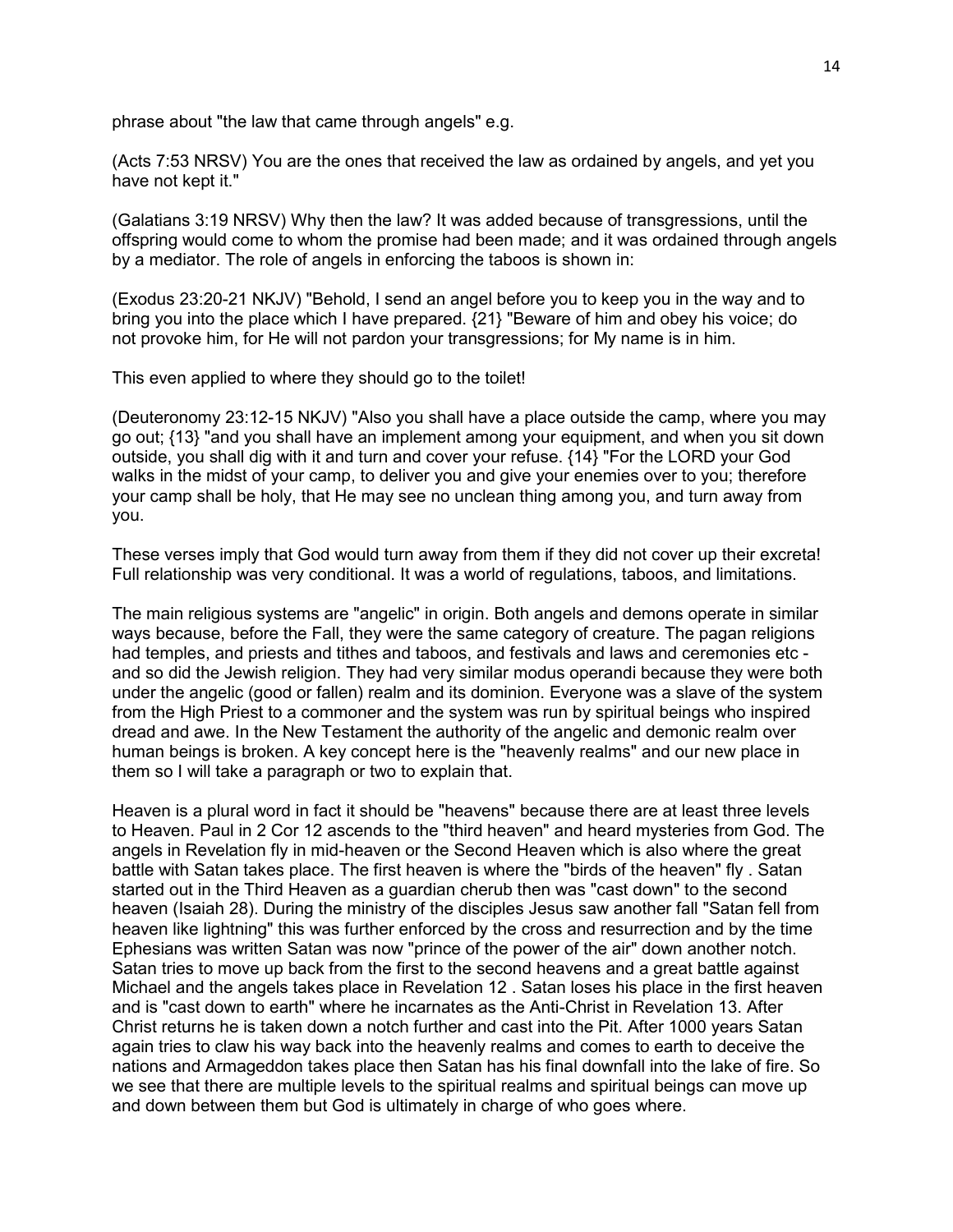phrase about "the law that came through angels" e.g.

(Acts 7:53 NRSV) You are the ones that received the law as ordained by angels, and yet you have not kept it."

(Galatians 3:19 NRSV) Why then the law? It was added because of transgressions, until the offspring would come to whom the promise had been made; and it was ordained through angels by a mediator. The role of angels in enforcing the taboos is shown in:

(Exodus 23:20-21 NKJV) "Behold, I send an angel before you to keep you in the way and to bring you into the place which I have prepared. {21} "Beware of him and obey his voice; do not provoke him, for He will not pardon your transgressions; for My name is in him.

This even applied to where they should go to the toilet!

(Deuteronomy 23:12-15 NKJV) "Also you shall have a place outside the camp, where you may go out; {13} "and you shall have an implement among your equipment, and when you sit down outside, you shall dig with it and turn and cover your refuse. {14} "For the LORD your God walks in the midst of your camp, to deliver you and give your enemies over to you; therefore your camp shall be holy, that He may see no unclean thing among you, and turn away from you.

These verses imply that God would turn away from them if they did not cover up their excreta! Full relationship was very conditional. It was a world of regulations, taboos, and limitations.

The main religious systems are "angelic" in origin. Both angels and demons operate in similar ways because, before the Fall, they were the same category of creature. The pagan religions had temples, and priests and tithes and taboos, and festivals and laws and ceremonies etc - and so did the Jewish religion. They had very similar modus operandi because they were both under the angelic (good or fallen) realm and its dominion. Everyone was a slave of the system from the High Priest to a commoner and the system was run by spiritual beings who inspired dread and awe. In the New Testament the authority of the angelic and demonic realm over human beings is broken. A key concept here is the "heavenly realms" and our new place in them so I will take a paragraph or two to explain that.

Heaven is a plural word in fact it should be "heavens" because there are at least three levels to Heaven. Paul in 2 Cor 12 ascends to the "third heaven" and heard mysteries from God. The angels in Revelation fly in mid-heaven or the Second Heaven which is also where the great battle with Satan takes place. The first heaven is where the "birds of the heaven" fly . Satan started out in the Third Heaven as a guardian cherub then was "cast down" to the second heaven (Isaiah 28). During the ministry of the disciples Jesus saw another fall "Satan fell from heaven like lightning" this was further enforced by the cross and resurrection and by the time Ephesians was written Satan was now "prince of the power of the air" down another notch. Satan tries to move up back from the first to the second heavens and a great battle against Michael and the angels takes place in Revelation 12 . Satan loses his place in the first heaven and is "cast down to earth" where he incarnates as the Anti-Christ in Revelation 13. After Christ returns he is taken down a notch further and cast into the Pit. After 1000 years Satan again tries to claw his way back into the heavenly realms and comes to earth to deceive the nations and Armageddon takes place then Satan has his final downfall into the lake of fire. So we see that there are multiple levels to the spiritual realms and spiritual beings can move up and down between them but God is ultimately in charge of who goes where.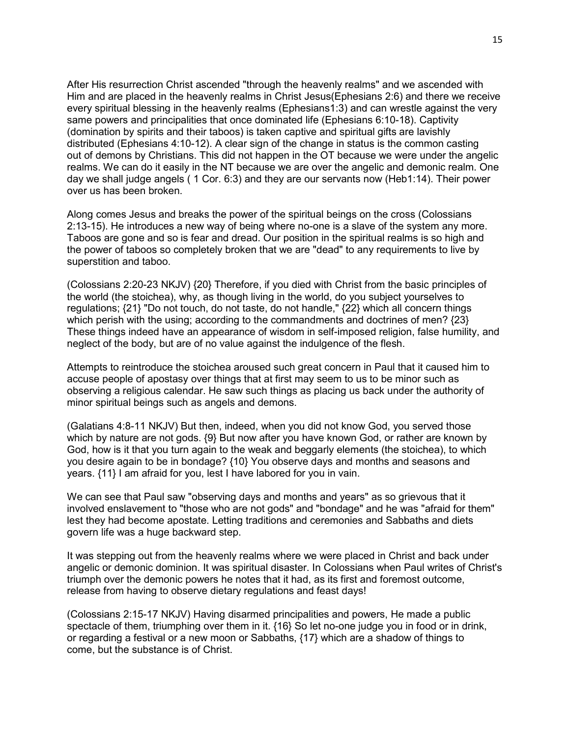After His resurrection Christ ascended "through the heavenly realms" and we ascended with Him and are placed in the heavenly realms in Christ Jesus(Ephesians 2:6) and there we receive every spiritual blessing in the heavenly realms (Ephesians1:3) and can wrestle against the very same powers and principalities that once dominated life (Ephesians 6:10-18). Captivity (domination by spirits and their taboos) is taken captive and spiritual gifts are lavishly distributed (Ephesians 4:10-12). A clear sign of the change in status is the common casting out of demons by Christians. This did not happen in the OT because we were under the angelic realms. We can do it easily in the NT because we are over the angelic and demonic realm. One day we shall judge angels ( 1 Cor. 6:3) and they are our servants now (Heb1:14). Their power over us has been broken.

Along comes Jesus and breaks the power of the spiritual beings on the cross (Colossians 2:13-15). He introduces a new way of being where no-one is a slave of the system any more. Taboos are gone and so is fear and dread. Our position in the spiritual realms is so high and the power of taboos so completely broken that we are "dead" to any requirements to live by superstition and taboo.

(Colossians 2:20-23 NKJV) {20} Therefore, if you died with Christ from the basic principles of the world (the stoichea), why, as though living in the world, do you subject yourselves to regulations; {21} "Do not touch, do not taste, do not handle," {22} which all concern things which perish with the using; according to the commandments and doctrines of men? {23} These things indeed have an appearance of wisdom in self-imposed religion, false humility, and neglect of the body, but are of no value against the indulgence of the flesh.

Attempts to reintroduce the stoichea aroused such great concern in Paul that it caused him to accuse people of apostasy over things that at first may seem to us to be minor such as observing a religious calendar. He saw such things as placing us back under the authority of minor spiritual beings such as angels and demons.

(Galatians 4:8-11 NKJV) But then, indeed, when you did not know God, you served those which by nature are not gods. {9} But now after you have known God, or rather are known by God, how is it that you turn again to the weak and beggarly elements (the stoichea), to which you desire again to be in bondage? {10} You observe days and months and seasons and years. {11} I am afraid for you, lest I have labored for you in vain.

We can see that Paul saw "observing days and months and years" as so grievous that it involved enslavement to "those who are not gods" and "bondage" and he was "afraid for them" lest they had become apostate. Letting traditions and ceremonies and Sabbaths and diets govern life was a huge backward step.

It was stepping out from the heavenly realms where we were placed in Christ and back under angelic or demonic dominion. It was spiritual disaster. In Colossians when Paul writes of Christ's triumph over the demonic powers he notes that it had, as its first and foremost outcome, release from having to observe dietary regulations and feast days!

(Colossians 2:15-17 NKJV) Having disarmed principalities and powers, He made a public spectacle of them, triumphing over them in it. {16} So let no-one judge you in food or in drink, or regarding a festival or a new moon or Sabbaths, {17} which are a shadow of things to come, but the substance is of Christ.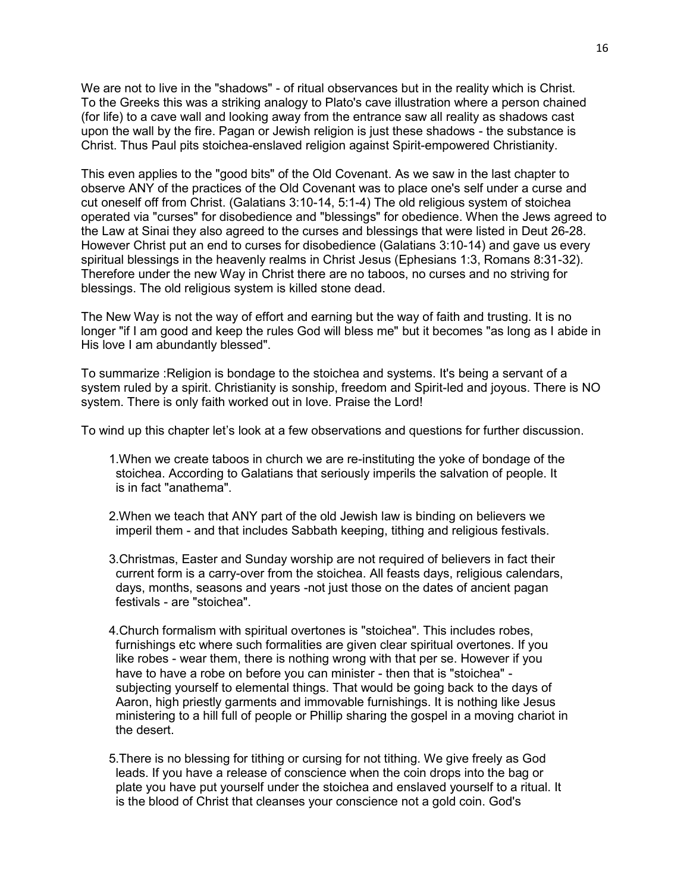We are not to live in the "shadows" - of ritual observances but in the reality which is Christ. To the Greeks this was a striking analogy to Plato's cave illustration where a person chained (for life) to a cave wall and looking away from the entrance saw all reality as shadows cast upon the wall by the fire. Pagan or Jewish religion is just these shadows - the substance is Christ. Thus Paul pits stoichea-enslaved religion against Spirit-empowered Christianity.

This even applies to the "good bits" of the Old Covenant. As we saw in the last chapter to observe ANY of the practices of the Old Covenant was to place one's self under a curse and cut oneself off from Christ. (Galatians 3:10-14, 5:1-4) The old religious system of stoichea operated via "curses" for disobedience and "blessings" for obedience. When the Jews agreed to the Law at Sinai they also agreed to the curses and blessings that were listed in Deut 26-28. However Christ put an end to curses for disobedience (Galatians 3:10-14) and gave us every spiritual blessings in the heavenly realms in Christ Jesus (Ephesians 1:3, Romans 8:31-32). Therefore under the new Way in Christ there are no taboos, no curses and no striving for blessings. The old religious system is killed stone dead.

The New Way is not the way of effort and earning but the way of faith and trusting. It is no longer "if I am good and keep the rules God will bless me" but it becomes "as long as I abide in His love I am abundantly blessed".

To summarize :Religion is bondage to the stoichea and systems. It's being a servant of a system ruled by a spirit. Christianity is sonship, freedom and Spirit-led and joyous. There is NO system. There is only faith worked out in love. Praise the Lord!

To wind up this chapter let’s look at a few observations and questions for further discussion.

1. When we create taboos in church we are re-instituting the yoke of bondage of the stoichea. According to Galatians that seriously imperils the salvation of people. It is in fact "anathema".

2. When we teach that ANY part of the old Jewish law is binding on believers we imperil them - and that includes Sabbath keeping, tithing and religious festivals.

3. Christmas, Easter and Sunday worship are not required of believers in fact their current form is a carry-over from the stoichea. All feasts days, religious calendars, days, months, seasons and years -not just those on the dates of ancient pagan festivals - are "stoichea".

4. Church formalism with spiritual overtones is "stoichea". This includes robes, furnishings etc where such formalities are given clear spiritual overtones. If you like robes - wear them, there is nothing wrong with that per se. However if you have to have a robe on before you can minister - then that is "stoichea" - subjecting yourself to elemental things. That would be going back to the days of Aaron, high priestly garments and immovable furnishings. It is nothing like Jesus ministering to a hill full of people or Phillip sharing the gospel in a moving chariot in the desert.

5. There is no blessing for tithing or cursing for not tithing. We give freely as God leads. If you have a release of conscience when the coin drops into the bag or plate you have put yourself under the stoichea and enslaved yourself to a ritual. It is the blood of Christ that cleanses your conscience not a gold coin. God's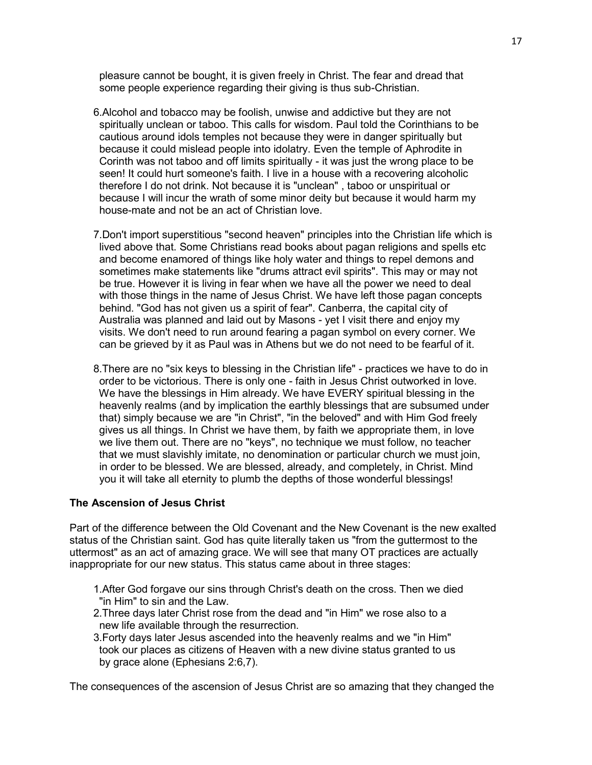pleasure cannot be bought, it is given freely in Christ. The fear and dread that some people experience regarding their giving is thus sub-Christian.

6. Alcohol and tobacco may be foolish, unwise and addictive but they are not spiritually unclean or taboo. This calls for wisdom. Paul told the Corinthians to be cautious around idols temples not because they were in danger spiritually but because it could mislead people into idolatry. Even the temple of Aphrodite in Corinth was not taboo and off limits spiritually - it was just the wrong place to be seen! It could hurt someone's faith. I live in a house with a recovering alcoholic therefore I do not drink. Not because it is "unclean" , taboo or unspiritual or because I will incur the wrath of some minor deity but because it would harm my house-mate and not be an act of Christian love.

7. Don't import superstitious "second heaven" principles into the Christian life which is lived above that. Some Christians read books about pagan religions and spells etc and become enamored of things like holy water and things to repel demons and sometimes make statements like "drums attract evil spirits". This may or may not be true. However it is living in fear when we have all the power we need to deal with those things in the name of Jesus Christ. We have left those pagan concepts behind. "God has not given us a spirit of fear". Canberra, the capital city of Australia was planned and laid out by Masons - yet I visit there and enjoy my visits. We don't need to run around fearing a pagan symbol on every corner. We can be grieved by it as Paul was in Athens but we do not need to be fearful of it.

8. There are no "six keys to blessing in the Christian life" - practices we have to do in order to be victorious. There is only one - faith in Jesus Christ outworked in love. We have the blessings in Him already. We have EVERY spiritual blessing in the heavenly realms (and by implication the earthly blessings that are subsumed under that) simply because we are "in Christ", "in the beloved" and with Him God freely gives us all things. In Christ we have them, by faith we appropriate them, in love we live them out. There are no "keys", no technique we must follow, no teacher that we must slavishly imitate, no denomination or particular church we must join, in order to be blessed. We are blessed, already, and completely, in Christ. Mind you it will take all eternity to plumb the depths of those wonderful blessings!

**The Ascension of Jesus Christ**

Part of the difference between the Old Covenant and the New Covenant is the new exalted status of the Christian saint. God has quite literally taken us "from the guttermost to the uttermost" as an act of amazing grace. We will see that many OT practices are actually inappropriate for our new status. This status came about in three stages:

1. After God forgave our sins through Christ's death on the cross. Then we died "in Him" to sin and the Law.
2. Three days later Christ rose from the dead and "in Him" we rose also to a new life available through the resurrection.
3. Forty days later Jesus ascended into the heavenly realms and we "in Him" took our places as citizens of Heaven with a new divine status granted to us by grace alone (Ephesians 2:6,7).

The consequences of the ascension of Jesus Christ are so amazing that they changed the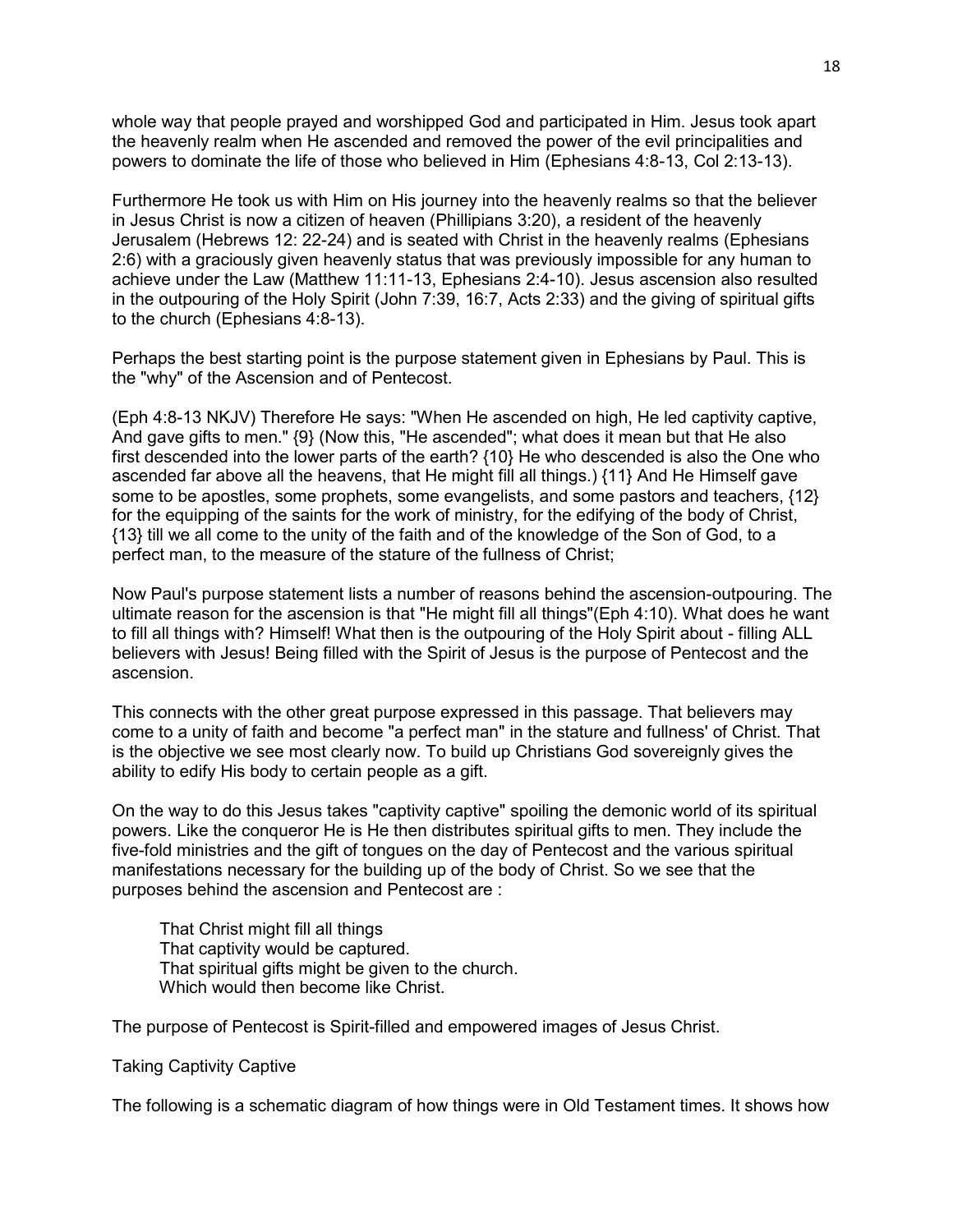whole way that people prayed and worshipped God and participated in Him. Jesus took apart the heavenly realm when He ascended and removed the power of the evil principalities and powers to dominate the life of those who believed in Him (Ephesians 4:8-13, Col 2:13-13).

Furthermore He took us with Him on His journey into the heavenly realms so that the believer in Jesus Christ is now a citizen of heaven (Phillipians 3:20), a resident of the heavenly Jerusalem (Hebrews 12: 22-24) and is seated with Christ in the heavenly realms (Ephesians 2:6) with a graciously given heavenly status that was previously impossible for any human to achieve under the Law (Matthew 11:11-13, Ephesians 2:4-10). Jesus ascension also resulted in the outpouring of the Holy Spirit (John 7:39, 16:7, Acts 2:33) and the giving of spiritual gifts to the church (Ephesians 4:8-13).

Perhaps the best starting point is the purpose statement given in Ephesians by Paul. This is the "why" of the Ascension and of Pentecost.

(Eph 4:8-13 NKJV) Therefore He says: "When He ascended on high, He led captivity captive, And gave gifts to men." {9} (Now this, "He ascended"; what does it mean but that He also first descended into the lower parts of the earth? {10} He who descended is also the One who ascended far above all the heavens, that He might fill all things.) {11} And He Himself gave some to be apostles, some prophets, some evangelists, and some pastors and teachers, {12} for the equipping of the saints for the work of ministry, for the edifying of the body of Christ, {13} till we all come to the unity of the faith and of the knowledge of the Son of God, to a perfect man, to the measure of the stature of the fullness of Christ;

Now Paul's purpose statement lists a number of reasons behind the ascension-outpouring. The ultimate reason for the ascension is that "He might fill all things"(Eph 4:10). What does he want to fill all things with? Himself! What then is the outpouring of the Holy Spirit about - filling ALL believers with Jesus! Being filled with the Spirit of Jesus is the purpose of Pentecost and the ascension.

This connects with the other great purpose expressed in this passage. That believers may come to a unity of faith and become "a perfect man" in the stature and fullness' of Christ. That is the objective we see most clearly now. To build up Christians God sovereignly gives the ability to edify His body to certain people as a gift.

On the way to do this Jesus takes "captivity captive" spoiling the demonic world of its spiritual powers. Like the conqueror He is He then distributes spiritual gifts to men. They include the five-fold ministries and the gift of tongues on the day of Pentecost and the various spiritual manifestations necessary for the building up of the body of Christ. So we see that the purposes behind the ascension and Pentecost are :

That Christ might fill all things  
That captivity would be captured.  
That spiritual gifts might be given to the church.  
Which would then become like Christ.

The purpose of Pentecost is Spirit-filled and empowered images of Jesus Christ.

## Taking Captivity Captive

The following is a schematic diagram of how things were in Old Testament times. It shows how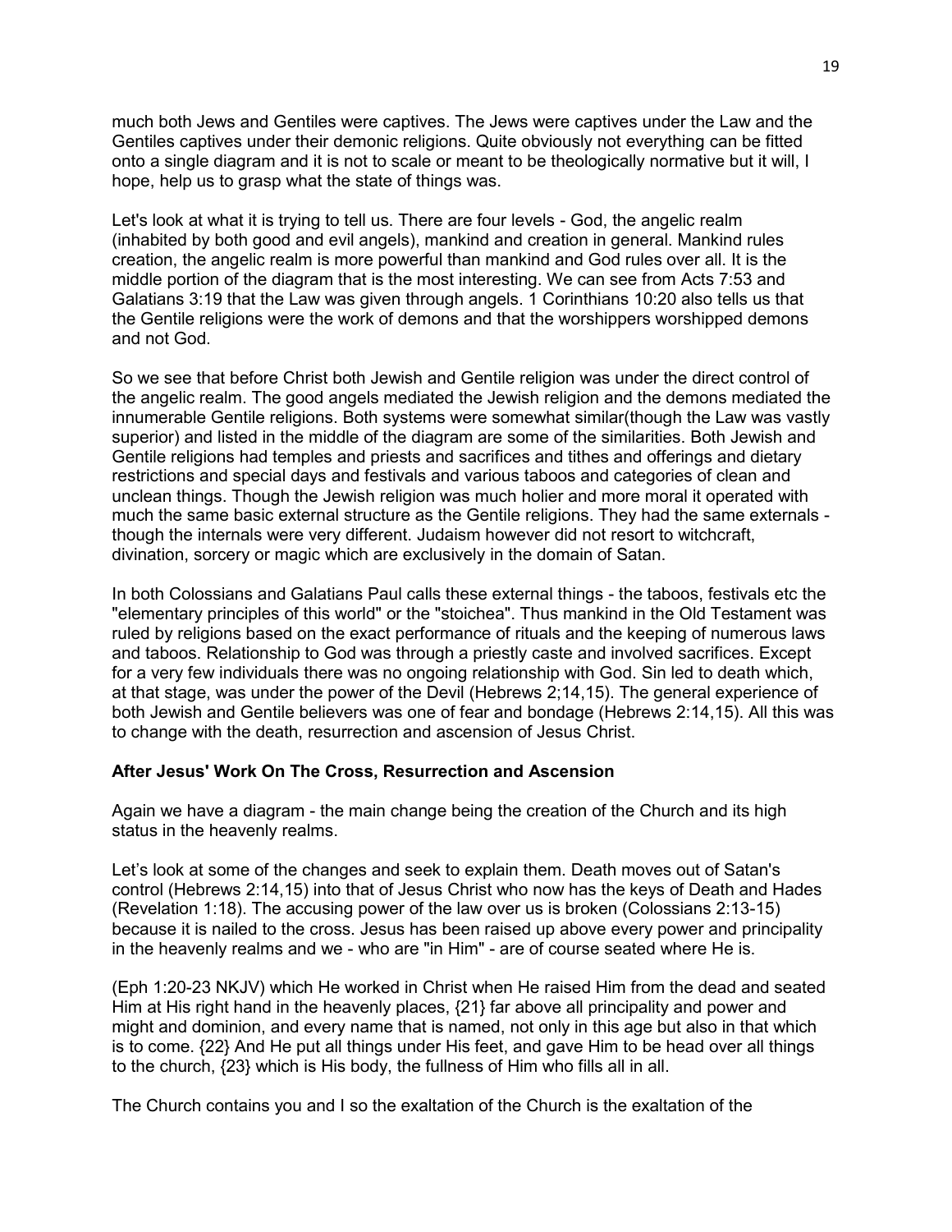much both Jews and Gentiles were captives. The Jews were captives under the Law and the Gentiles captives under their demonic religions. Quite obviously not everything can be fitted onto a single diagram and it is not to scale or meant to be theologically normative but it will, I hope, help us to grasp what the state of things was.

Let's look at what it is trying to tell us. There are four levels - God, the angelic realm (inhabited by both good and evil angels), mankind and creation in general. Mankind rules creation, the angelic realm is more powerful than mankind and God rules over all. It is the middle portion of the diagram that is the most interesting. We can see from Acts 7:53 and Galatians 3:19 that the Law was given through angels. 1 Corinthians 10:20 also tells us that the Gentile religions were the work of demons and that the worshippers worshipped demons and not God.

So we see that before Christ both Jewish and Gentile religion was under the direct control of the angelic realm. The good angels mediated the Jewish religion and the demons mediated the innumerable Gentile religions. Both systems were somewhat similar(though the Law was vastly superior) and listed in the middle of the diagram are some of the similarities. Both Jewish and Gentile religions had temples and priests and sacrifices and tithes and offerings and dietary restrictions and special days and festivals and various taboos and categories of clean and unclean things. Though the Jewish religion was much holier and more moral it operated with much the same basic external structure as the Gentile religions. They had the same externals - though the internals were very different. Judaism however did not resort to witchcraft, divination, sorcery or magic which are exclusively in the domain of Satan.

In both Colossians and Galatians Paul calls these external things - the taboos, festivals etc the "elementary principles of this world" or the "stoichea". Thus mankind in the Old Testament was ruled by religions based on the exact performance of rituals and the keeping of numerous laws and taboos. Relationship to God was through a priestly caste and involved sacrifices. Except for a very few individuals there was no ongoing relationship with God. Sin led to death which, at that stage, was under the power of the Devil (Hebrews 2;14,15). The general experience of both Jewish and Gentile believers was one of fear and bondage (Hebrews 2:14,15). All this was to change with the death, resurrection and ascension of Jesus Christ.

**After Jesus' Work On The Cross, Resurrection and Ascension**

Again we have a diagram - the main change being the creation of the Church and its high status in the heavenly realms.

Let's look at some of the changes and seek to explain them. Death moves out of Satan's control (Hebrews 2:14,15) into that of Jesus Christ who now has the keys of Death and Hades (Revelation 1:18). The accusing power of the law over us is broken (Colossians 2:13-15) because it is nailed to the cross. Jesus has been raised up above every power and principality in the heavenly realms and we - who are "in Him" - are of course seated where He is.

(Eph 1:20-23 NKJV) which He worked in Christ when He raised Him from the dead and seated Him at His right hand in the heavenly places, {21} far above all principality and power and might and dominion, and every name that is named, not only in this age but also in that which is to come. {22} And He put all things under His feet, and gave Him to be head over all things to the church, {23} which is His body, the fullness of Him who fills all in all.

The Church contains you and I so the exaltation of the Church is the exaltation of the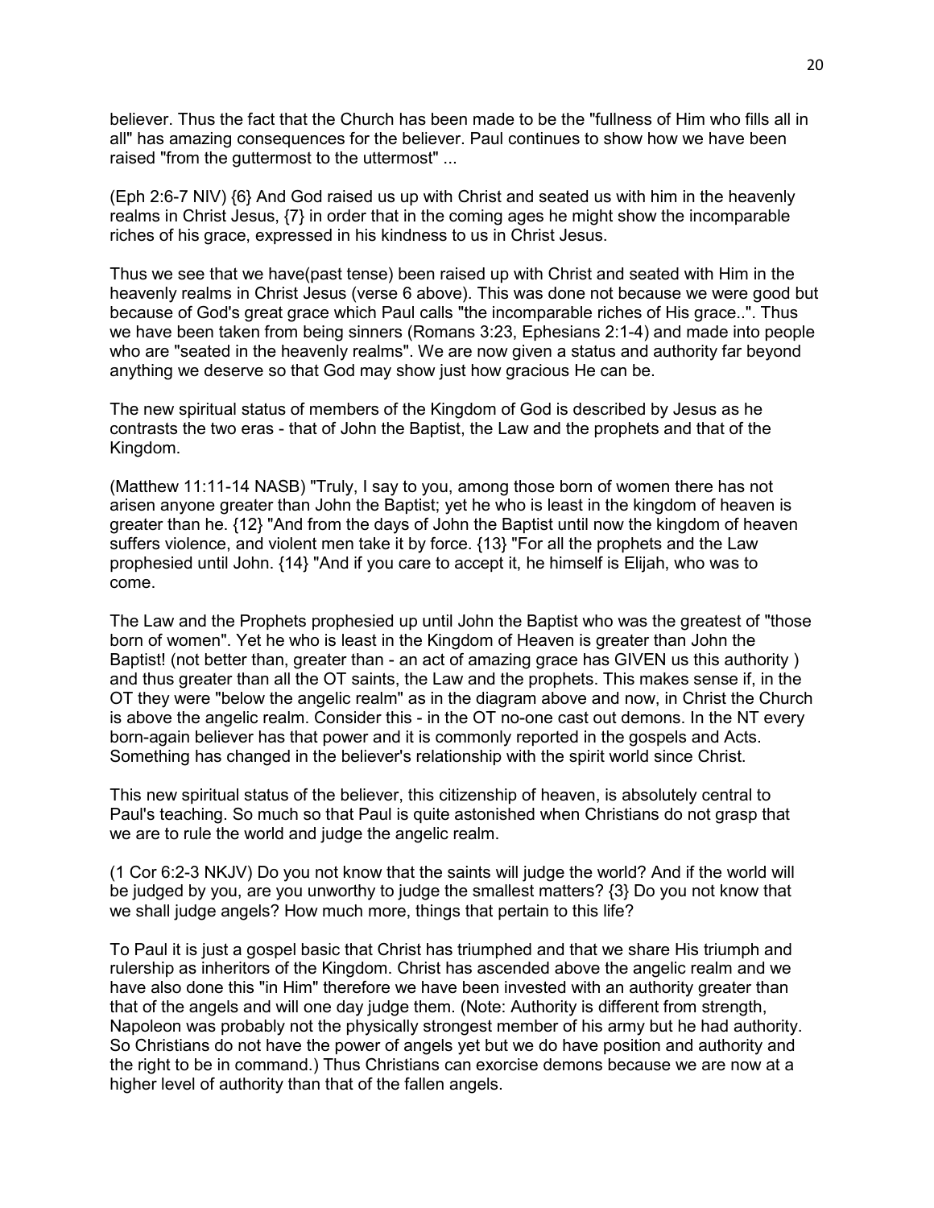believer. Thus the fact that the Church has been made to be the "fullness of Him who fills all in all" has amazing consequences for the believer. Paul continues to show how we have been raised "from the guttermost to the uttermost" ...

(Eph 2:6-7 NIV) {6} And God raised us up with Christ and seated us with him in the heavenly realms in Christ Jesus, {7} in order that in the coming ages he might show the incomparable riches of his grace, expressed in his kindness to us in Christ Jesus.

Thus we see that we have(past tense) been raised up with Christ and seated with Him in the heavenly realms in Christ Jesus (verse 6 above). This was done not because we were good but because of God's great grace which Paul calls "the incomparable riches of His grace..". Thus we have been taken from being sinners (Romans 3:23, Ephesians 2:1-4) and made into people who are "seated in the heavenly realms". We are now given a status and authority far beyond anything we deserve so that God may show just how gracious He can be.

The new spiritual status of members of the Kingdom of God is described by Jesus as he contrasts the two eras - that of John the Baptist, the Law and the prophets and that of the Kingdom.

(Matthew 11:11-14 NASB) "Truly, I say to you, among those born of women there has not arisen anyone greater than John the Baptist; yet he who is least in the kingdom of heaven is greater than he. {12} "And from the days of John the Baptist until now the kingdom of heaven suffers violence, and violent men take it by force. {13} "For all the prophets and the Law prophesied until John. {14} "And if you care to accept it, he himself is Elijah, who was to come.

The Law and the Prophets prophesied up until John the Baptist who was the greatest of "those born of women". Yet he who is least in the Kingdom of Heaven is greater than John the Baptist! (not better than, greater than - an act of amazing grace has GIVEN us this authority ) and thus greater than all the OT saints, the Law and the prophets. This makes sense if, in the OT they were "below the angelic realm" as in the diagram above and now, in Christ the Church is above the angelic realm. Consider this - in the OT no-one cast out demons. In the NT every born-again believer has that power and it is commonly reported in the gospels and Acts. Something has changed in the believer's relationship with the spirit world since Christ.

This new spiritual status of the believer, this citizenship of heaven, is absolutely central to Paul's teaching. So much so that Paul is quite astonished when Christians do not grasp that we are to rule the world and judge the angelic realm.

(1 Cor 6:2-3 NKJV) Do you not know that the saints will judge the world? And if the world will be judged by you, are you unworthy to judge the smallest matters? {3} Do you not know that we shall judge angels? How much more, things that pertain to this life?

To Paul it is just a gospel basic that Christ has triumphed and that we share His triumph and rulership as inheritors of the Kingdom. Christ has ascended above the angelic realm and we have also done this "in Him" therefore we have been invested with an authority greater than that of the angels and will one day judge them. (Note: Authority is different from strength, Napoleon was probably not the physically strongest member of his army but he had authority. So Christians do not have the power of angels yet but we do have position and authority and the right to be in command.) Thus Christians can exorcise demons because we are now at a higher level of authority than that of the fallen angels.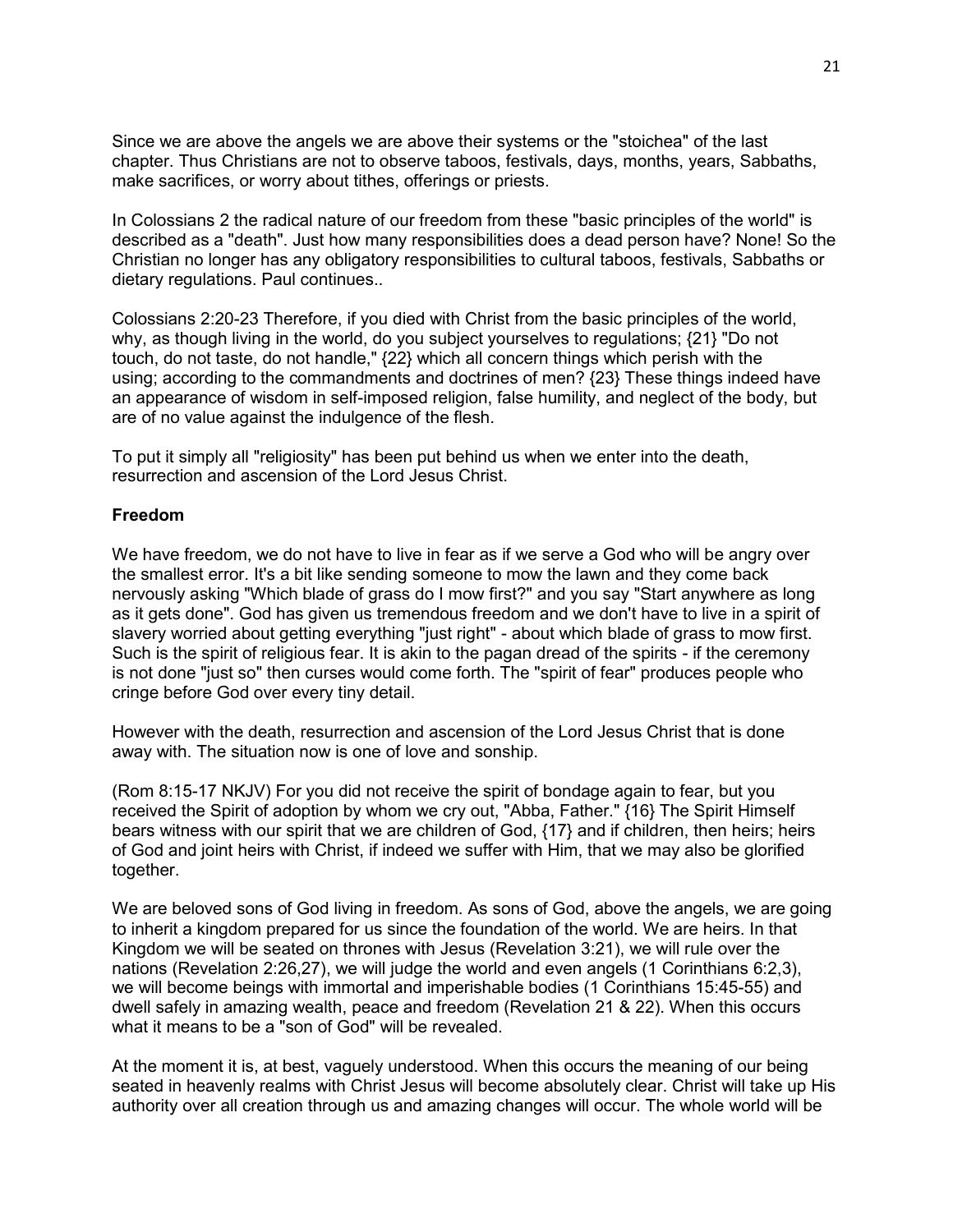Since we are above the angels we are above their systems or the "stoichea" of the last chapter. Thus Christians are not to observe taboos, festivals, days, months, years, Sabbaths, make sacrifices, or worry about tithes, offerings or priests.

In Colossians 2 the radical nature of our freedom from these "basic principles of the world" is described as a "death". Just how many responsibilities does a dead person have? None! So the Christian no longer has any obligatory responsibilities to cultural taboos, festivals, Sabbaths or dietary regulations. Paul continues..

Colossians 2:20-23 Therefore, if you died with Christ from the basic principles of the world, why, as though living in the world, do you subject yourselves to regulations; {21} "Do not touch, do not taste, do not handle," {22} which all concern things which perish with the using; according to the commandments and doctrines of men? {23} These things indeed have an appearance of wisdom in self-imposed religion, false humility, and neglect of the body, but are of no value against the indulgence of the flesh.

To put it simply all "religiosity" has been put behind us when we enter into the death, resurrection and ascension of the Lord Jesus Christ.

**Freedom**

We have freedom, we do not have to live in fear as if we serve a God who will be angry over the smallest error. It's a bit like sending someone to mow the lawn and they come back nervously asking "Which blade of grass do I mow first?" and you say "Start anywhere as long as it gets done". God has given us tremendous freedom and we don't have to live in a spirit of slavery worried about getting everything "just right" - about which blade of grass to mow first. Such is the spirit of religious fear. It is akin to the pagan dread of the spirits - if the ceremony is not done "just so" then curses would come forth. The "spirit of fear" produces people who cringe before God over every tiny detail.

However with the death, resurrection and ascension of the Lord Jesus Christ that is done away with. The situation now is one of love and sonship.

(Rom 8:15-17 NKJV) For you did not receive the spirit of bondage again to fear, but you received the Spirit of adoption by whom we cry out, "Abba, Father." {16} The Spirit Himself bears witness with our spirit that we are children of God, {17} and if children, then heirs; heirs of God and joint heirs with Christ, if indeed we suffer with Him, that we may also be glorified together.

We are beloved sons of God living in freedom. As sons of God, above the angels, we are going to inherit a kingdom prepared for us since the foundation of the world. We are heirs. In that Kingdom we will be seated on thrones with Jesus (Revelation 3:21), we will rule over the nations (Revelation 2:26,27), we will judge the world and even angels (1 Corinthians 6:2,3), we will become beings with immortal and imperishable bodies (1 Corinthians 15:45-55) and dwell safely in amazing wealth, peace and freedom (Revelation 21 & 22). When this occurs what it means to be a "son of God" will be revealed.

At the moment it is, at best, vaguely understood. When this occurs the meaning of our being seated in heavenly realms with Christ Jesus will become absolutely clear. Christ will take up His authority over all creation through us and amazing changes will occur. The whole world will be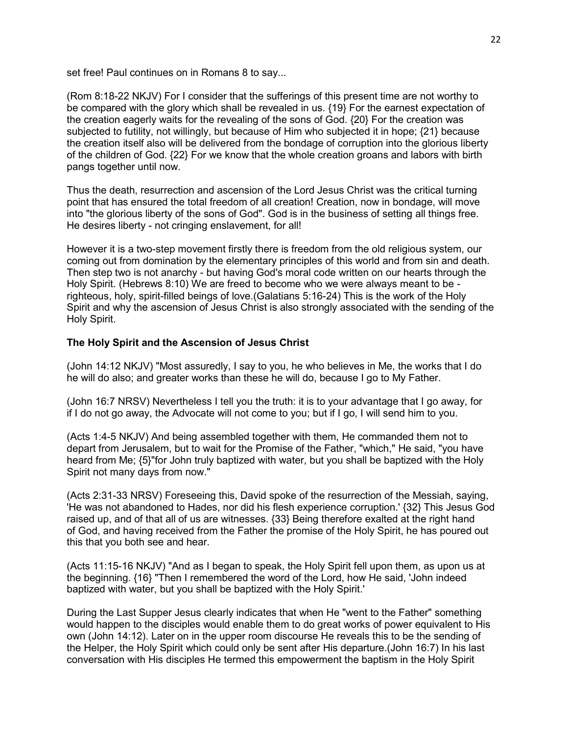set free! Paul continues on in Romans 8 to say...

(Rom 8:18-22 NKJV) For I consider that the sufferings of this present time are not worthy to be compared with the glory which shall be revealed in us. {19} For the earnest expectation of the creation eagerly waits for the revealing of the sons of God. {20} For the creation was subjected to futility, not willingly, but because of Him who subjected it in hope; {21} because the creation itself also will be delivered from the bondage of corruption into the glorious liberty of the children of God. {22} For we know that the whole creation groans and labors with birth pangs together until now.

Thus the death, resurrection and ascension of the Lord Jesus Christ was the critical turning point that has ensured the total freedom of all creation! Creation, now in bondage, will move into "the glorious liberty of the sons of God". God is in the business of setting all things free. He desires liberty - not cringing enslavement, for all!

However it is a two-step movement firstly there is freedom from the old religious system, our coming out from domination by the elementary principles of this world and from sin and death. Then step two is not anarchy - but having God's moral code written on our hearts through the Holy Spirit. (Hebrews 8:10) We are freed to become who we were always meant to be - righteous, holy, spirit-filled beings of love.(Galatians 5:16-24) This is the work of the Holy Spirit and why the ascension of Jesus Christ is also strongly associated with the sending of the Holy Spirit.

**The Holy Spirit and the Ascension of Jesus Christ**

(John 14:12 NKJV) "Most assuredly, I say to you, he who believes in Me, the works that I do he will do also; and greater works than these he will do, because I go to My Father.

(John 16:7 NRSV) Nevertheless I tell you the truth: it is to your advantage that I go away, for if I do not go away, the Advocate will not come to you; but if I go, I will send him to you.

(Acts 1:4-5 NKJV) And being assembled together with them, He commanded them not to depart from Jerusalem, but to wait for the Promise of the Father, "which," He said, "you have heard from Me; {5}"for John truly baptized with water, but you shall be baptized with the Holy Spirit not many days from now."

(Acts 2:31-33 NRSV) Foreseeing this, David spoke of the resurrection of the Messiah, saying, 'He was not abandoned to Hades, nor did his flesh experience corruption.' {32} This Jesus God raised up, and of that all of us are witnesses. {33} Being therefore exalted at the right hand of God, and having received from the Father the promise of the Holy Spirit, he has poured out this that you both see and hear.

(Acts 11:15-16 NKJV) "And as I began to speak, the Holy Spirit fell upon them, as upon us at the beginning. {16} "Then I remembered the word of the Lord, how He said, 'John indeed baptized with water, but you shall be baptized with the Holy Spirit.'

During the Last Supper Jesus clearly indicates that when He "went to the Father" something would happen to the disciples would enable them to do great works of power equivalent to His own (John 14:12). Later on in the upper room discourse He reveals this to be the sending of the Helper, the Holy Spirit which could only be sent after His departure.(John 16:7) In his last conversation with His disciples He termed this empowerment the baptism in the Holy Spirit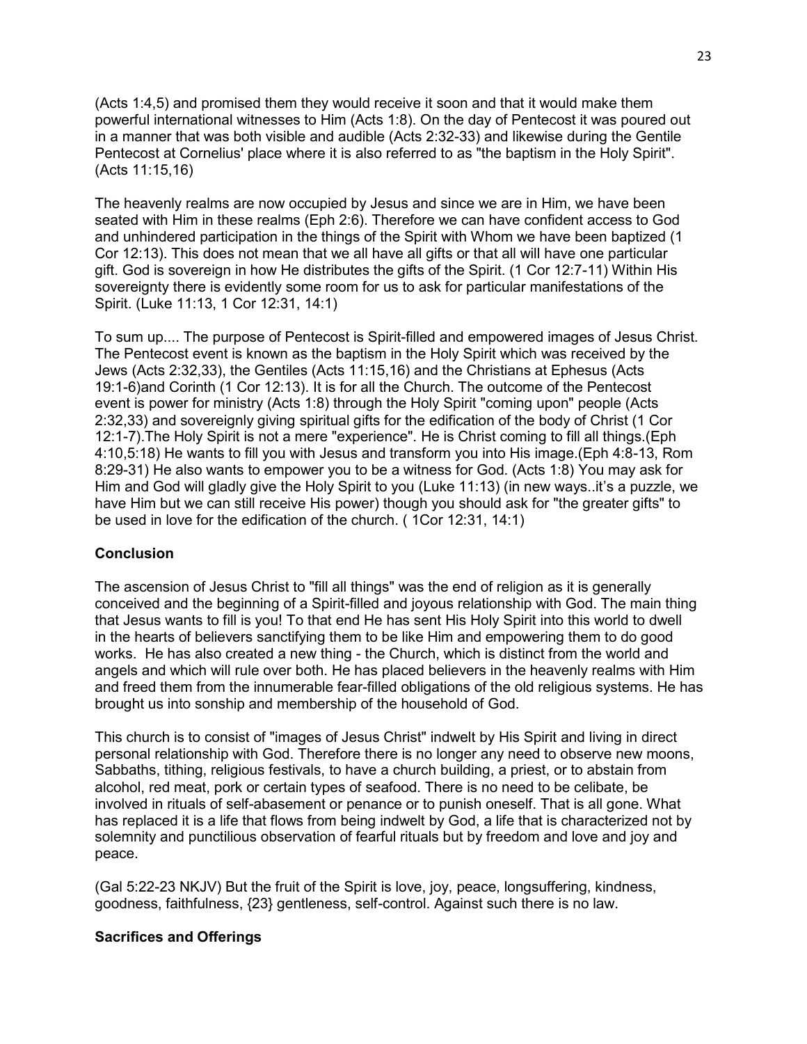(Acts 1:4,5) and promised them they would receive it soon and that it would make them powerful international witnesses to Him (Acts 1:8). On the day of Pentecost it was poured out in a manner that was both visible and audible (Acts 2:32-33) and likewise during the Gentile Pentecost at Cornelius' place where it is also referred to as "the baptism in the Holy Spirit". (Acts 11:15,16)

The heavenly realms are now occupied by Jesus and since we are in Him, we have been seated with Him in these realms (Eph 2:6). Therefore we can have confident access to God and unhindered participation in the things of the Spirit with Whom we have been baptized (1 Cor 12:13). This does not mean that we all have all gifts or that all will have one particular gift. God is sovereign in how He distributes the gifts of the Spirit. (1 Cor 12:7-11) Within His sovereignty there is evidently some room for us to ask for particular manifestations of the Spirit. (Luke 11:13, 1 Cor 12:31, 14:1)

To sum up.... The purpose of Pentecost is Spirit-filled and empowered images of Jesus Christ. The Pentecost event is known as the baptism in the Holy Spirit which was received by the Jews (Acts 2:32,33), the Gentiles (Acts 11:15,16) and the Christians at Ephesus (Acts 19:1-6)and Corinth (1 Cor 12:13). It is for all the Church. The outcome of the Pentecost event is power for ministry (Acts 1:8) through the Holy Spirit "coming upon" people (Acts 2:32,33) and sovereignly giving spiritual gifts for the edification of the body of Christ (1 Cor 12:1-7).The Holy Spirit is not a mere "experience". He is Christ coming to fill all things.(Eph 4:10,5:18) He wants to fill you with Jesus and transform you into His image.(Eph 4:8-13, Rom 8:29-31) He also wants to empower you to be a witness for God. (Acts 1:8) You may ask for Him and God will gladly give the Holy Spirit to you (Luke 11:13) (in new ways..it's a puzzle, we have Him but we can still receive His power) though you should ask for "the greater gifts" to be used in love for the edification of the church. ( 1Cor 12:31, 14:1)

**Conclusion**

The ascension of Jesus Christ to "fill all things" was the end of religion as it is generally conceived and the beginning of a Spirit-filled and joyous relationship with God. The main thing that Jesus wants to fill is you! To that end He has sent His Holy Spirit into this world to dwell in the hearts of believers sanctifying them to be like Him and empowering them to do good works. He has also created a new thing - the Church, which is distinct from the world and angels and which will rule over both. He has placed believers in the heavenly realms with Him and freed them from the innumerable fear-filled obligations of the old religious systems. He has brought us into sonship and membership of the household of God.

This church is to consist of "images of Jesus Christ" indwelt by His Spirit and living in direct personal relationship with God. Therefore there is no longer any need to observe new moons, Sabbaths, tithing, religious festivals, to have a church building, a priest, or to abstain from alcohol, red meat, pork or certain types of seafood. There is no need to be celibate, be involved in rituals of self-abasement or penance or to punish oneself. That is all gone. What has replaced it is a life that flows from being indwelt by God, a life that is characterized not by solemnity and punctilious observation of fearful rituals but by freedom and love and joy and peace.

(Gal 5:22-23 NKJV) But the fruit of the Spirit is love, joy, peace, longsuffering, kindness, goodness, faithfulness, {23} gentleness, self-control. Against such there is no law.

**Sacrifices and Offerings**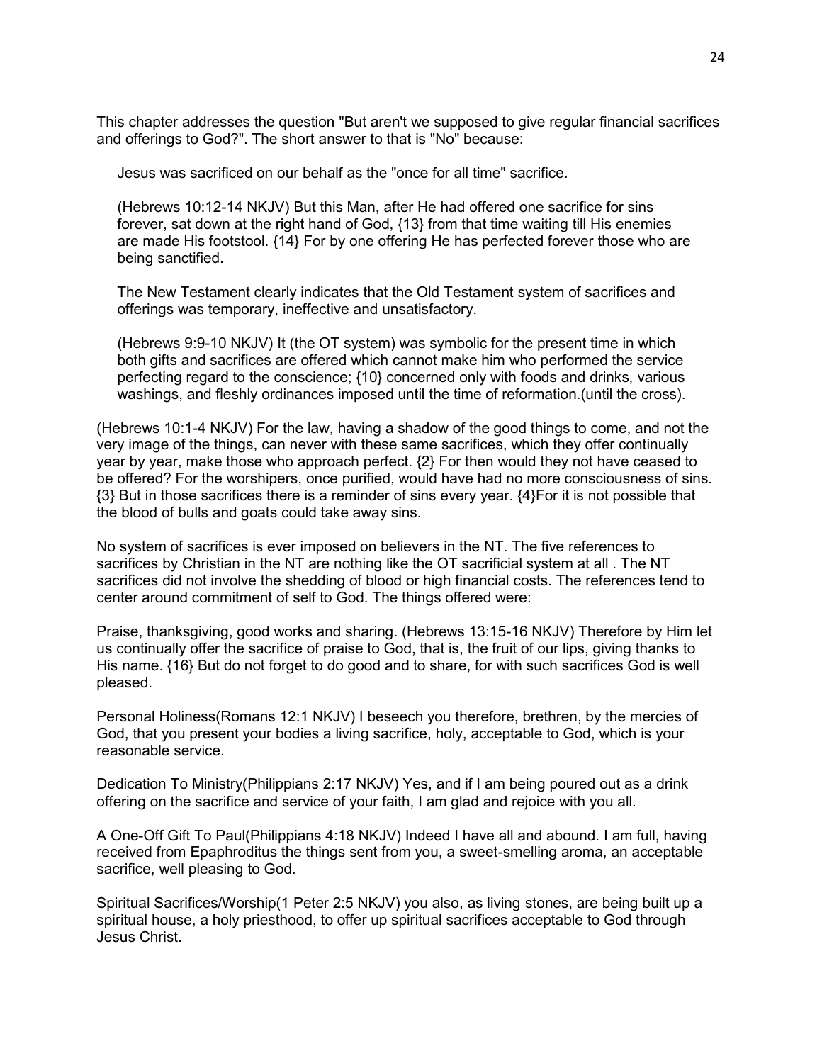This chapter addresses the question "But aren't we supposed to give regular financial sacrifices and offerings to God?". The short answer to that is "No" because:

> Jesus was sacrificed on our behalf as the "once for all time" sacrifice.
>
> (Hebrews 10:12-14 NKJV) But this Man, after He had offered one sacrifice for sins forever, sat down at the right hand of God, {13} from that time waiting till His enemies are made His footstool. {14} For by one offering He has perfected forever those who are being sanctified.
>
> The New Testament clearly indicates that the Old Testament system of sacrifices and offerings was temporary, ineffective and unsatisfactory.
>
> (Hebrews 9:9-10 NKJV) It (the OT system) was symbolic for the present time in which both gifts and sacrifices are offered which cannot make him who performed the service perfecting regard to the conscience; {10} concerned only with foods and drinks, various washings, and fleshly ordinances imposed until the time of reformation.(until the cross).

(Hebrews 10:1-4 NKJV) For the law, having a shadow of the good things to come, and not the very image of the things, can never with these same sacrifices, which they offer continually year by year, make those who approach perfect. {2} For then would they not have ceased to be offered? For the worshipers, once purified, would have had no more consciousness of sins. {3} But in those sacrifices there is a reminder of sins every year. {4}For it is not possible that the blood of bulls and goats could take away sins.

No system of sacrifices is ever imposed on believers in the NT. The five references to sacrifices by Christian in the NT are nothing like the OT sacrificial system at all . The NT sacrifices did not involve the shedding of blood or high financial costs. The references tend to center around commitment of self to God. The things offered were:

Praise, thanksgiving, good works and sharing. (Hebrews 13:15-16 NKJV) Therefore by Him let us continually offer the sacrifice of praise to God, that is, the fruit of our lips, giving thanks to His name. {16} But do not forget to do good and to share, for with such sacrifices God is well pleased.

Personal Holiness(Romans 12:1 NKJV) I beseech you therefore, brethren, by the mercies of God, that you present your bodies a living sacrifice, holy, acceptable to God, which is your reasonable service.

Dedication To Ministry(Philippians 2:17 NKJV) Yes, and if I am being poured out as a drink offering on the sacrifice and service of your faith, I am glad and rejoice with you all.

A One-Off Gift To Paul(Philippians 4:18 NKJV) Indeed I have all and abound. I am full, having received from Epaphroditus the things sent from you, a sweet-smelling aroma, an acceptable sacrifice, well pleasing to God.

Spiritual Sacrifices/Worship(1 Peter 2:5 NKJV) you also, as living stones, are being built up a spiritual house, a holy priesthood, to offer up spiritual sacrifices acceptable to God through Jesus Christ.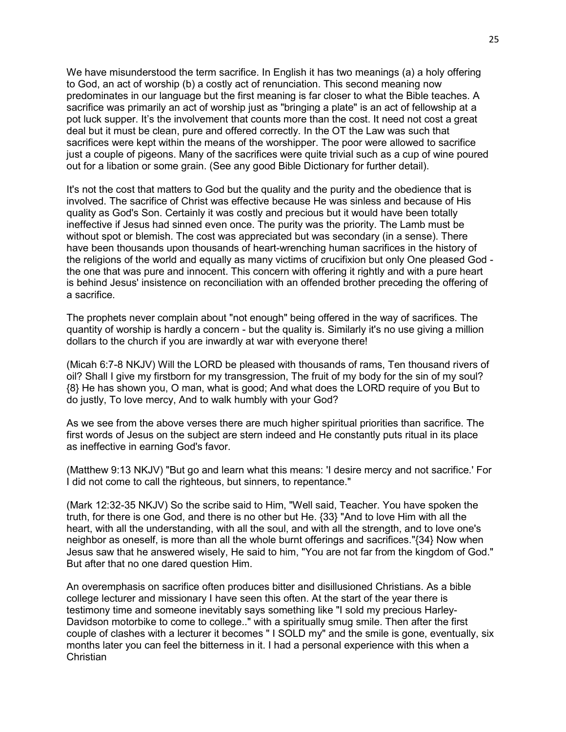We have misunderstood the term sacrifice. In English it has two meanings (a) a holy offering to God, an act of worship (b) a costly act of renunciation. This second meaning now predominates in our language but the first meaning is far closer to what the Bible teaches. A sacrifice was primarily an act of worship just as "bringing a plate" is an act of fellowship at a pot luck supper. It's the involvement that counts more than the cost. It need not cost a great deal but it must be clean, pure and offered correctly. In the OT the Law was such that sacrifices were kept within the means of the worshipper. The poor were allowed to sacrifice just a couple of pigeons. Many of the sacrifices were quite trivial such as a cup of wine poured out for a libation or some grain. (See any good Bible Dictionary for further detail).

It's not the cost that matters to God but the quality and the purity and the obedience that is involved. The sacrifice of Christ was effective because He was sinless and because of His quality as God's Son. Certainly it was costly and precious but it would have been totally ineffective if Jesus had sinned even once. The purity was the priority. The Lamb must be without spot or blemish. The cost was appreciated but was secondary (in a sense). There have been thousands upon thousands of heart-wrenching human sacrifices in the history of the religions of the world and equally as many victims of crucifixion but only One pleased God - the one that was pure and innocent. This concern with offering it rightly and with a pure heart is behind Jesus' insistence on reconciliation with an offended brother preceding the offering of a sacrifice.

The prophets never complain about "not enough" being offered in the way of sacrifices. The quantity of worship is hardly a concern - but the quality is. Similarly it's no use giving a million dollars to the church if you are inwardly at war with everyone there!

(Micah 6:7-8 NKJV) Will the LORD be pleased with thousands of rams, Ten thousand rivers of oil? Shall I give my firstborn for my transgression, The fruit of my body for the sin of my soul? {8} He has shown you, O man, what is good; And what does the LORD require of you But to do justly, To love mercy, And to walk humbly with your God?

As we see from the above verses there are much higher spiritual priorities than sacrifice. The first words of Jesus on the subject are stern indeed and He constantly puts ritual in its place as ineffective in earning God's favor.

(Matthew 9:13 NKJV) "But go and learn what this means: 'I desire mercy and not sacrifice.' For I did not come to call the righteous, but sinners, to repentance."

(Mark 12:32-35 NKJV) So the scribe said to Him, "Well said, Teacher. You have spoken the truth, for there is one God, and there is no other but He. {33} "And to love Him with all the heart, with all the understanding, with all the soul, and with all the strength, and to love one's neighbor as oneself, is more than all the whole burnt offerings and sacrifices."{34} Now when Jesus saw that he answered wisely, He said to him, "You are not far from the kingdom of God." But after that no one dared question Him.

An overemphasis on sacrifice often produces bitter and disillusioned Christians. As a bible college lecturer and missionary I have seen this often. At the start of the year there is testimony time and someone inevitably says something like "I sold my precious Harley-Davidson motorbike to come to college.." with a spiritually smug smile. Then after the first couple of clashes with a lecturer it becomes " I SOLD my" and the smile is gone, eventually, six months later you can feel the bitterness in it. I had a personal experience with this when a Christian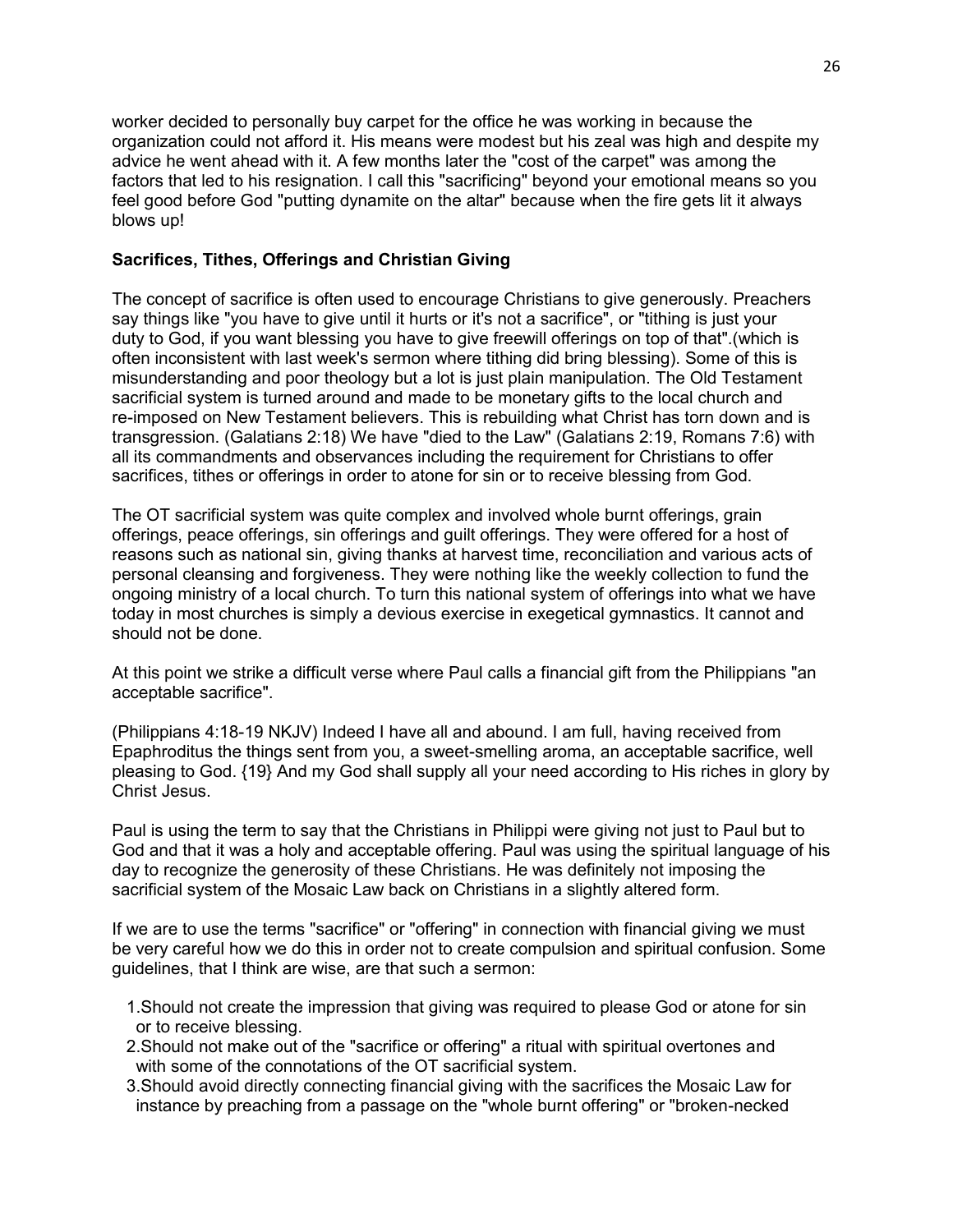worker decided to personally buy carpet for the office he was working in because the organization could not afford it. His means were modest but his zeal was high and despite my advice he went ahead with it. A few months later the "cost of the carpet" was among the factors that led to his resignation. I call this "sacrificing" beyond your emotional means so you feel good before God "putting dynamite on the altar" because when the fire gets lit it always blows up!

**Sacrifices, Tithes, Offerings and Christian Giving**

The concept of sacrifice is often used to encourage Christians to give generously. Preachers say things like "you have to give until it hurts or it's not a sacrifice", or "tithing is just your duty to God, if you want blessing you have to give freewill offerings on top of that".(which is often inconsistent with last week's sermon where tithing did bring blessing). Some of this is misunderstanding and poor theology but a lot is just plain manipulation. The Old Testament sacrificial system is turned around and made to be monetary gifts to the local church and re-imposed on New Testament believers. This is rebuilding what Christ has torn down and is transgression. (Galatians 2:18) We have "died to the Law" (Galatians 2:19, Romans 7:6) with all its commandments and observances including the requirement for Christians to offer sacrifices, tithes or offerings in order to atone for sin or to receive blessing from God.

The OT sacrificial system was quite complex and involved whole burnt offerings, grain offerings, peace offerings, sin offerings and guilt offerings. They were offered for a host of reasons such as national sin, giving thanks at harvest time, reconciliation and various acts of personal cleansing and forgiveness. They were nothing like the weekly collection to fund the ongoing ministry of a local church. To turn this national system of offerings into what we have today in most churches is simply a devious exercise in exegetical gymnastics. It cannot and should not be done.

At this point we strike a difficult verse where Paul calls a financial gift from the Philippians "an acceptable sacrifice".

(Philippians 4:18-19 NKJV) Indeed I have all and abound. I am full, having received from Epaphroditus the things sent from you, a sweet-smelling aroma, an acceptable sacrifice, well pleasing to God. {19} And my God shall supply all your need according to His riches in glory by Christ Jesus.

Paul is using the term to say that the Christians in Philippi were giving not just to Paul but to God and that it was a holy and acceptable offering. Paul was using the spiritual language of his day to recognize the generosity of these Christians. He was definitely not imposing the sacrificial system of the Mosaic Law back on Christians in a slightly altered form.

If we are to use the terms "sacrifice" or "offering" in connection with financial giving we must be very careful how we do this in order not to create compulsion and spiritual confusion. Some guidelines, that I think are wise, are that such a sermon:

1. Should not create the impression that giving was required to please God or atone for sin or to receive blessing.
2. Should not make out of the "sacrifice or offering" a ritual with spiritual overtones and with some of the connotations of the OT sacrificial system.
3. Should avoid directly connecting financial giving with the sacrifices the Mosaic Law for instance by preaching from a passage on the "whole burnt offering" or "broken-necked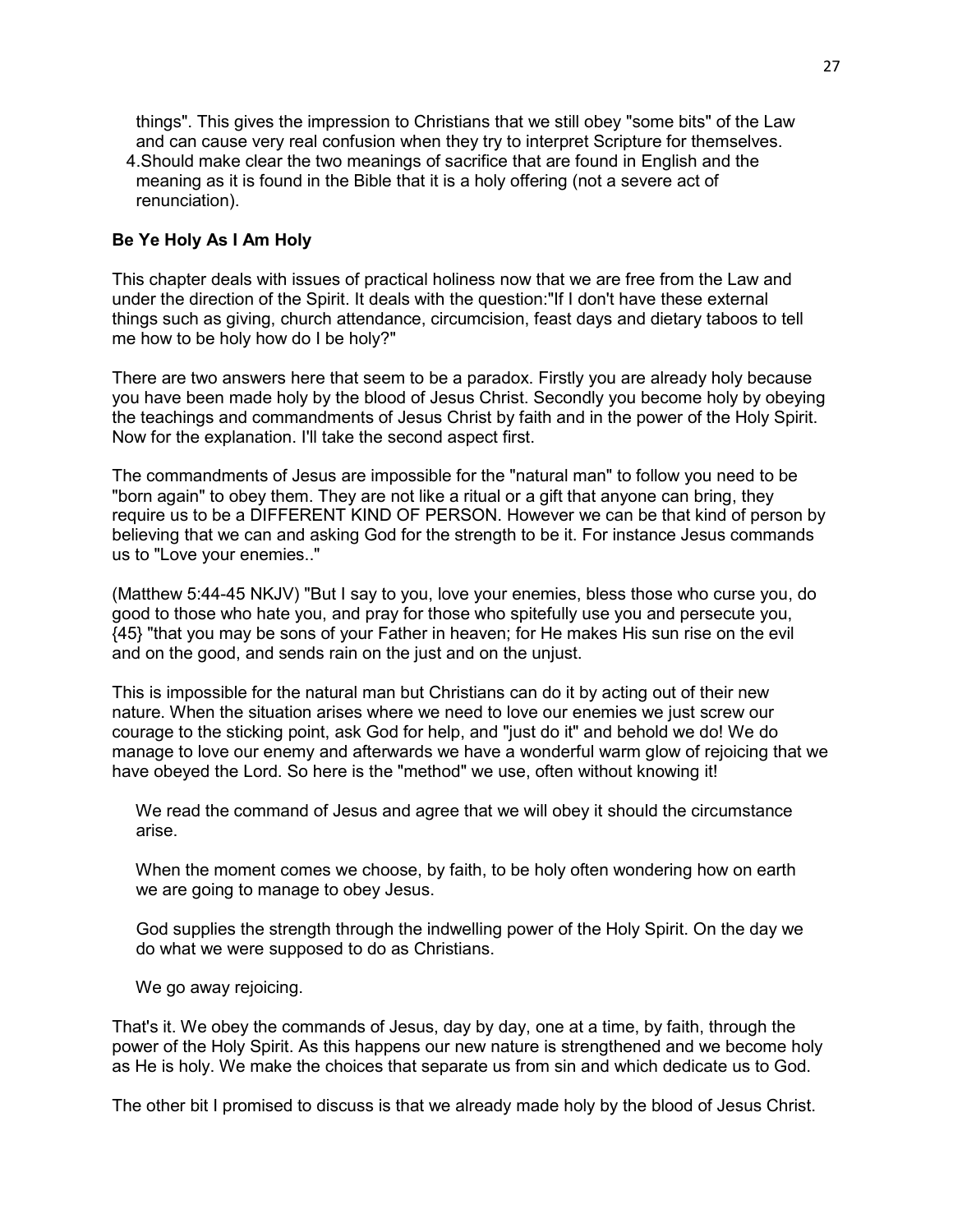things". This gives the impression to Christians that we still obey "some bits" of the Law and can cause very real confusion when they try to interpret Scripture for themselves.

4. Should make clear the two meanings of sacrifice that are found in English and the meaning as it is found in the Bible that it is a holy offering (not a severe act of renunciation).

**Be Ye Holy As I Am Holy**

This chapter deals with issues of practical holiness now that we are free from the Law and under the direction of the Spirit. It deals with the question:"If I don't have these external things such as giving, church attendance, circumcision, feast days and dietary taboos to tell me how to be holy how do I be holy?"

There are two answers here that seem to be a paradox. Firstly you are already holy because you have been made holy by the blood of Jesus Christ. Secondly you become holy by obeying the teachings and commandments of Jesus Christ by faith and in the power of the Holy Spirit. Now for the explanation. I'll take the second aspect first.

The commandments of Jesus are impossible for the "natural man" to follow you need to be "born again" to obey them. They are not like a ritual or a gift that anyone can bring, they require us to be a DIFFERENT KIND OF PERSON. However we can be that kind of person by believing that we can and asking God for the strength to be it. For instance Jesus commands us to "Love your enemies.."

(Matthew 5:44-45 NKJV) "But I say to you, love your enemies, bless those who curse you, do good to those who hate you, and pray for those who spitefully use you and persecute you, {45} "that you may be sons of your Father in heaven; for He makes His sun rise on the evil and on the good, and sends rain on the just and on the unjust.

This is impossible for the natural man but Christians can do it by acting out of their new nature. When the situation arises where we need to love our enemies we just screw our courage to the sticking point, ask God for help, and "just do it" and behold we do! We do manage to love our enemy and afterwards we have a wonderful warm glow of rejoicing that we have obeyed the Lord. So here is the "method" we use, often without knowing it!

We read the command of Jesus and agree that we will obey it should the circumstance arise.

When the moment comes we choose, by faith, to be holy often wondering how on earth we are going to manage to obey Jesus.

God supplies the strength through the indwelling power of the Holy Spirit. On the day we do what we were supposed to do as Christians.

We go away rejoicing.

That's it. We obey the commands of Jesus, day by day, one at a time, by faith, through the power of the Holy Spirit. As this happens our new nature is strengthened and we become holy as He is holy. We make the choices that separate us from sin and which dedicate us to God.

The other bit I promised to discuss is that we already made holy by the blood of Jesus Christ.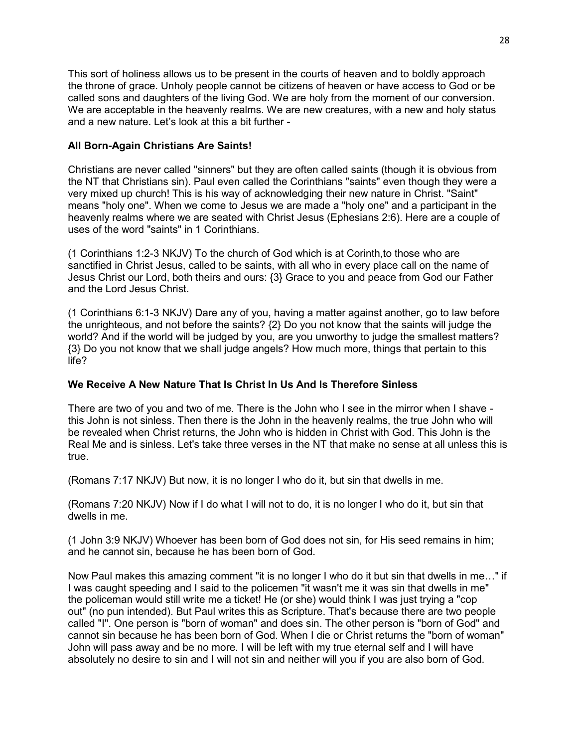This sort of holiness allows us to be present in the courts of heaven and to boldly approach the throne of grace. Unholy people cannot be citizens of heaven or have access to God or be called sons and daughters of the living God. We are holy from the moment of our conversion. We are acceptable in the heavenly realms. We are new creatures, with a new and holy status and a new nature. Let's look at this a bit further -

**All Born-Again Christians Are Saints!**

Christians are never called "sinners" but they are often called saints (though it is obvious from the NT that Christians sin). Paul even called the Corinthians "saints" even though they were a very mixed up church! This is his way of acknowledging their new nature in Christ. "Saint" means "holy one". When we come to Jesus we are made a "holy one" and a participant in the heavenly realms where we are seated with Christ Jesus (Ephesians 2:6). Here are a couple of uses of the word "saints" in 1 Corinthians.

(1 Corinthians 1:2-3 NKJV) To the church of God which is at Corinth,to those who are sanctified in Christ Jesus, called to be saints, with all who in every place call on the name of Jesus Christ our Lord, both theirs and ours: {3} Grace to you and peace from God our Father and the Lord Jesus Christ.

(1 Corinthians 6:1-3 NKJV) Dare any of you, having a matter against another, go to law before the unrighteous, and not before the saints? {2} Do you not know that the saints will judge the world? And if the world will be judged by you, are you unworthy to judge the smallest matters? {3} Do you not know that we shall judge angels? How much more, things that pertain to this life?

**We Receive A New Nature That Is Christ In Us And Is Therefore Sinless**

There are two of you and two of me. There is the John who I see in the mirror when I shave - this John is not sinless. Then there is the John in the heavenly realms, the true John who will be revealed when Christ returns, the John who is hidden in Christ with God. This John is the Real Me and is sinless. Let's take three verses in the NT that make no sense at all unless this is true.

(Romans 7:17 NKJV) But now, it is no longer I who do it, but sin that dwells in me.

(Romans 7:20 NKJV) Now if I do what I will not to do, it is no longer I who do it, but sin that dwells in me.

(1 John 3:9 NKJV) Whoever has been born of God does not sin, for His seed remains in him; and he cannot sin, because he has been born of God.

Now Paul makes this amazing comment "it is no longer I who do it but sin that dwells in me…" if I was caught speeding and I said to the policemen "it wasn't me it was sin that dwells in me" the policeman would still write me a ticket! He (or she) would think I was just trying a "cop out" (no pun intended). But Paul writes this as Scripture. That's because there are two people called "I". One person is "born of woman" and does sin. The other person is "born of God" and cannot sin because he has been born of God. When I die or Christ returns the "born of woman" John will pass away and be no more. I will be left with my true eternal self and I will have absolutely no desire to sin and I will not sin and neither will you if you are also born of God.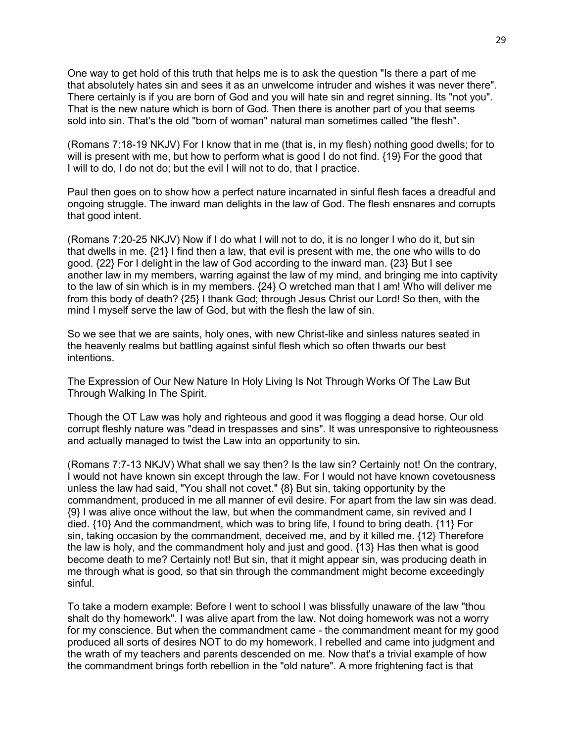One way to get hold of this truth that helps me is to ask the question "Is there a part of me that absolutely hates sin and sees it as an unwelcome intruder and wishes it was never there". There certainly is if you are born of God and you will hate sin and regret sinning. Its "not you". That is the new nature which is born of God. Then there is another part of you that seems sold into sin. That's the old "born of woman" natural man sometimes called "the flesh".

(Romans 7:18-19 NKJV) For I know that in me (that is, in my flesh) nothing good dwells; for to will is present with me, but how to perform what is good I do not find. {19} For the good that I will to do, I do not do; but the evil I will not to do, that I practice.

Paul then goes on to show how a perfect nature incarnated in sinful flesh faces a dreadful and ongoing struggle. The inward man delights in the law of God. The flesh ensnares and corrupts that good intent.

(Romans 7:20-25 NKJV) Now if I do what I will not to do, it is no longer I who do it, but sin that dwells in me. {21} I find then a law, that evil is present with me, the one who wills to do good. {22} For I delight in the law of God according to the inward man. {23} But I see another law in my members, warring against the law of my mind, and bringing me into captivity to the law of sin which is in my members. {24} O wretched man that I am! Who will deliver me from this body of death? {25} I thank God; through Jesus Christ our Lord! So then, with the mind I myself serve the law of God, but with the flesh the law of sin.

So we see that we are saints, holy ones, with new Christ-like and sinless natures seated in the heavenly realms but battling against sinful flesh which so often thwarts our best intentions.

The Expression of Our New Nature In Holy Living Is Not Through Works Of The Law But Through Walking In The Spirit.

Though the OT Law was holy and righteous and good it was flogging a dead horse. Our old corrupt fleshly nature was "dead in trespasses and sins". It was unresponsive to righteousness and actually managed to twist the Law into an opportunity to sin.

(Romans 7:7-13 NKJV) What shall we say then? Is the law sin? Certainly not! On the contrary, I would not have known sin except through the law. For I would not have known covetousness unless the law had said, "You shall not covet." {8} But sin, taking opportunity by the commandment, produced in me all manner of evil desire. For apart from the law sin was dead. {9} I was alive once without the law, but when the commandment came, sin revived and I died. {10} And the commandment, which was to bring life, I found to bring death. {11} For sin, taking occasion by the commandment, deceived me, and by it killed me. {12} Therefore the law is holy, and the commandment holy and just and good. {13} Has then what is good become death to me? Certainly not! But sin, that it might appear sin, was producing death in me through what is good, so that sin through the commandment might become exceedingly sinful.

To take a modern example: Before I went to school I was blissfully unaware of the law "thou shalt do thy homework". I was alive apart from the law. Not doing homework was not a worry for my conscience. But when the commandment came - the commandment meant for my good produced all sorts of desires NOT to do my homework. I rebelled and came into judgment and the wrath of my teachers and parents descended on me. Now that's a trivial example of how the commandment brings forth rebellion in the "old nature". A more frightening fact is that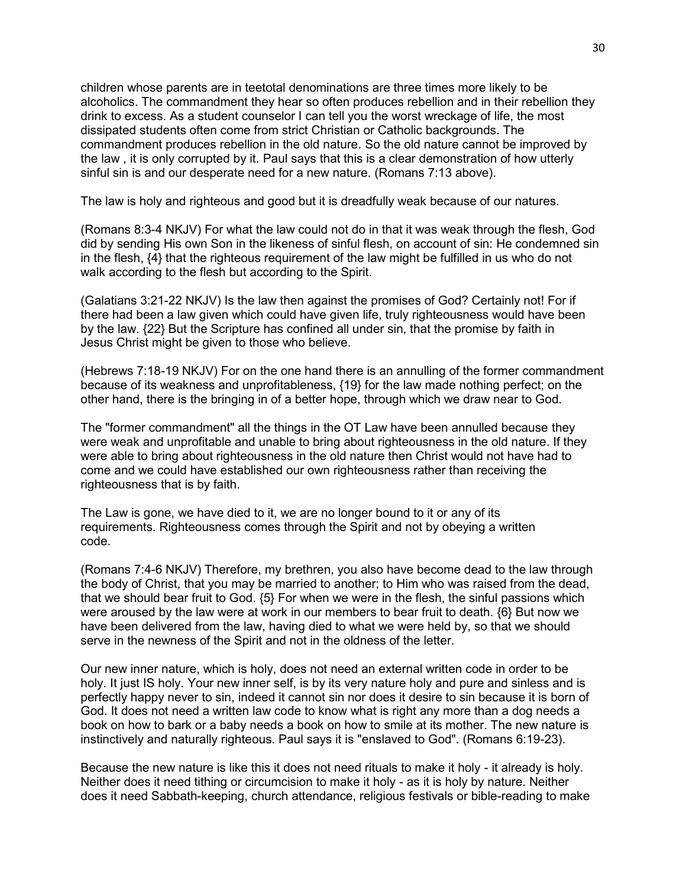children whose parents are in teetotal denominations are three times more likely to be alcoholics. The commandment they hear so often produces rebellion and in their rebellion they drink to excess. As a student counselor I can tell you the worst wreckage of life, the most dissipated students often come from strict Christian or Catholic backgrounds. The commandment produces rebellion in the old nature. So the old nature cannot be improved by the law , it is only corrupted by it. Paul says that this is a clear demonstration of how utterly sinful sin is and our desperate need for a new nature. (Romans 7:13 above).

The law is holy and righteous and good but it is dreadfully weak because of our natures.

(Romans 8:3-4 NKJV) For what the law could not do in that it was weak through the flesh, God did by sending His own Son in the likeness of sinful flesh, on account of sin: He condemned sin in the flesh, {4} that the righteous requirement of the law might be fulfilled in us who do not walk according to the flesh but according to the Spirit.

(Galatians 3:21-22 NKJV) Is the law then against the promises of God? Certainly not! For if there had been a law given which could have given life, truly righteousness would have been by the law. {22} But the Scripture has confined all under sin, that the promise by faith in Jesus Christ might be given to those who believe.

(Hebrews 7:18-19 NKJV) For on the one hand there is an annulling of the former commandment because of its weakness and unprofitableness, {19} for the law made nothing perfect; on the other hand, there is the bringing in of a better hope, through which we draw near to God.

The "former commandment" all the things in the OT Law have been annulled because they were weak and unprofitable and unable to bring about righteousness in the old nature. If they were able to bring about righteousness in the old nature then Christ would not have had to come and we could have established our own righteousness rather than receiving the righteousness that is by faith.

The Law is gone, we have died to it, we are no longer bound to it or any of its requirements. Righteousness comes through the Spirit and not by obeying a written code.

(Romans 7:4-6 NKJV) Therefore, my brethren, you also have become dead to the law through the body of Christ, that you may be married to another; to Him who was raised from the dead, that we should bear fruit to God. {5} For when we were in the flesh, the sinful passions which were aroused by the law were at work in our members to bear fruit to death. {6} But now we have been delivered from the law, having died to what we were held by, so that we should serve in the newness of the Spirit and not in the oldness of the letter.

Our new inner nature, which is holy, does not need an external written code in order to be holy. It just IS holy. Your new inner self, is by its very nature holy and pure and sinless and is perfectly happy never to sin, indeed it cannot sin nor does it desire to sin because it is born of God. It does not need a written law code to know what is right any more than a dog needs a book on how to bark or a baby needs a book on how to smile at its mother. The new nature is instinctively and naturally righteous. Paul says it is "enslaved to God". (Romans 6:19-23).

Because the new nature is like this it does not need rituals to make it holy - it already is holy. Neither does it need tithing or circumcision to make it holy - as it is holy by nature. Neither does it need Sabbath-keeping, church attendance, religious festivals or bible-reading to make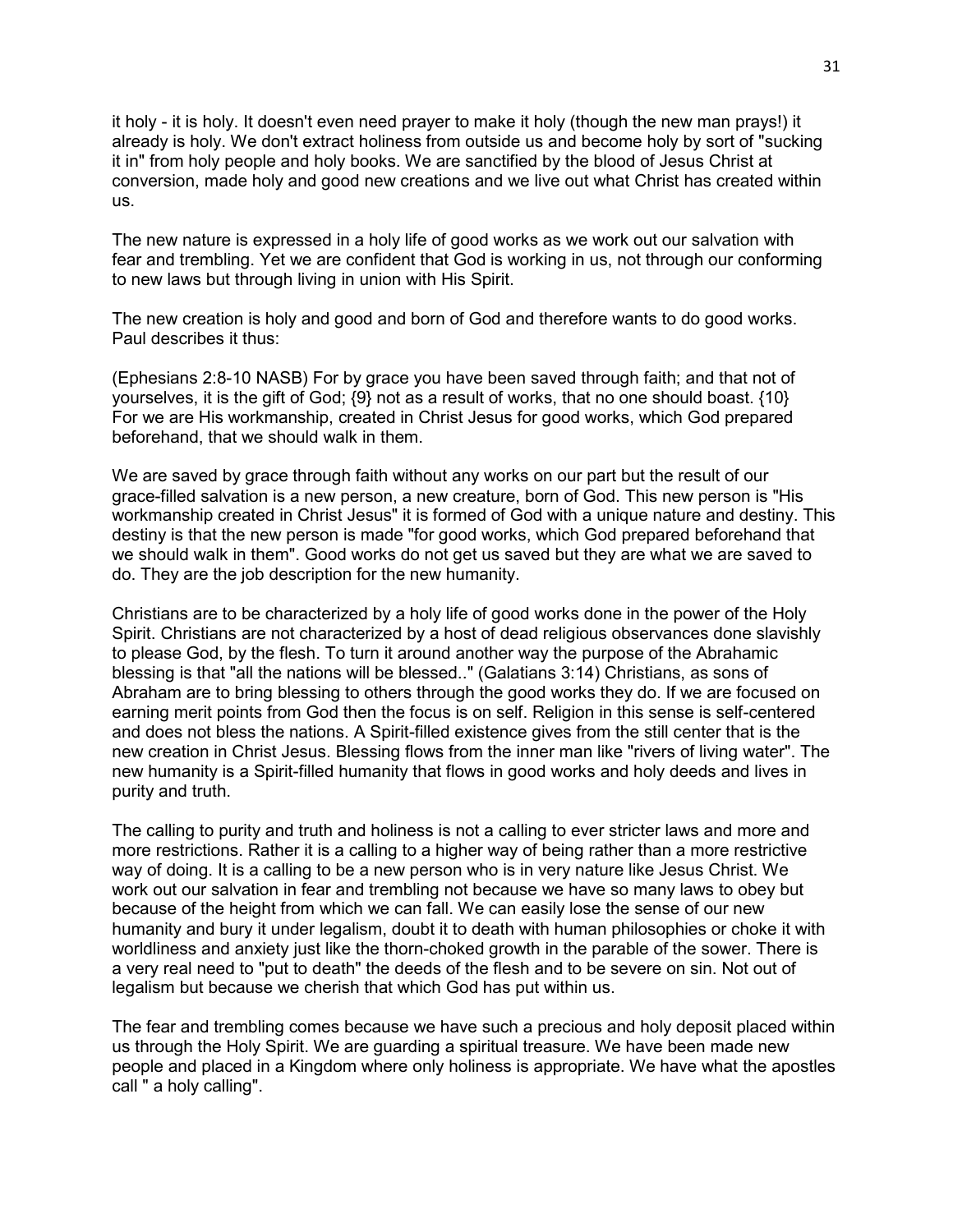it holy - it is holy. It doesn't even need prayer to make it holy (though the new man prays!) it already is holy. We don't extract holiness from outside us and become holy by sort of "sucking it in" from holy people and holy books. We are sanctified by the blood of Jesus Christ at conversion, made holy and good new creations and we live out what Christ has created within us.

The new nature is expressed in a holy life of good works as we work out our salvation with fear and trembling. Yet we are confident that God is working in us, not through our conforming to new laws but through living in union with His Spirit.

The new creation is holy and good and born of God and therefore wants to do good works. Paul describes it thus:

(Ephesians 2:8-10 NASB) For by grace you have been saved through faith; and that not of yourselves, it is the gift of God; {9} not as a result of works, that no one should boast. {10} For we are His workmanship, created in Christ Jesus for good works, which God prepared beforehand, that we should walk in them.

We are saved by grace through faith without any works on our part but the result of our grace-filled salvation is a new person, a new creature, born of God. This new person is "His workmanship created in Christ Jesus" it is formed of God with a unique nature and destiny. This destiny is that the new person is made "for good works, which God prepared beforehand that we should walk in them". Good works do not get us saved but they are what we are saved to do. They are the job description for the new humanity.

Christians are to be characterized by a holy life of good works done in the power of the Holy Spirit. Christians are not characterized by a host of dead religious observances done slavishly to please God, by the flesh. To turn it around another way the purpose of the Abrahamic blessing is that "all the nations will be blessed.." (Galatians 3:14) Christians, as sons of Abraham are to bring blessing to others through the good works they do. If we are focused on earning merit points from God then the focus is on self. Religion in this sense is self-centered and does not bless the nations. A Spirit-filled existence gives from the still center that is the new creation in Christ Jesus. Blessing flows from the inner man like "rivers of living water". The new humanity is a Spirit-filled humanity that flows in good works and holy deeds and lives in purity and truth.

The calling to purity and truth and holiness is not a calling to ever stricter laws and more and more restrictions. Rather it is a calling to a higher way of being rather than a more restrictive way of doing. It is a calling to be a new person who is in very nature like Jesus Christ. We work out our salvation in fear and trembling not because we have so many laws to obey but because of the height from which we can fall. We can easily lose the sense of our new humanity and bury it under legalism, doubt it to death with human philosophies or choke it with worldliness and anxiety just like the thorn-choked growth in the parable of the sower. There is a very real need to "put to death" the deeds of the flesh and to be severe on sin. Not out of legalism but because we cherish that which God has put within us.

The fear and trembling comes because we have such a precious and holy deposit placed within us through the Holy Spirit. We are guarding a spiritual treasure. We have been made new people and placed in a Kingdom where only holiness is appropriate. We have what the apostles call " a holy calling".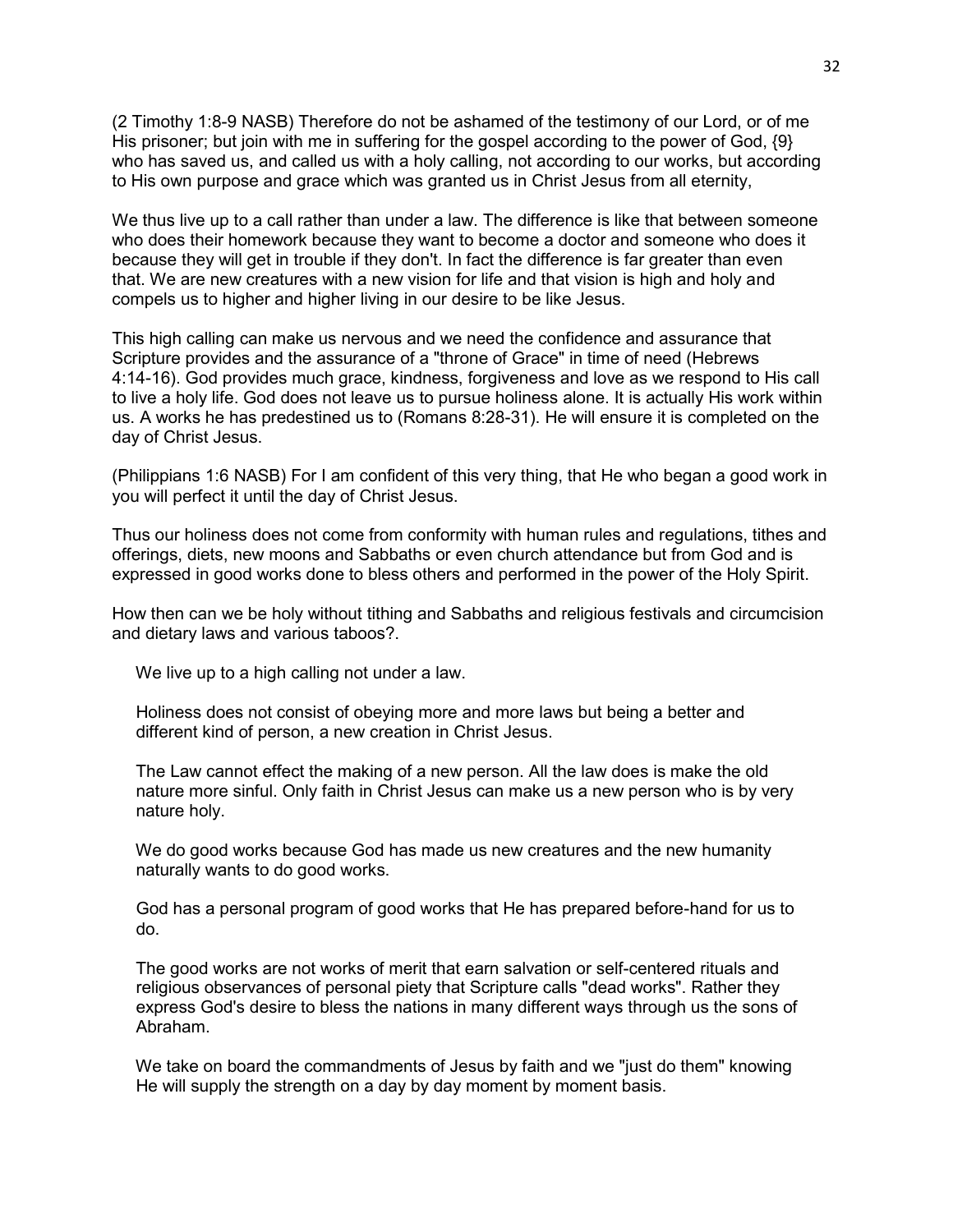(2 Timothy 1:8-9 NASB) Therefore do not be ashamed of the testimony of our Lord, or of me His prisoner; but join with me in suffering for the gospel according to the power of God, {9} who has saved us, and called us with a holy calling, not according to our works, but according to His own purpose and grace which was granted us in Christ Jesus from all eternity,

We thus live up to a call rather than under a law. The difference is like that between someone who does their homework because they want to become a doctor and someone who does it because they will get in trouble if they don't. In fact the difference is far greater than even that. We are new creatures with a new vision for life and that vision is high and holy and compels us to higher and higher living in our desire to be like Jesus.

This high calling can make us nervous and we need the confidence and assurance that Scripture provides and the assurance of a "throne of Grace" in time of need (Hebrews 4:14-16). God provides much grace, kindness, forgiveness and love as we respond to His call to live a holy life. God does not leave us to pursue holiness alone. It is actually His work within us. A works he has predestined us to (Romans 8:28-31). He will ensure it is completed on the day of Christ Jesus.

(Philippians 1:6 NASB) For I am confident of this very thing, that He who began a good work in you will perfect it until the day of Christ Jesus.

Thus our holiness does not come from conformity with human rules and regulations, tithes and offerings, diets, new moons and Sabbaths or even church attendance but from God and is expressed in good works done to bless others and performed in the power of the Holy Spirit.

How then can we be holy without tithing and Sabbaths and religious festivals and circumcision and dietary laws and various taboos?.

We live up to a high calling not under a law.

Holiness does not consist of obeying more and more laws but being a better and different kind of person, a new creation in Christ Jesus.

The Law cannot effect the making of a new person. All the law does is make the old nature more sinful. Only faith in Christ Jesus can make us a new person who is by very nature holy.

We do good works because God has made us new creatures and the new humanity naturally wants to do good works.

God has a personal program of good works that He has prepared before-hand for us to do.

The good works are not works of merit that earn salvation or self-centered rituals and religious observances of personal piety that Scripture calls "dead works". Rather they express God's desire to bless the nations in many different ways through us the sons of Abraham.

We take on board the commandments of Jesus by faith and we "just do them" knowing He will supply the strength on a day by day moment by moment basis.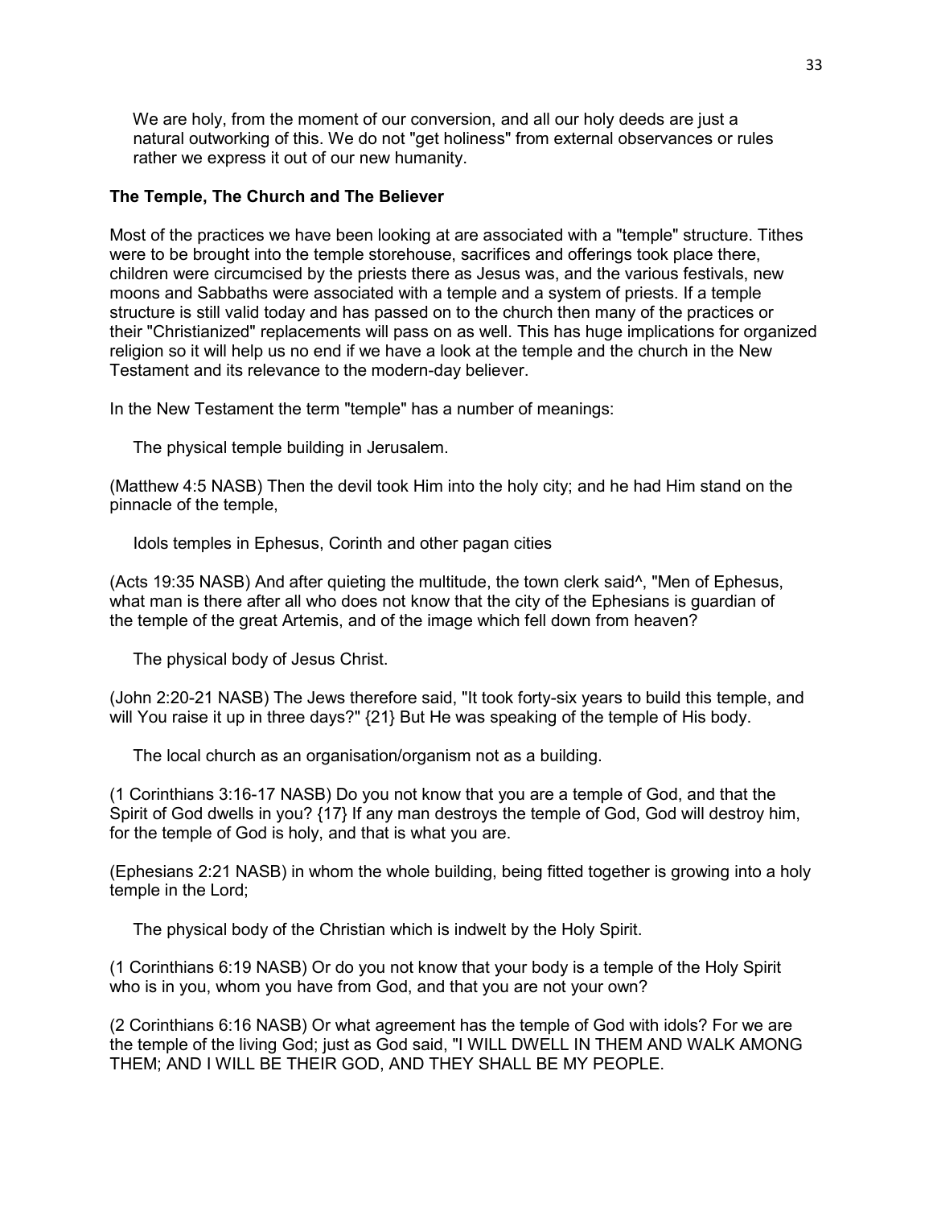We are holy, from the moment of our conversion, and all our holy deeds are just a natural outworking of this. We do not "get holiness" from external observances or rules rather we express it out of our new humanity.

**The Temple, The Church and The Believer**

Most of the practices we have been looking at are associated with a "temple" structure. Tithes were to be brought into the temple storehouse, sacrifices and offerings took place there, children were circumcised by the priests there as Jesus was, and the various festivals, new moons and Sabbaths were associated with a temple and a system of priests. If a temple structure is still valid today and has passed on to the church then many of the practices or their "Christianized" replacements will pass on as well. This has huge implications for organized religion so it will help us no end if we have a look at the temple and the church in the New Testament and its relevance to the modern-day believer.

In the New Testament the term "temple" has a number of meanings:

The physical temple building in Jerusalem.

(Matthew 4:5 NASB) Then the devil took Him into the holy city; and he had Him stand on the pinnacle of the temple,

Idols temples in Ephesus, Corinth and other pagan cities

(Acts 19:35 NASB) And after quieting the multitude, the town clerk said^, "Men of Ephesus, what man is there after all who does not know that the city of the Ephesians is guardian of the temple of the great Artemis, and of the image which fell down from heaven?

The physical body of Jesus Christ.

(John 2:20-21 NASB) The Jews therefore said, "It took forty-six years to build this temple, and will You raise it up in three days?" {21} But He was speaking of the temple of His body.

The local church as an organisation/organism not as a building.

(1 Corinthians 3:16-17 NASB) Do you not know that you are a temple of God, and that the Spirit of God dwells in you? {17} If any man destroys the temple of God, God will destroy him, for the temple of God is holy, and that is what you are.

(Ephesians 2:21 NASB) in whom the whole building, being fitted together is growing into a holy temple in the Lord;

The physical body of the Christian which is indwelt by the Holy Spirit.

(1 Corinthians 6:19 NASB) Or do you not know that your body is a temple of the Holy Spirit who is in you, whom you have from God, and that you are not your own?

(2 Corinthians 6:16 NASB) Or what agreement has the temple of God with idols? For we are the temple of the living God; just as God said, "I WILL DWELL IN THEM AND WALK AMONG THEM; AND I WILL BE THEIR GOD, AND THEY SHALL BE MY PEOPLE.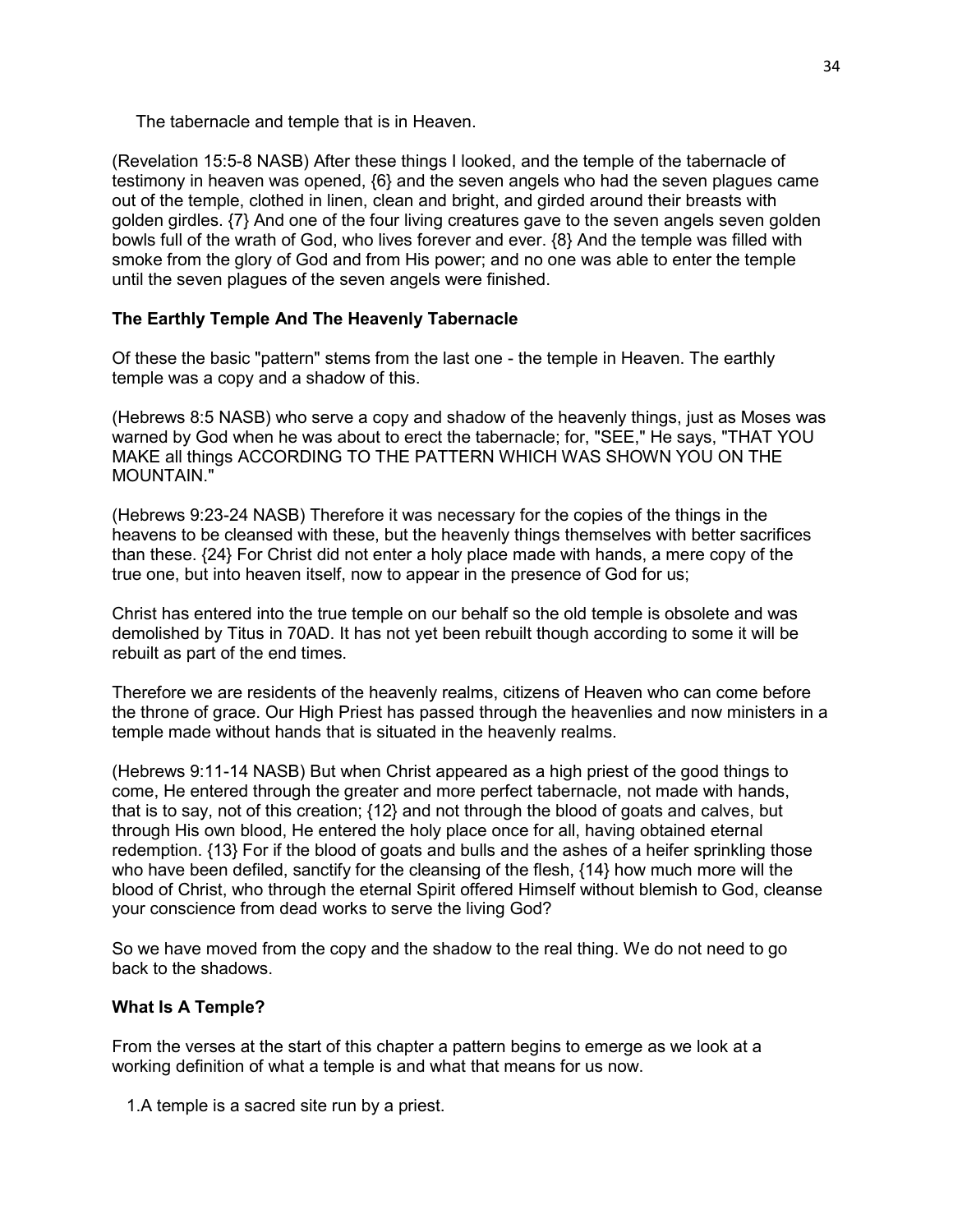The tabernacle and temple that is in Heaven.

(Revelation 15:5-8 NASB) After these things I looked, and the temple of the tabernacle of testimony in heaven was opened, {6} and the seven angels who had the seven plagues came out of the temple, clothed in linen, clean and bright, and girded around their breasts with golden girdles. {7} And one of the four living creatures gave to the seven angels seven golden bowls full of the wrath of God, who lives forever and ever. {8} And the temple was filled with smoke from the glory of God and from His power; and no one was able to enter the temple until the seven plagues of the seven angels were finished.

**The Earthly Temple And The Heavenly Tabernacle**

Of these the basic "pattern" stems from the last one - the temple in Heaven. The earthly temple was a copy and a shadow of this.

(Hebrews 8:5 NASB) who serve a copy and shadow of the heavenly things, just as Moses was warned by God when he was about to erect the tabernacle; for, "SEE," He says, "THAT YOU MAKE all things ACCORDING TO THE PATTERN WHICH WAS SHOWN YOU ON THE MOUNTAIN."

(Hebrews 9:23-24 NASB) Therefore it was necessary for the copies of the things in the heavens to be cleansed with these, but the heavenly things themselves with better sacrifices than these. {24} For Christ did not enter a holy place made with hands, a mere copy of the true one, but into heaven itself, now to appear in the presence of God for us;

Christ has entered into the true temple on our behalf so the old temple is obsolete and was demolished by Titus in 70AD. It has not yet been rebuilt though according to some it will be rebuilt as part of the end times.

Therefore we are residents of the heavenly realms, citizens of Heaven who can come before the throne of grace. Our High Priest has passed through the heavenlies and now ministers in a temple made without hands that is situated in the heavenly realms.

(Hebrews 9:11-14 NASB) But when Christ appeared as a high priest of the good things to come, He entered through the greater and more perfect tabernacle, not made with hands, that is to say, not of this creation; {12} and not through the blood of goats and calves, but through His own blood, He entered the holy place once for all, having obtained eternal redemption. {13} For if the blood of goats and bulls and the ashes of a heifer sprinkling those who have been defiled, sanctify for the cleansing of the flesh, {14} how much more will the blood of Christ, who through the eternal Spirit offered Himself without blemish to God, cleanse your conscience from dead works to serve the living God?

So we have moved from the copy and the shadow to the real thing. We do not need to go back to the shadows.

**What Is A Temple?**

From the verses at the start of this chapter a pattern begins to emerge as we look at a working definition of what a temple is and what that means for us now.

1. A temple is a sacred site run by a priest.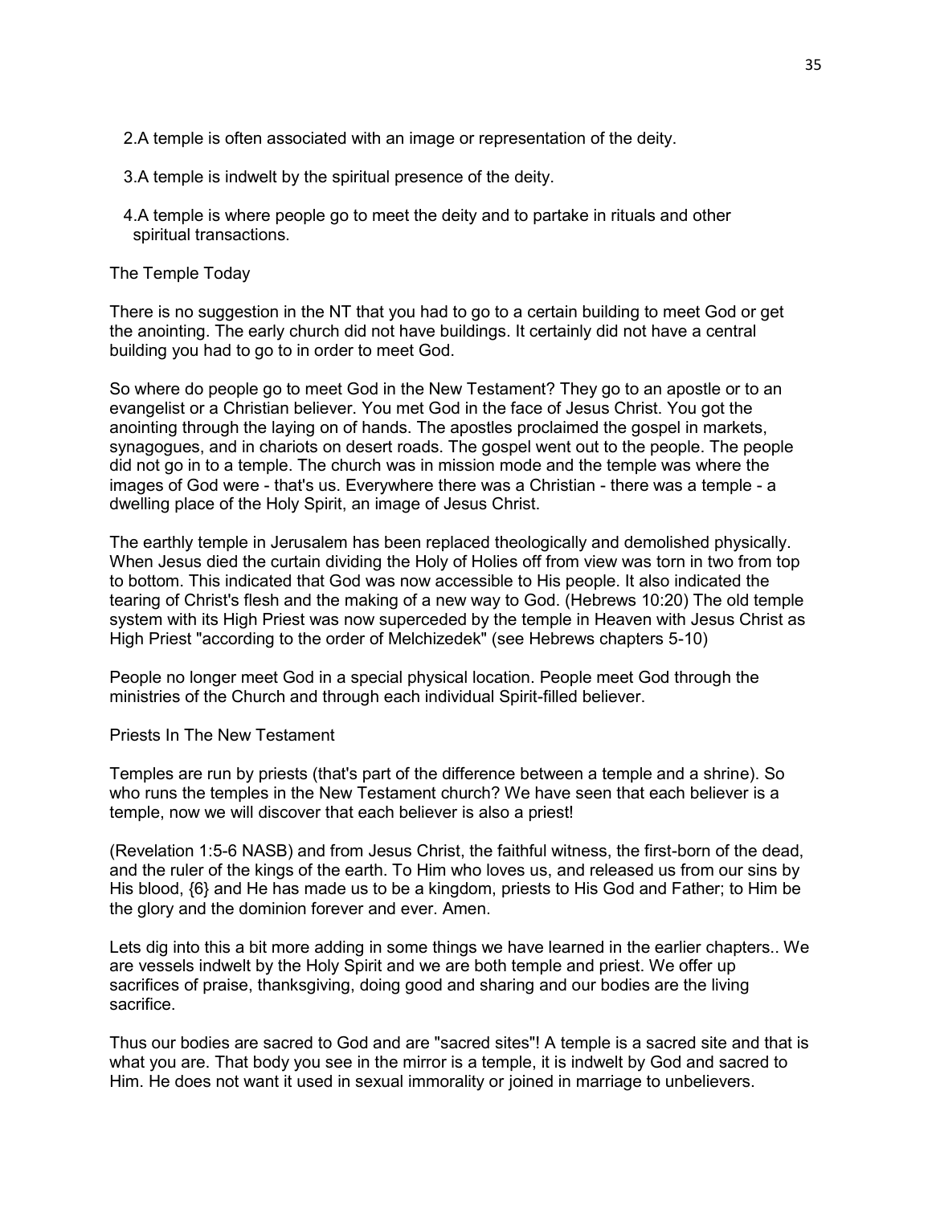2. A temple is often associated with an image or representation of the deity.

3. A temple is indwelt by the spiritual presence of the deity.

4. A temple is where people go to meet the deity and to partake in rituals and other spiritual transactions.

## The Temple Today

There is no suggestion in the NT that you had to go to a certain building to meet God or get the anointing. The early church did not have buildings. It certainly did not have a central building you had to go to in order to meet God.

So where do people go to meet God in the New Testament? They go to an apostle or to an evangelist or a Christian believer. You met God in the face of Jesus Christ. You got the anointing through the laying on of hands. The apostles proclaimed the gospel in markets, synagogues, and in chariots on desert roads. The gospel went out to the people. The people did not go in to a temple. The church was in mission mode and the temple was where the images of God were - that's us. Everywhere there was a Christian - there was a temple - a dwelling place of the Holy Spirit, an image of Jesus Christ.

The earthly temple in Jerusalem has been replaced theologically and demolished physically. When Jesus died the curtain dividing the Holy of Holies off from view was torn in two from top to bottom. This indicated that God was now accessible to His people. It also indicated the tearing of Christ's flesh and the making of a new way to God. (Hebrews 10:20) The old temple system with its High Priest was now superceded by the temple in Heaven with Jesus Christ as High Priest "according to the order of Melchizedek" (see Hebrews chapters 5-10)

People no longer meet God in a special physical location. People meet God through the ministries of the Church and through each individual Spirit-filled believer.

## Priests In The New Testament

Temples are run by priests (that's part of the difference between a temple and a shrine). So who runs the temples in the New Testament church? We have seen that each believer is a temple, now we will discover that each believer is also a priest!

(Revelation 1:5-6 NASB) and from Jesus Christ, the faithful witness, the first-born of the dead, and the ruler of the kings of the earth. To Him who loves us, and released us from our sins by His blood, {6} and He has made us to be a kingdom, priests to His God and Father; to Him be the glory and the dominion forever and ever. Amen.

Lets dig into this a bit more adding in some things we have learned in the earlier chapters.. We are vessels indwelt by the Holy Spirit and we are both temple and priest. We offer up sacrifices of praise, thanksgiving, doing good and sharing and our bodies are the living sacrifice.

Thus our bodies are sacred to God and are "sacred sites"! A temple is a sacred site and that is what you are. That body you see in the mirror is a temple, it is indwelt by God and sacred to Him. He does not want it used in sexual immorality or joined in marriage to unbelievers.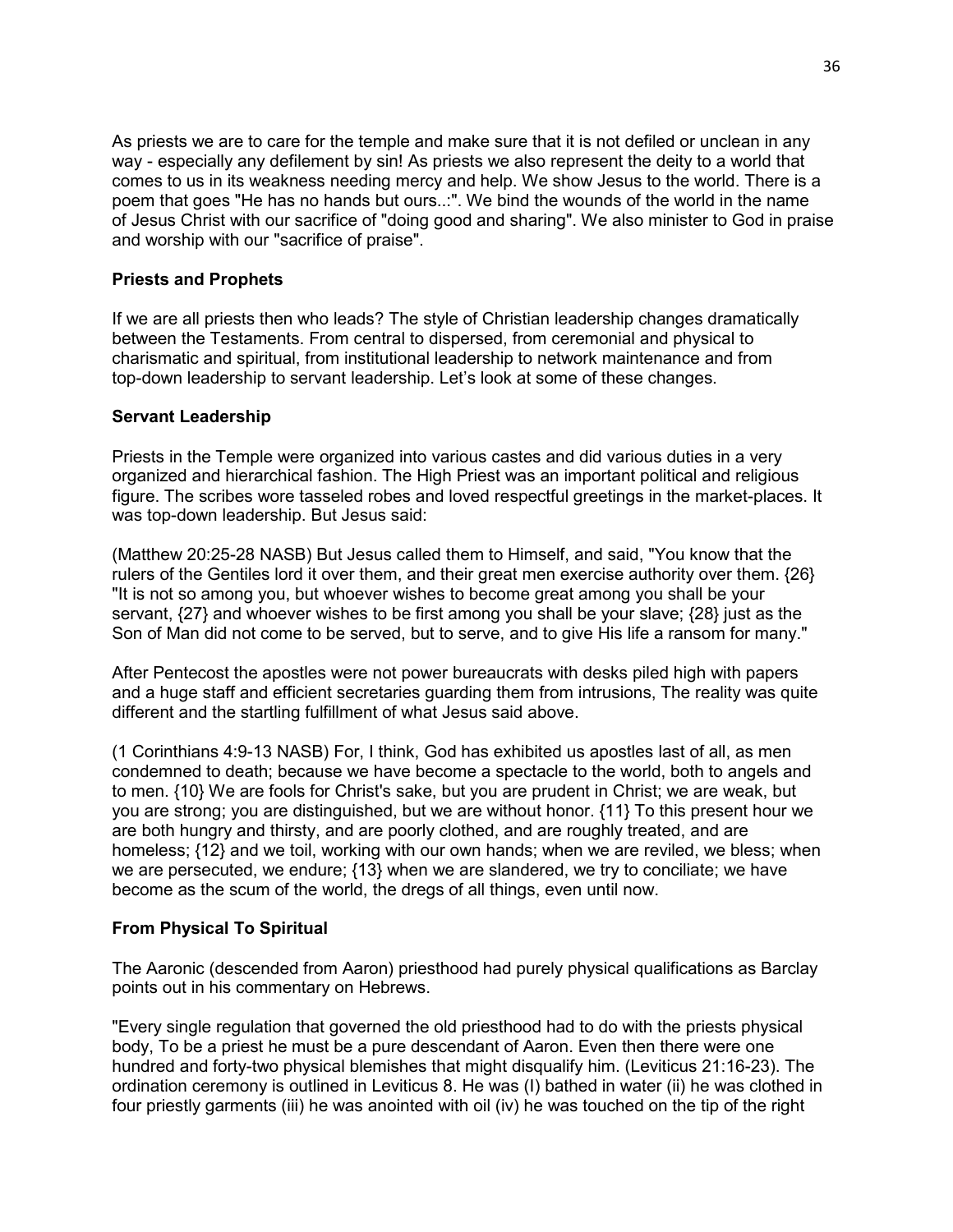As priests we are to care for the temple and make sure that it is not defiled or unclean in any way - especially any defilement by sin! As priests we also represent the deity to a world that comes to us in its weakness needing mercy and help. We show Jesus to the world. There is a poem that goes "He has no hands but ours..:". We bind the wounds of the world in the name of Jesus Christ with our sacrifice of "doing good and sharing". We also minister to God in praise and worship with our "sacrifice of praise".

**Priests and Prophets**

If we are all priests then who leads? The style of Christian leadership changes dramatically between the Testaments. From central to dispersed, from ceremonial and physical to charismatic and spiritual, from institutional leadership to network maintenance and from top-down leadership to servant leadership. Let's look at some of these changes.

**Servant Leadership**

Priests in the Temple were organized into various castes and did various duties in a very organized and hierarchical fashion. The High Priest was an important political and religious figure. The scribes wore tasseled robes and loved respectful greetings in the market-places. It was top-down leadership. But Jesus said:

(Matthew 20:25-28 NASB) But Jesus called them to Himself, and said, "You know that the rulers of the Gentiles lord it over them, and their great men exercise authority over them. {26} "It is not so among you, but whoever wishes to become great among you shall be your servant, {27} and whoever wishes to be first among you shall be your slave; {28} just as the Son of Man did not come to be served, but to serve, and to give His life a ransom for many."

After Pentecost the apostles were not power bureaucrats with desks piled high with papers and a huge staff and efficient secretaries guarding them from intrusions, The reality was quite different and the startling fulfillment of what Jesus said above.

(1 Corinthians 4:9-13 NASB) For, I think, God has exhibited us apostles last of all, as men condemned to death; because we have become a spectacle to the world, both to angels and to men. {10} We are fools for Christ's sake, but you are prudent in Christ; we are weak, but you are strong; you are distinguished, but we are without honor. {11} To this present hour we are both hungry and thirsty, and are poorly clothed, and are roughly treated, and are homeless; {12} and we toil, working with our own hands; when we are reviled, we bless; when we are persecuted, we endure; {13} when we are slandered, we try to conciliate; we have become as the scum of the world, the dregs of all things, even until now.

**From Physical To Spiritual**

The Aaronic (descended from Aaron) priesthood had purely physical qualifications as Barclay points out in his commentary on Hebrews.

"Every single regulation that governed the old priesthood had to do with the priests physical body, To be a priest he must be a pure descendant of Aaron. Even then there were one hundred and forty-two physical blemishes that might disqualify him. (Leviticus 21:16-23). The ordination ceremony is outlined in Leviticus 8. He was (I) bathed in water (ii) he was clothed in four priestly garments (iii) he was anointed with oil (iv) he was touched on the tip of the right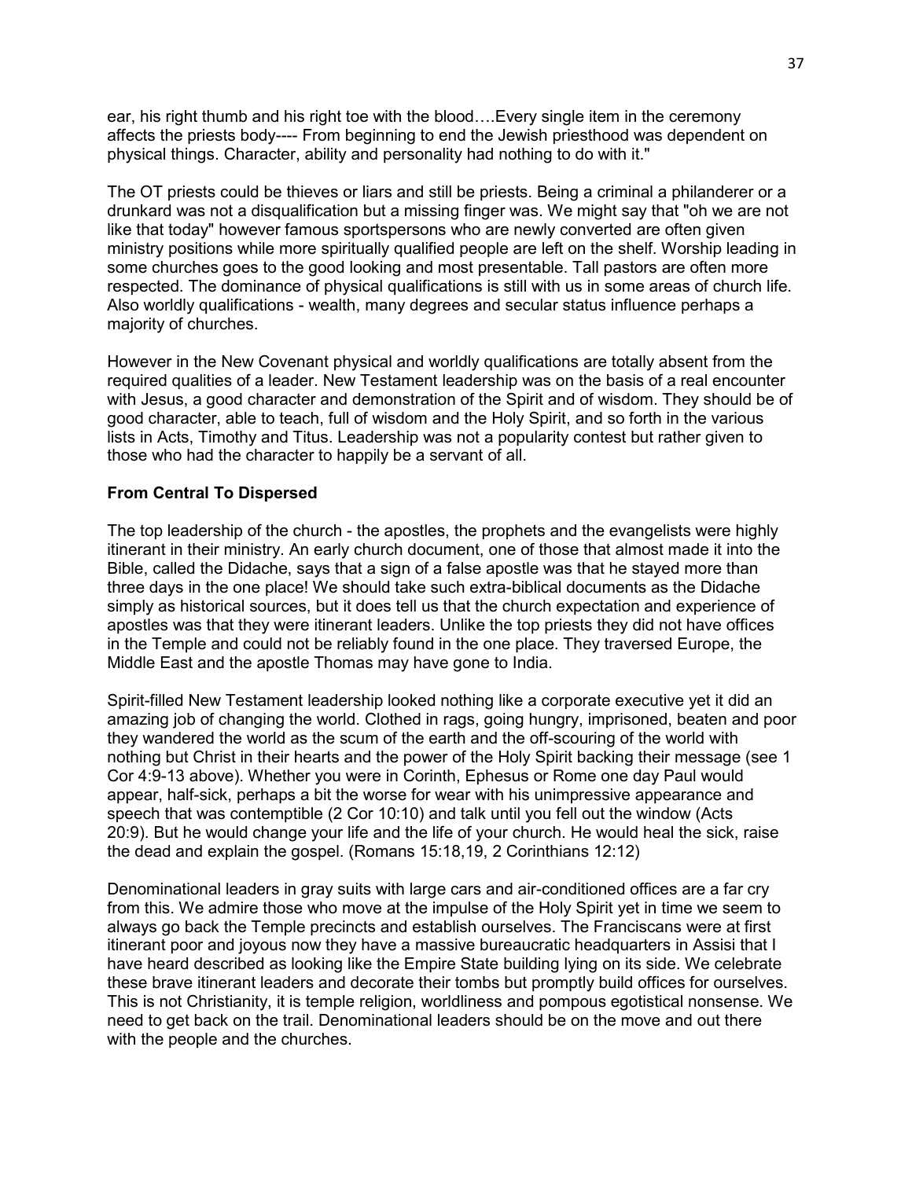ear, his right thumb and his right toe with the blood….Every single item in the ceremony affects the priests body---- From beginning to end the Jewish priesthood was dependent on physical things. Character, ability and personality had nothing to do with it."

The OT priests could be thieves or liars and still be priests. Being a criminal a philanderer or a drunkard was not a disqualification but a missing finger was. We might say that "oh we are not like that today" however famous sportspersons who are newly converted are often given ministry positions while more spiritually qualified people are left on the shelf. Worship leading in some churches goes to the good looking and most presentable. Tall pastors are often more respected. The dominance of physical qualifications is still with us in some areas of church life. Also worldly qualifications - wealth, many degrees and secular status influence perhaps a majority of churches.

However in the New Covenant physical and worldly qualifications are totally absent from the required qualities of a leader. New Testament leadership was on the basis of a real encounter with Jesus, a good character and demonstration of the Spirit and of wisdom. They should be of good character, able to teach, full of wisdom and the Holy Spirit, and so forth in the various lists in Acts, Timothy and Titus. Leadership was not a popularity contest but rather given to those who had the character to happily be a servant of all.

**From Central To Dispersed**

The top leadership of the church - the apostles, the prophets and the evangelists were highly itinerant in their ministry. An early church document, one of those that almost made it into the Bible, called the Didache, says that a sign of a false apostle was that he stayed more than three days in the one place! We should take such extra-biblical documents as the Didache simply as historical sources, but it does tell us that the church expectation and experience of apostles was that they were itinerant leaders. Unlike the top priests they did not have offices in the Temple and could not be reliably found in the one place. They traversed Europe, the Middle East and the apostle Thomas may have gone to India.

Spirit-filled New Testament leadership looked nothing like a corporate executive yet it did an amazing job of changing the world. Clothed in rags, going hungry, imprisoned, beaten and poor they wandered the world as the scum of the earth and the off-scouring of the world with nothing but Christ in their hearts and the power of the Holy Spirit backing their message (see 1 Cor 4:9-13 above). Whether you were in Corinth, Ephesus or Rome one day Paul would appear, half-sick, perhaps a bit the worse for wear with his unimpressive appearance and speech that was contemptible (2 Cor 10:10) and talk until you fell out the window (Acts 20:9). But he would change your life and the life of your church. He would heal the sick, raise the dead and explain the gospel. (Romans 15:18,19, 2 Corinthians 12:12)

Denominational leaders in gray suits with large cars and air-conditioned offices are a far cry from this. We admire those who move at the impulse of the Holy Spirit yet in time we seem to always go back the Temple precincts and establish ourselves. The Franciscans were at first itinerant poor and joyous now they have a massive bureaucratic headquarters in Assisi that I have heard described as looking like the Empire State building lying on its side. We celebrate these brave itinerant leaders and decorate their tombs but promptly build offices for ourselves. This is not Christianity, it is temple religion, worldliness and pompous egotistical nonsense. We need to get back on the trail. Denominational leaders should be on the move and out there with the people and the churches.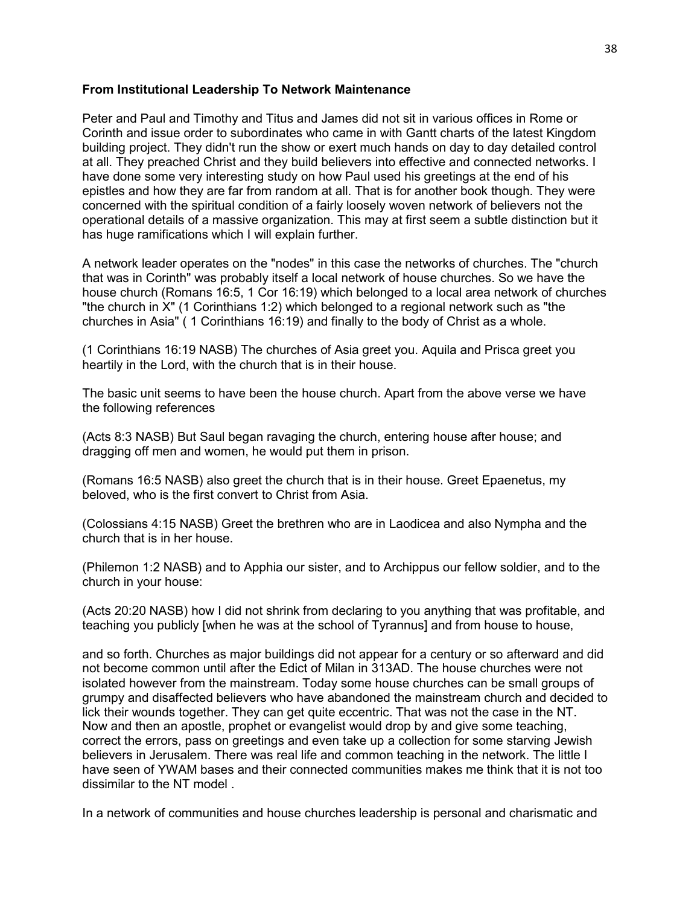**From Institutional Leadership To Network Maintenance**

Peter and Paul and Timothy and Titus and James did not sit in various offices in Rome or Corinth and issue order to subordinates who came in with Gantt charts of the latest Kingdom building project. They didn't run the show or exert much hands on day to day detailed control at all. They preached Christ and they build believers into effective and connected networks. I have done some very interesting study on how Paul used his greetings at the end of his epistles and how they are far from random at all. That is for another book though. They were concerned with the spiritual condition of a fairly loosely woven network of believers not the operational details of a massive organization. This may at first seem a subtle distinction but it has huge ramifications which I will explain further.

A network leader operates on the "nodes" in this case the networks of churches. The "church that was in Corinth" was probably itself a local network of house churches. So we have the house church (Romans 16:5, 1 Cor 16:19) which belonged to a local area network of churches "the church in X" (1 Corinthians 1:2) which belonged to a regional network such as "the churches in Asia" ( 1 Corinthians 16:19) and finally to the body of Christ as a whole.

(1 Corinthians 16:19 NASB) The churches of Asia greet you. Aquila and Prisca greet you heartily in the Lord, with the church that is in their house.

The basic unit seems to have been the house church. Apart from the above verse we have the following references

(Acts 8:3 NASB) But Saul began ravaging the church, entering house after house; and dragging off men and women, he would put them in prison.

(Romans 16:5 NASB) also greet the church that is in their house. Greet Epaenetus, my beloved, who is the first convert to Christ from Asia.

(Colossians 4:15 NASB) Greet the brethren who are in Laodicea and also Nympha and the church that is in her house.

(Philemon 1:2 NASB) and to Apphia our sister, and to Archippus our fellow soldier, and to the church in your house:

(Acts 20:20 NASB) how I did not shrink from declaring to you anything that was profitable, and teaching you publicly [when he was at the school of Tyrannus] and from house to house,

and so forth. Churches as major buildings did not appear for a century or so afterward and did not become common until after the Edict of Milan in 313AD. The house churches were not isolated however from the mainstream. Today some house churches can be small groups of grumpy and disaffected believers who have abandoned the mainstream church and decided to lick their wounds together. They can get quite eccentric. That was not the case in the NT. Now and then an apostle, prophet or evangelist would drop by and give some teaching, correct the errors, pass on greetings and even take up a collection for some starving Jewish believers in Jerusalem. There was real life and common teaching in the network. The little I have seen of YWAM bases and their connected communities makes me think that it is not too dissimilar to the NT model .

In a network of communities and house churches leadership is personal and charismatic and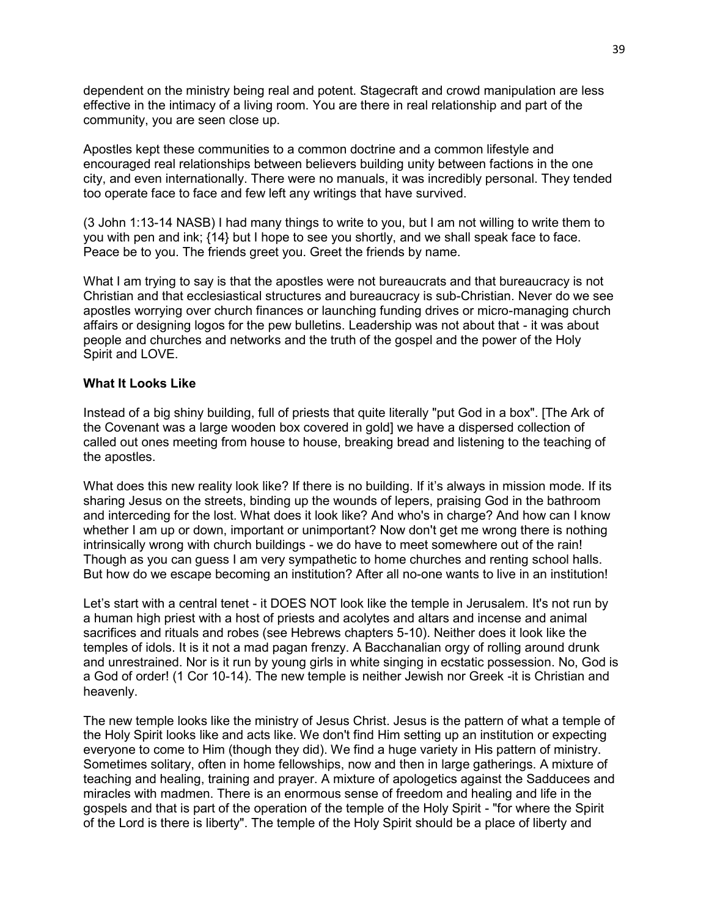dependent on the ministry being real and potent. Stagecraft and crowd manipulation are less effective in the intimacy of a living room. You are there in real relationship and part of the community, you are seen close up.

Apostles kept these communities to a common doctrine and a common lifestyle and encouraged real relationships between believers building unity between factions in the one city, and even internationally. There were no manuals, it was incredibly personal. They tended too operate face to face and few left any writings that have survived.

(3 John 1:13-14 NASB) I had many things to write to you, but I am not willing to write them to you with pen and ink; {14} but I hope to see you shortly, and we shall speak face to face. Peace be to you. The friends greet you. Greet the friends by name.

What I am trying to say is that the apostles were not bureaucrats and that bureaucracy is not Christian and that ecclesiastical structures and bureaucracy is sub-Christian. Never do we see apostles worrying over church finances or launching funding drives or micro-managing church affairs or designing logos for the pew bulletins. Leadership was not about that - it was about people and churches and networks and the truth of the gospel and the power of the Holy Spirit and LOVE.

**What It Looks Like**

Instead of a big shiny building, full of priests that quite literally "put God in a box". [The Ark of the Covenant was a large wooden box covered in gold] we have a dispersed collection of called out ones meeting from house to house, breaking bread and listening to the teaching of the apostles.

What does this new reality look like? If there is no building. If it's always in mission mode. If its sharing Jesus on the streets, binding up the wounds of lepers, praising God in the bathroom and interceding for the lost. What does it look like? And who's in charge? And how can I know whether I am up or down, important or unimportant? Now don't get me wrong there is nothing intrinsically wrong with church buildings - we do have to meet somewhere out of the rain! Though as you can guess I am very sympathetic to home churches and renting school halls. But how do we escape becoming an institution? After all no-one wants to live in an institution!

Let's start with a central tenet - it DOES NOT look like the temple in Jerusalem. It's not run by a human high priest with a host of priests and acolytes and altars and incense and animal sacrifices and rituals and robes (see Hebrews chapters 5-10). Neither does it look like the temples of idols. It is it not a mad pagan frenzy. A Bacchanalian orgy of rolling around drunk and unrestrained. Nor is it run by young girls in white singing in ecstatic possession. No, God is a God of order! (1 Cor 10-14). The new temple is neither Jewish nor Greek -it is Christian and heavenly.

The new temple looks like the ministry of Jesus Christ. Jesus is the pattern of what a temple of the Holy Spirit looks like and acts like. We don't find Him setting up an institution or expecting everyone to come to Him (though they did). We find a huge variety in His pattern of ministry. Sometimes solitary, often in home fellowships, now and then in large gatherings. A mixture of teaching and healing, training and prayer. A mixture of apologetics against the Sadducees and miracles with madmen. There is an enormous sense of freedom and healing and life in the gospels and that is part of the operation of the temple of the Holy Spirit - "for where the Spirit of the Lord is there is liberty". The temple of the Holy Spirit should be a place of liberty and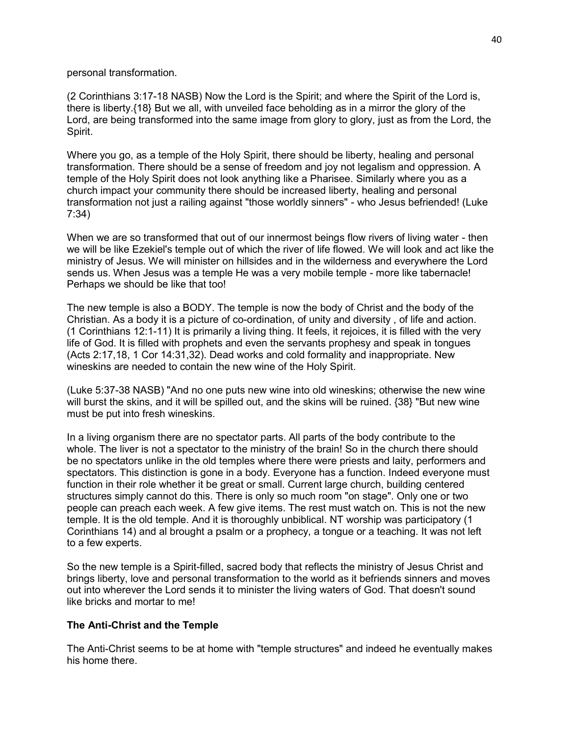personal transformation.

(2 Corinthians 3:17-18 NASB) Now the Lord is the Spirit; and where the Spirit of the Lord is, there is liberty.{18} But we all, with unveiled face beholding as in a mirror the glory of the Lord, are being transformed into the same image from glory to glory, just as from the Lord, the Spirit.

Where you go, as a temple of the Holy Spirit, there should be liberty, healing and personal transformation. There should be a sense of freedom and joy not legalism and oppression. A temple of the Holy Spirit does not look anything like a Pharisee. Similarly where you as a church impact your community there should be increased liberty, healing and personal transformation not just a railing against "those worldly sinners" - who Jesus befriended! (Luke 7:34)

When we are so transformed that out of our innermost beings flow rivers of living water - then we will be like Ezekiel's temple out of which the river of life flowed. We will look and act like the ministry of Jesus. We will minister on hillsides and in the wilderness and everywhere the Lord sends us. When Jesus was a temple He was a very mobile temple - more like tabernacle! Perhaps we should be like that too!

The new temple is also a BODY. The temple is now the body of Christ and the body of the Christian. As a body it is a picture of co-ordination, of unity and diversity , of life and action. (1 Corinthians 12:1-11) It is primarily a living thing. It feels, it rejoices, it is filled with the very life of God. It is filled with prophets and even the servants prophesy and speak in tongues (Acts 2:17,18, 1 Cor 14:31,32). Dead works and cold formality and inappropriate. New wineskins are needed to contain the new wine of the Holy Spirit.

(Luke 5:37-38 NASB) "And no one puts new wine into old wineskins; otherwise the new wine will burst the skins, and it will be spilled out, and the skins will be ruined. {38} "But new wine must be put into fresh wineskins.

In a living organism there are no spectator parts. All parts of the body contribute to the whole. The liver is not a spectator to the ministry of the brain! So in the church there should be no spectators unlike in the old temples where there were priests and laity, performers and spectators. This distinction is gone in a body. Everyone has a function. Indeed everyone must function in their role whether it be great or small. Current large church, building centered structures simply cannot do this. There is only so much room "on stage". Only one or two people can preach each week. A few give items. The rest must watch on. This is not the new temple. It is the old temple. And it is thoroughly unbiblical. NT worship was participatory (1 Corinthians 14) and al brought a psalm or a prophecy, a tongue or a teaching. It was not left to a few experts.

So the new temple is a Spirit-filled, sacred body that reflects the ministry of Jesus Christ and brings liberty, love and personal transformation to the world as it befriends sinners and moves out into wherever the Lord sends it to minister the living waters of God. That doesn't sound like bricks and mortar to me!

### The Anti-Christ and the Temple

The Anti-Christ seems to be at home with "temple structures" and indeed he eventually makes his home there.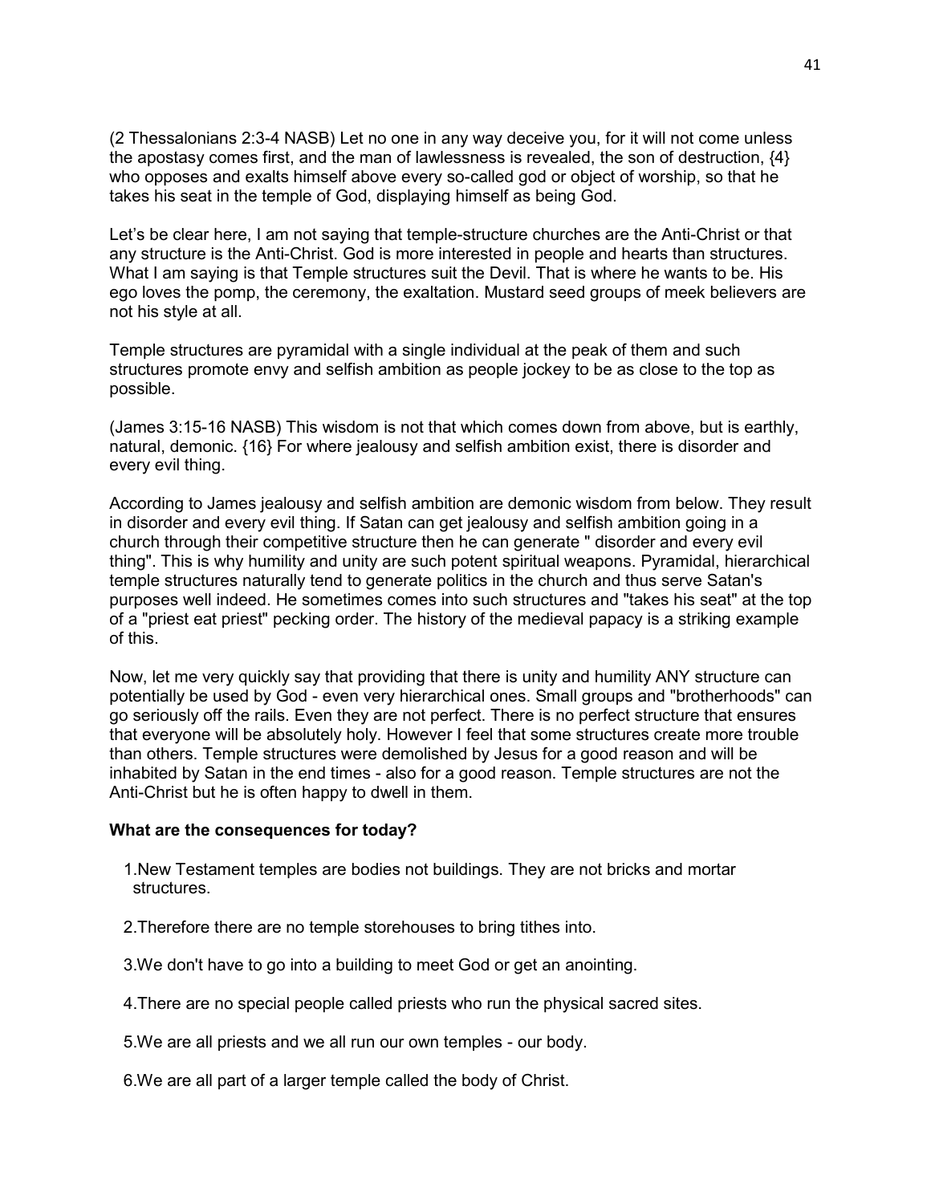(2 Thessalonians 2:3-4 NASB) Let no one in any way deceive you, for it will not come unless the apostasy comes first, and the man of lawlessness is revealed, the son of destruction, {4} who opposes and exalts himself above every so-called god or object of worship, so that he takes his seat in the temple of God, displaying himself as being God.

Let's be clear here, I am not saying that temple-structure churches are the Anti-Christ or that any structure is the Anti-Christ. God is more interested in people and hearts than structures. What I am saying is that Temple structures suit the Devil. That is where he wants to be. His ego loves the pomp, the ceremony, the exaltation. Mustard seed groups of meek believers are not his style at all.

Temple structures are pyramidal with a single individual at the peak of them and such structures promote envy and selfish ambition as people jockey to be as close to the top as possible.

(James 3:15-16 NASB) This wisdom is not that which comes down from above, but is earthly, natural, demonic. {16} For where jealousy and selfish ambition exist, there is disorder and every evil thing.

According to James jealousy and selfish ambition are demonic wisdom from below. They result in disorder and every evil thing. If Satan can get jealousy and selfish ambition going in a church through their competitive structure then he can generate " disorder and every evil thing". This is why humility and unity are such potent spiritual weapons. Pyramidal, hierarchical temple structures naturally tend to generate politics in the church and thus serve Satan's purposes well indeed. He sometimes comes into such structures and "takes his seat" at the top of a "priest eat priest" pecking order. The history of the medieval papacy is a striking example of this.

Now, let me very quickly say that providing that there is unity and humility ANY structure can potentially be used by God - even very hierarchical ones. Small groups and "brotherhoods" can go seriously off the rails. Even they are not perfect. There is no perfect structure that ensures that everyone will be absolutely holy. However I feel that some structures create more trouble than others. Temple structures were demolished by Jesus for a good reason and will be inhabited by Satan in the end times - also for a good reason. Temple structures are not the Anti-Christ but he is often happy to dwell in them.

**What are the consequences for today?**

1. New Testament temples are bodies not buildings. They are not bricks and mortar structures.

2. Therefore there are no temple storehouses to bring tithes into.

3. We don't have to go into a building to meet God or get an anointing.

4. There are no special people called priests who run the physical sacred sites.

5. We are all priests and we all run our own temples - our body.

6. We are all part of a larger temple called the body of Christ.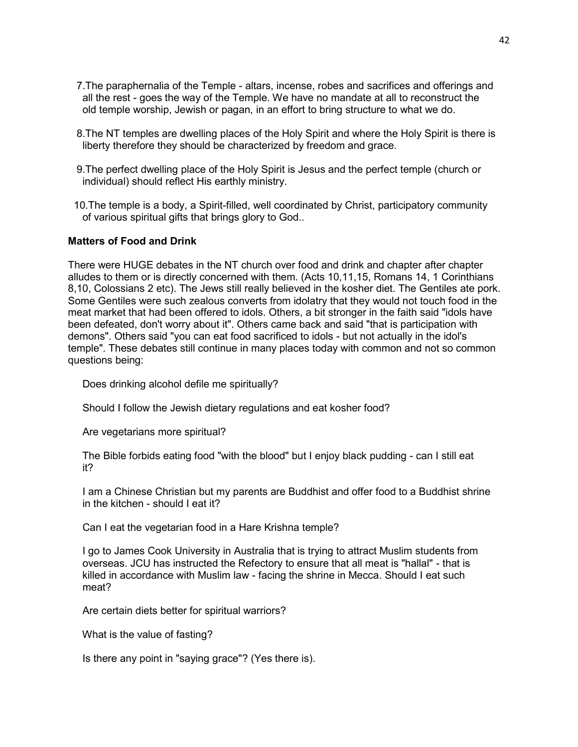7. The paraphernalia of the Temple - altars, incense, robes and sacrifices and offerings and all the rest - goes the way of the Temple. We have no mandate at all to reconstruct the old temple worship, Jewish or pagan, in an effort to bring structure to what we do.

8. The NT temples are dwelling places of the Holy Spirit and where the Holy Spirit is there is liberty therefore they should be characterized by freedom and grace.

9. The perfect dwelling place of the Holy Spirit is Jesus and the perfect temple (church or individual) should reflect His earthly ministry.

10. The temple is a body, a Spirit-filled, well coordinated by Christ, participatory community of various spiritual gifts that brings glory to God..

**Matters of Food and Drink**

There were HUGE debates in the NT church over food and drink and chapter after chapter alludes to them or is directly concerned with them. (Acts 10,11,15, Romans 14, 1 Corinthians 8,10, Colossians 2 etc). The Jews still really believed in the kosher diet. The Gentiles ate pork. Some Gentiles were such zealous converts from idolatry that they would not touch food in the meat market that had been offered to idols. Others, a bit stronger in the faith said "idols have been defeated, don't worry about it". Others came back and said "that is participation with demons". Others said "you can eat food sacrificed to idols - but not actually in the idol's temple". These debates still continue in many places today with common and not so common questions being:

Does drinking alcohol defile me spiritually?

Should I follow the Jewish dietary regulations and eat kosher food?

Are vegetarians more spiritual?

The Bible forbids eating food "with the blood" but I enjoy black pudding - can I still eat it?

I am a Chinese Christian but my parents are Buddhist and offer food to a Buddhist shrine in the kitchen - should I eat it?

Can I eat the vegetarian food in a Hare Krishna temple?

I go to James Cook University in Australia that is trying to attract Muslim students from overseas. JCU has instructed the Refectory to ensure that all meat is "hallal" - that is killed in accordance with Muslim law - facing the shrine in Mecca. Should I eat such meat?

Are certain diets better for spiritual warriors?

What is the value of fasting?

Is there any point in "saying grace"? (Yes there is).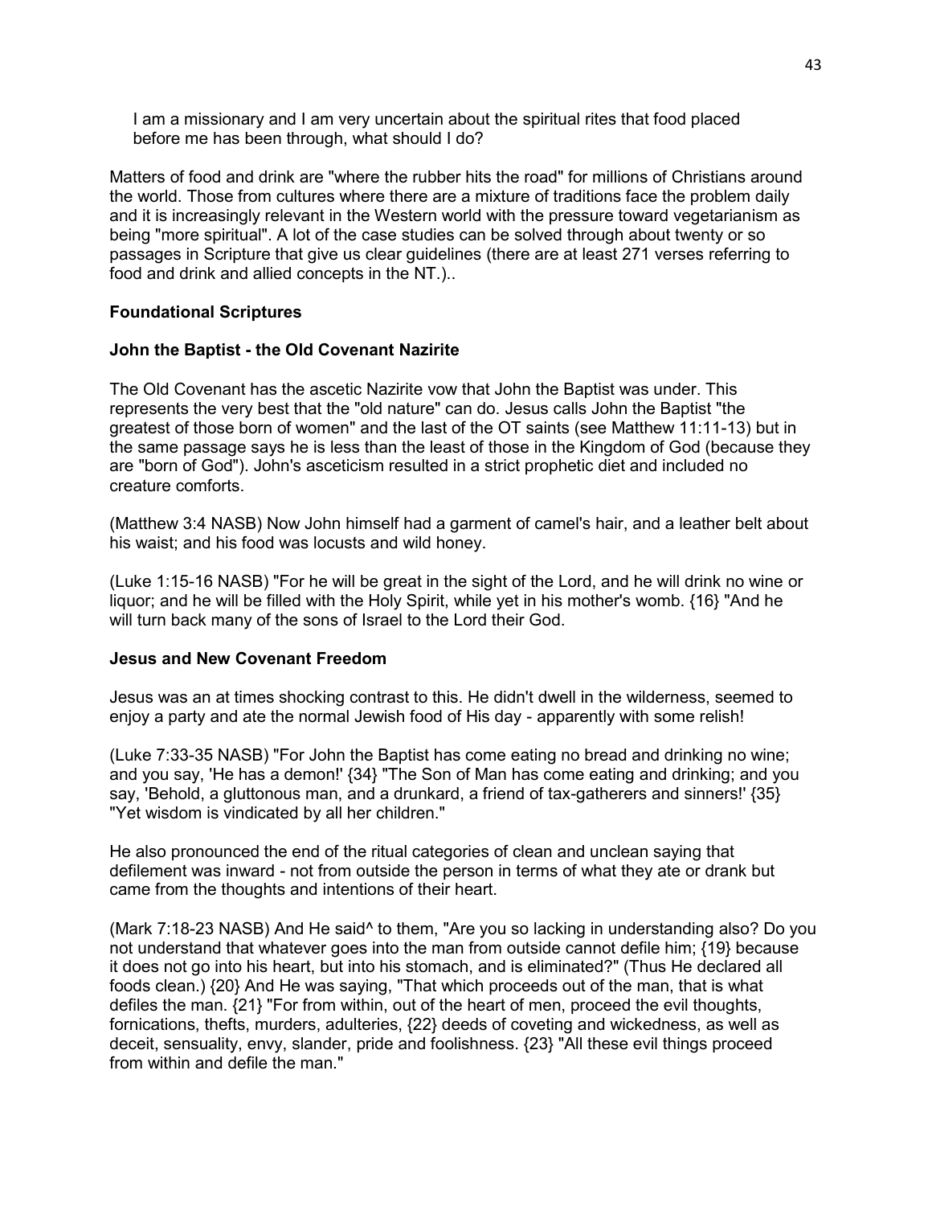I am a missionary and I am very uncertain about the spiritual rites that food placed before me has been through, what should I do?

Matters of food and drink are "where the rubber hits the road" for millions of Christians around the world. Those from cultures where there are a mixture of traditions face the problem daily and it is increasingly relevant in the Western world with the pressure toward vegetarianism as being "more spiritual". A lot of the case studies can be solved through about twenty or so passages in Scripture that give us clear guidelines (there are at least 271 verses referring to food and drink and allied concepts in the NT.)..

**Foundational Scriptures**

**John the Baptist - the Old Covenant Nazirite**

The Old Covenant has the ascetic Nazirite vow that John the Baptist was under. This represents the very best that the "old nature" can do. Jesus calls John the Baptist "the greatest of those born of women" and the last of the OT saints (see Matthew 11:11-13) but in the same passage says he is less than the least of those in the Kingdom of God (because they are "born of God"). John's asceticism resulted in a strict prophetic diet and included no creature comforts.

(Matthew 3:4 NASB) Now John himself had a garment of camel's hair, and a leather belt about his waist; and his food was locusts and wild honey.

(Luke 1:15-16 NASB) "For he will be great in the sight of the Lord, and he will drink no wine or liquor; and he will be filled with the Holy Spirit, while yet in his mother's womb. {16} "And he will turn back many of the sons of Israel to the Lord their God.

**Jesus and New Covenant Freedom**

Jesus was an at times shocking contrast to this. He didn't dwell in the wilderness, seemed to enjoy a party and ate the normal Jewish food of His day - apparently with some relish!

(Luke 7:33-35 NASB) "For John the Baptist has come eating no bread and drinking no wine; and you say, 'He has a demon!' {34} "The Son of Man has come eating and drinking; and you say, 'Behold, a gluttonous man, and a drunkard, a friend of tax-gatherers and sinners!' {35} "Yet wisdom is vindicated by all her children."

He also pronounced the end of the ritual categories of clean and unclean saying that defilement was inward - not from outside the person in terms of what they ate or drank but came from the thoughts and intentions of their heart.

(Mark 7:18-23 NASB) And He said^ to them, "Are you so lacking in understanding also? Do you not understand that whatever goes into the man from outside cannot defile him; {19} because it does not go into his heart, but into his stomach, and is eliminated?" (Thus He declared all foods clean.) {20} And He was saying, "That which proceeds out of the man, that is what defiles the man. {21} "For from within, out of the heart of men, proceed the evil thoughts, fornications, thefts, murders, adulteries, {22} deeds of coveting and wickedness, as well as deceit, sensuality, envy, slander, pride and foolishness. {23} "All these evil things proceed from within and defile the man."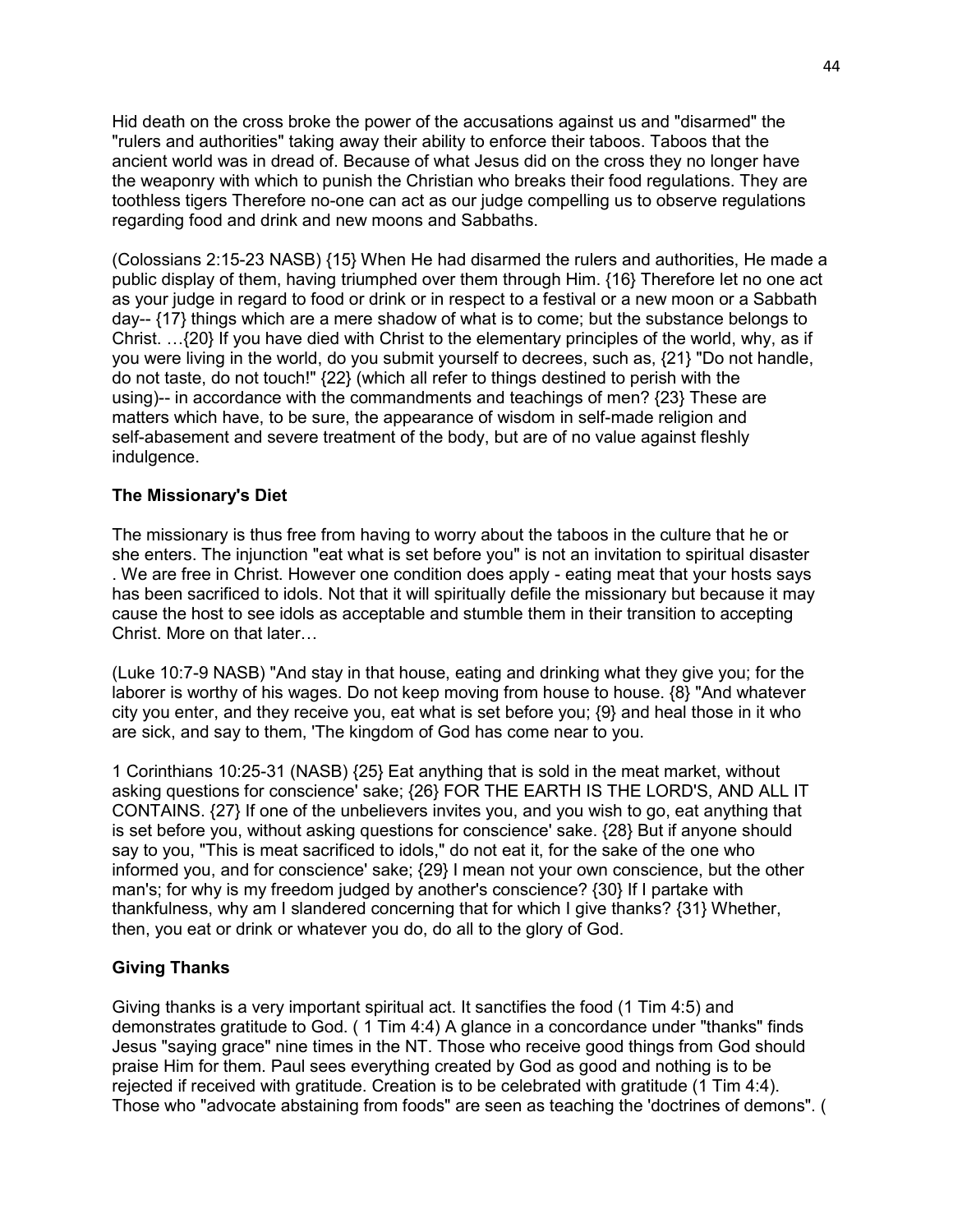Hid death on the cross broke the power of the accusations against us and "disarmed" the "rulers and authorities" taking away their ability to enforce their taboos. Taboos that the ancient world was in dread of. Because of what Jesus did on the cross they no longer have the weaponry with which to punish the Christian who breaks their food regulations. They are toothless tigers Therefore no-one can act as our judge compelling us to observe regulations regarding food and drink and new moons and Sabbaths.

(Colossians 2:15-23 NASB) {15} When He had disarmed the rulers and authorities, He made a public display of them, having triumphed over them through Him. {16} Therefore let no one act as your judge in regard to food or drink or in respect to a festival or a new moon or a Sabbath day-- {17} things which are a mere shadow of what is to come; but the substance belongs to Christ. …{20} If you have died with Christ to the elementary principles of the world, why, as if you were living in the world, do you submit yourself to decrees, such as, {21} "Do not handle, do not taste, do not touch!" {22} (which all refer to things destined to perish with the using)-- in accordance with the commandments and teachings of men? {23} These are matters which have, to be sure, the appearance of wisdom in self-made religion and self-abasement and severe treatment of the body, but are of no value against fleshly indulgence.

**The Missionary's Diet**

The missionary is thus free from having to worry about the taboos in the culture that he or she enters. The injunction "eat what is set before you" is not an invitation to spiritual disaster . We are free in Christ. However one condition does apply - eating meat that your hosts says has been sacrificed to idols. Not that it will spiritually defile the missionary but because it may cause the host to see idols as acceptable and stumble them in their transition to accepting Christ. More on that later…

(Luke 10:7-9 NASB) "And stay in that house, eating and drinking what they give you; for the laborer is worthy of his wages. Do not keep moving from house to house. {8} "And whatever city you enter, and they receive you, eat what is set before you; {9} and heal those in it who are sick, and say to them, 'The kingdom of God has come near to you.

1 Corinthians 10:25-31 (NASB) {25} Eat anything that is sold in the meat market, without asking questions for conscience' sake; {26} FOR THE EARTH IS THE LORD'S, AND ALL IT CONTAINS. {27} If one of the unbelievers invites you, and you wish to go, eat anything that is set before you, without asking questions for conscience' sake. {28} But if anyone should say to you, "This is meat sacrificed to idols," do not eat it, for the sake of the one who informed you, and for conscience' sake; {29} I mean not your own conscience, but the other man's; for why is my freedom judged by another's conscience? {30} If I partake with thankfulness, why am I slandered concerning that for which I give thanks? {31} Whether, then, you eat or drink or whatever you do, do all to the glory of God.

**Giving Thanks**

Giving thanks is a very important spiritual act. It sanctifies the food (1 Tim 4:5) and demonstrates gratitude to God. ( 1 Tim 4:4) A glance in a concordance under "thanks" finds Jesus "saying grace" nine times in the NT. Those who receive good things from God should praise Him for them. Paul sees everything created by God as good and nothing is to be rejected if received with gratitude. Creation is to be celebrated with gratitude (1 Tim 4:4). Those who "advocate abstaining from foods" are seen as teaching the 'doctrines of demons". (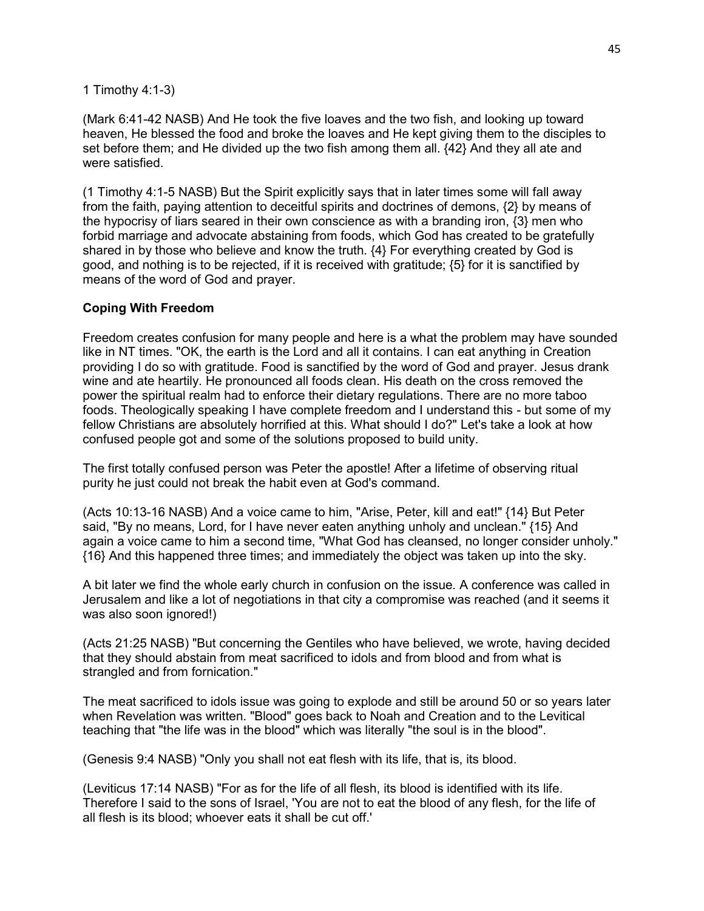1 Timothy 4:1-3)

(Mark 6:41-42 NASB) And He took the five loaves and the two fish, and looking up toward heaven, He blessed the food and broke the loaves and He kept giving them to the disciples to set before them; and He divided up the two fish among them all. {42} And they all ate and were satisfied.

(1 Timothy 4:1-5 NASB) But the Spirit explicitly says that in later times some will fall away from the faith, paying attention to deceitful spirits and doctrines of demons, {2} by means of the hypocrisy of liars seared in their own conscience as with a branding iron, {3} men who forbid marriage and advocate abstaining from foods, which God has created to be gratefully shared in by those who believe and know the truth. {4} For everything created by God is good, and nothing is to be rejected, if it is received with gratitude; {5} for it is sanctified by means of the word of God and prayer.

**Coping With Freedom**

Freedom creates confusion for many people and here is a what the problem may have sounded like in NT times. "OK, the earth is the Lord and all it contains. I can eat anything in Creation providing I do so with gratitude. Food is sanctified by the word of God and prayer. Jesus drank wine and ate heartily. He pronounced all foods clean. His death on the cross removed the power the spiritual realm had to enforce their dietary regulations. There are no more taboo foods. Theologically speaking I have complete freedom and I understand this - but some of my fellow Christians are absolutely horrified at this. What should I do?" Let's take a look at how confused people got and some of the solutions proposed to build unity.

The first totally confused person was Peter the apostle! After a lifetime of observing ritual purity he just could not break the habit even at God's command.

(Acts 10:13-16 NASB) And a voice came to him, "Arise, Peter, kill and eat!" {14} But Peter said, "By no means, Lord, for I have never eaten anything unholy and unclean." {15} And again a voice came to him a second time, "What God has cleansed, no longer consider unholy." {16} And this happened three times; and immediately the object was taken up into the sky.

A bit later we find the whole early church in confusion on the issue. A conference was called in Jerusalem and like a lot of negotiations in that city a compromise was reached (and it seems it was also soon ignored!)

(Acts 21:25 NASB) "But concerning the Gentiles who have believed, we wrote, having decided that they should abstain from meat sacrificed to idols and from blood and from what is strangled and from fornication."

The meat sacrificed to idols issue was going to explode and still be around 50 or so years later when Revelation was written. "Blood" goes back to Noah and Creation and to the Levitical teaching that "the life was in the blood" which was literally "the soul is in the blood".

(Genesis 9:4 NASB) "Only you shall not eat flesh with its life, that is, its blood.

(Leviticus 17:14 NASB) "For as for the life of all flesh, its blood is identified with its life. Therefore I said to the sons of Israel, 'You are not to eat the blood of any flesh, for the life of all flesh is its blood; whoever eats it shall be cut off.'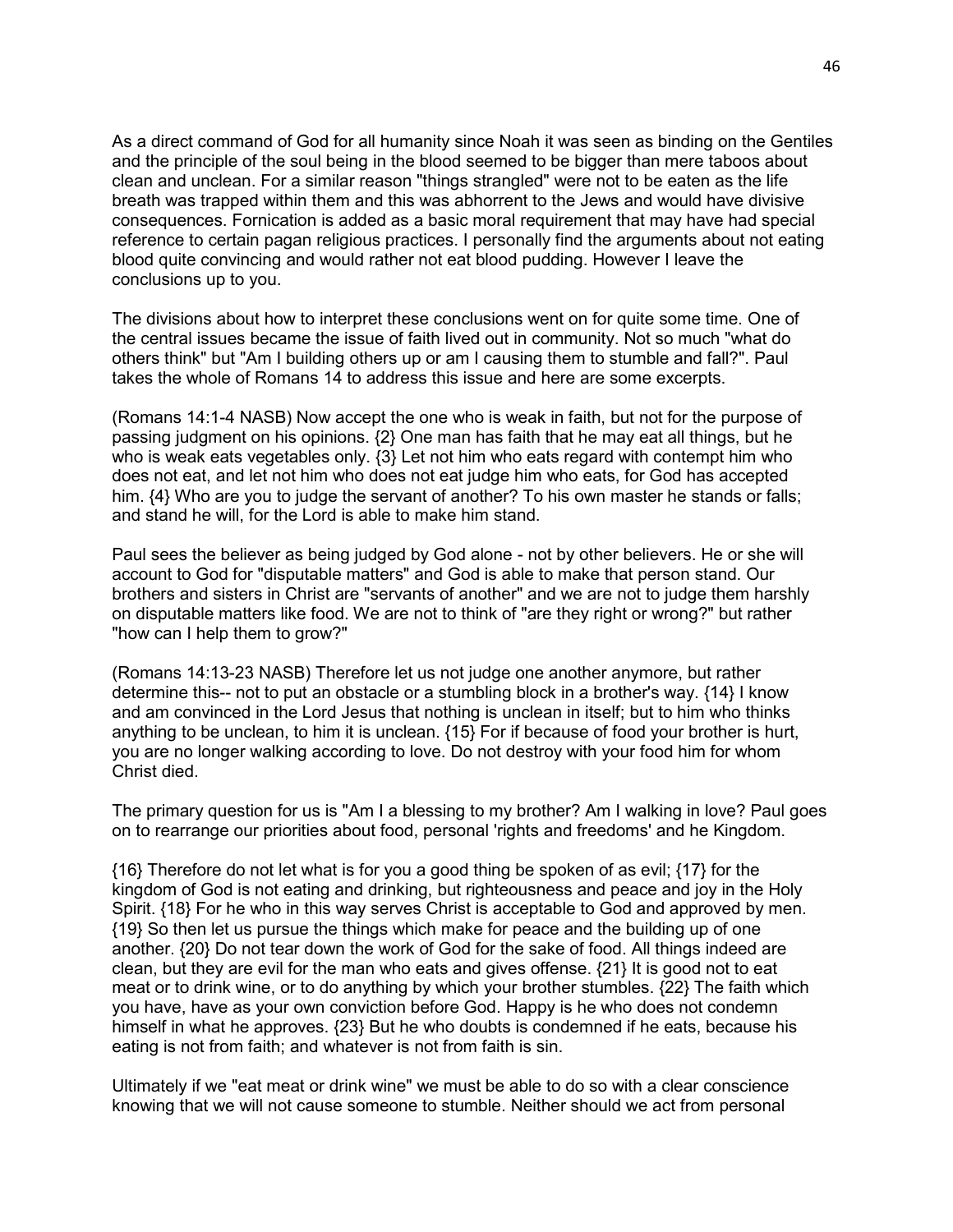As a direct command of God for all humanity since Noah it was seen as binding on the Gentiles and the principle of the soul being in the blood seemed to be bigger than mere taboos about clean and unclean. For a similar reason "things strangled" were not to be eaten as the life breath was trapped within them and this was abhorrent to the Jews and would have divisive consequences. Fornication is added as a basic moral requirement that may have had special reference to certain pagan religious practices. I personally find the arguments about not eating blood quite convincing and would rather not eat blood pudding. However I leave the conclusions up to you.

The divisions about how to interpret these conclusions went on for quite some time. One of the central issues became the issue of faith lived out in community. Not so much "what do others think" but "Am I building others up or am I causing them to stumble and fall?". Paul takes the whole of Romans 14 to address this issue and here are some excerpts.

(Romans 14:1-4 NASB) Now accept the one who is weak in faith, but not for the purpose of passing judgment on his opinions. {2} One man has faith that he may eat all things, but he who is weak eats vegetables only. {3} Let not him who eats regard with contempt him who does not eat, and let not him who does not eat judge him who eats, for God has accepted him. {4} Who are you to judge the servant of another? To his own master he stands or falls; and stand he will, for the Lord is able to make him stand.

Paul sees the believer as being judged by God alone - not by other believers. He or she will account to God for "disputable matters" and God is able to make that person stand. Our brothers and sisters in Christ are "servants of another" and we are not to judge them harshly on disputable matters like food. We are not to think of "are they right or wrong?" but rather "how can I help them to grow?"

(Romans 14:13-23 NASB) Therefore let us not judge one another anymore, but rather determine this-- not to put an obstacle or a stumbling block in a brother's way. {14} I know and am convinced in the Lord Jesus that nothing is unclean in itself; but to him who thinks anything to be unclean, to him it is unclean. {15} For if because of food your brother is hurt, you are no longer walking according to love. Do not destroy with your food him for whom Christ died.

The primary question for us is "Am I a blessing to my brother? Am I walking in love? Paul goes on to rearrange our priorities about food, personal 'rights and freedoms' and he Kingdom.

{16} Therefore do not let what is for you a good thing be spoken of as evil; {17} for the kingdom of God is not eating and drinking, but righteousness and peace and joy in the Holy Spirit. {18} For he who in this way serves Christ is acceptable to God and approved by men. {19} So then let us pursue the things which make for peace and the building up of one another. {20} Do not tear down the work of God for the sake of food. All things indeed are clean, but they are evil for the man who eats and gives offense. {21} It is good not to eat meat or to drink wine, or to do anything by which your brother stumbles. {22} The faith which you have, have as your own conviction before God. Happy is he who does not condemn himself in what he approves. {23} But he who doubts is condemned if he eats, because his eating is not from faith; and whatever is not from faith is sin.

Ultimately if we "eat meat or drink wine" we must be able to do so with a clear conscience knowing that we will not cause someone to stumble. Neither should we act from personal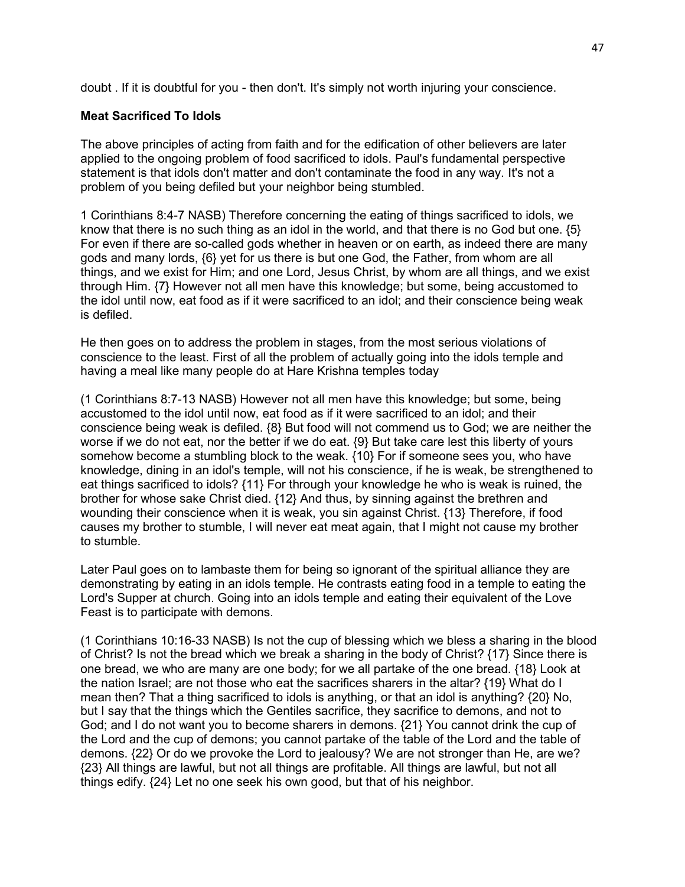doubt . If it is doubtful for you - then don't. It's simply not worth injuring your conscience.

**Meat Sacrificed To Idols**

The above principles of acting from faith and for the edification of other believers are later applied to the ongoing problem of food sacrificed to idols. Paul's fundamental perspective statement is that idols don't matter and don't contaminate the food in any way. It's not a problem of you being defiled but your neighbor being stumbled.

1 Corinthians 8:4-7 NASB) Therefore concerning the eating of things sacrificed to idols, we know that there is no such thing as an idol in the world, and that there is no God but one. {5} For even if there are so-called gods whether in heaven or on earth, as indeed there are many gods and many lords, {6} yet for us there is but one God, the Father, from whom are all things, and we exist for Him; and one Lord, Jesus Christ, by whom are all things, and we exist through Him. {7} However not all men have this knowledge; but some, being accustomed to the idol until now, eat food as if it were sacrificed to an idol; and their conscience being weak is defiled.

He then goes on to address the problem in stages, from the most serious violations of conscience to the least. First of all the problem of actually going into the idols temple and having a meal like many people do at Hare Krishna temples today

(1 Corinthians 8:7-13 NASB) However not all men have this knowledge; but some, being accustomed to the idol until now, eat food as if it were sacrificed to an idol; and their conscience being weak is defiled. {8} But food will not commend us to God; we are neither the worse if we do not eat, nor the better if we do eat. {9} But take care lest this liberty of yours somehow become a stumbling block to the weak. {10} For if someone sees you, who have knowledge, dining in an idol's temple, will not his conscience, if he is weak, be strengthened to eat things sacrificed to idols? {11} For through your knowledge he who is weak is ruined, the brother for whose sake Christ died. {12} And thus, by sinning against the brethren and wounding their conscience when it is weak, you sin against Christ. {13} Therefore, if food causes my brother to stumble, I will never eat meat again, that I might not cause my brother to stumble.

Later Paul goes on to lambaste them for being so ignorant of the spiritual alliance they are demonstrating by eating in an idols temple. He contrasts eating food in a temple to eating the Lord's Supper at church. Going into an idols temple and eating their equivalent of the Love Feast is to participate with demons.

(1 Corinthians 10:16-33 NASB) Is not the cup of blessing which we bless a sharing in the blood of Christ? Is not the bread which we break a sharing in the body of Christ? {17} Since there is one bread, we who are many are one body; for we all partake of the one bread. {18} Look at the nation Israel; are not those who eat the sacrifices sharers in the altar? {19} What do I mean then? That a thing sacrificed to idols is anything, or that an idol is anything? {20} No, but I say that the things which the Gentiles sacrifice, they sacrifice to demons, and not to God; and I do not want you to become sharers in demons. {21} You cannot drink the cup of the Lord and the cup of demons; you cannot partake of the table of the Lord and the table of demons. {22} Or do we provoke the Lord to jealousy? We are not stronger than He, are we? {23} All things are lawful, but not all things are profitable. All things are lawful, but not all things edify. {24} Let no one seek his own good, but that of his neighbor.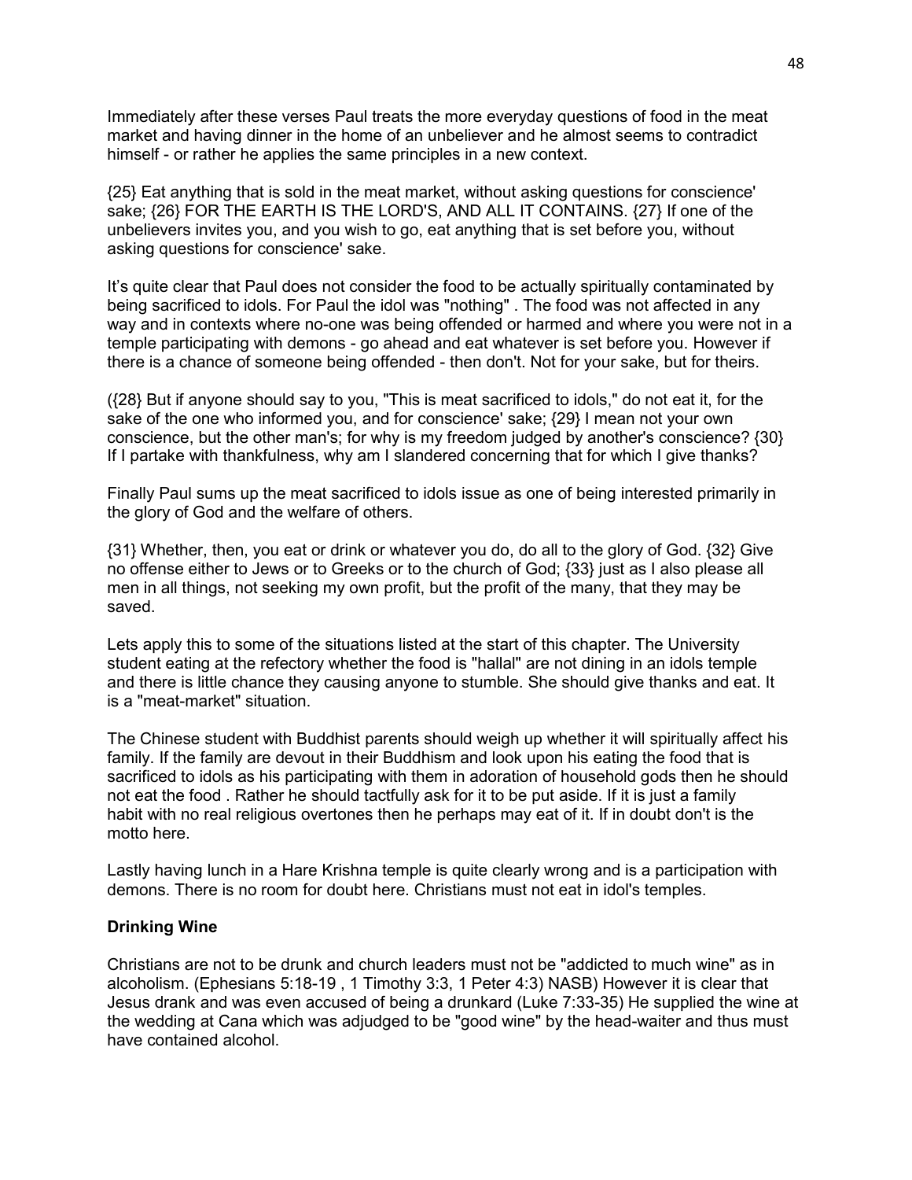Immediately after these verses Paul treats the more everyday questions of food in the meat market and having dinner in the home of an unbeliever and he almost seems to contradict himself - or rather he applies the same principles in a new context.

{25} Eat anything that is sold in the meat market, without asking questions for conscience' sake; {26} FOR THE EARTH IS THE LORD'S, AND ALL IT CONTAINS. {27} If one of the unbelievers invites you, and you wish to go, eat anything that is set before you, without asking questions for conscience' sake.

It's quite clear that Paul does not consider the food to be actually spiritually contaminated by being sacrificed to idols. For Paul the idol was "nothing" . The food was not affected in any way and in contexts where no-one was being offended or harmed and where you were not in a temple participating with demons - go ahead and eat whatever is set before you. However if there is a chance of someone being offended - then don't. Not for your sake, but for theirs.

({28} But if anyone should say to you, "This is meat sacrificed to idols," do not eat it, for the sake of the one who informed you, and for conscience' sake; {29} I mean not your own conscience, but the other man's; for why is my freedom judged by another's conscience? {30} If I partake with thankfulness, why am I slandered concerning that for which I give thanks?

Finally Paul sums up the meat sacrificed to idols issue as one of being interested primarily in the glory of God and the welfare of others.

{31} Whether, then, you eat or drink or whatever you do, do all to the glory of God. {32} Give no offense either to Jews or to Greeks or to the church of God; {33} just as I also please all men in all things, not seeking my own profit, but the profit of the many, that they may be saved.

Lets apply this to some of the situations listed at the start of this chapter. The University student eating at the refectory whether the food is "hallal" are not dining in an idols temple and there is little chance they causing anyone to stumble. She should give thanks and eat. It is a "meat-market" situation.

The Chinese student with Buddhist parents should weigh up whether it will spiritually affect his family. If the family are devout in their Buddhism and look upon his eating the food that is sacrificed to idols as his participating with them in adoration of household gods then he should not eat the food . Rather he should tactfully ask for it to be put aside. If it is just a family habit with no real religious overtones then he perhaps may eat of it. If in doubt don't is the motto here.

Lastly having lunch in a Hare Krishna temple is quite clearly wrong and is a participation with demons. There is no room for doubt here. Christians must not eat in idol's temples.

**Drinking Wine**

Christians are not to be drunk and church leaders must not be "addicted to much wine" as in alcoholism. (Ephesians 5:18-19 , 1 Timothy 3:3, 1 Peter 4:3) NASB) However it is clear that Jesus drank and was even accused of being a drunkard (Luke 7:33-35) He supplied the wine at the wedding at Cana which was adjudged to be "good wine" by the head-waiter and thus must have contained alcohol.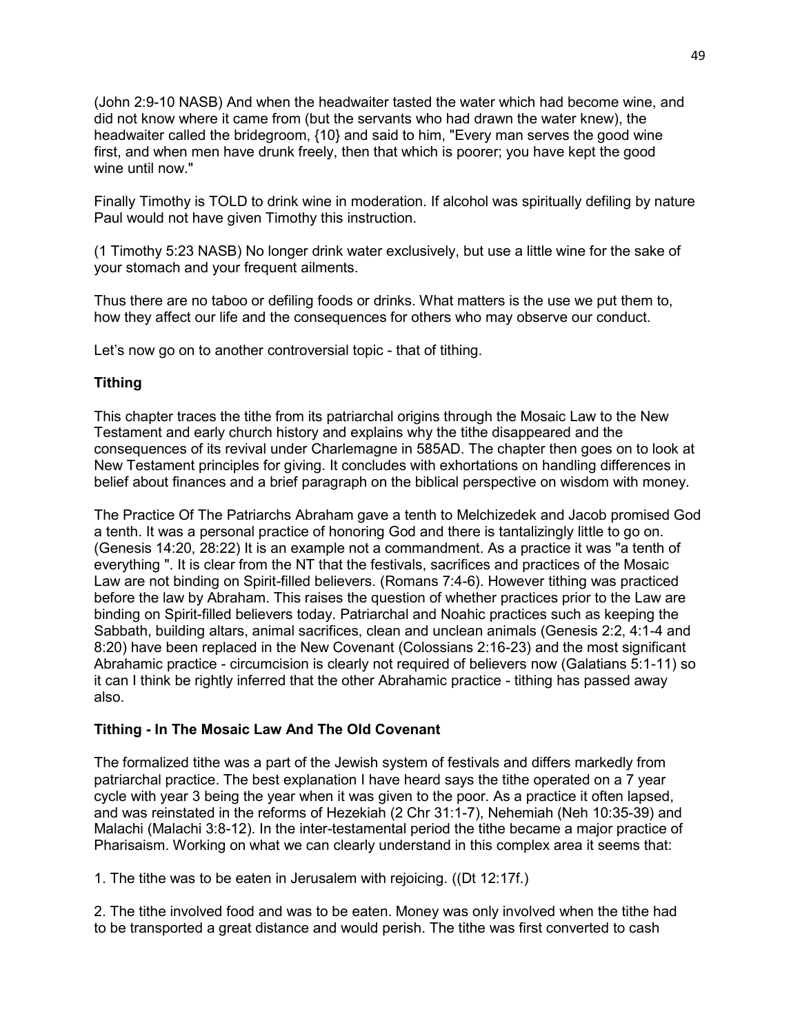(John 2:9-10 NASB) And when the headwaiter tasted the water which had become wine, and did not know where it came from (but the servants who had drawn the water knew), the headwaiter called the bridegroom, {10} and said to him, "Every man serves the good wine first, and when men have drunk freely, then that which is poorer; you have kept the good wine until now."

Finally Timothy is TOLD to drink wine in moderation. If alcohol was spiritually defiling by nature Paul would not have given Timothy this instruction.

(1 Timothy 5:23 NASB) No longer drink water exclusively, but use a little wine for the sake of your stomach and your frequent ailments.

Thus there are no taboo or defiling foods or drinks. What matters is the use we put them to, how they affect our life and the consequences for others who may observe our conduct.

Let's now go on to another controversial topic - that of tithing.

**Tithing**

This chapter traces the tithe from its patriarchal origins through the Mosaic Law to the New Testament and early church history and explains why the tithe disappeared and the consequences of its revival under Charlemagne in 585AD. The chapter then goes on to look at New Testament principles for giving. It concludes with exhortations on handling differences in belief about finances and a brief paragraph on the biblical perspective on wisdom with money.

The Practice Of The Patriarchs Abraham gave a tenth to Melchizedek and Jacob promised God a tenth. It was a personal practice of honoring God and there is tantalizingly little to go on. (Genesis 14:20, 28:22) It is an example not a commandment. As a practice it was "a tenth of everything ". It is clear from the NT that the festivals, sacrifices and practices of the Mosaic Law are not binding on Spirit-filled believers. (Romans 7:4-6). However tithing was practiced before the law by Abraham. This raises the question of whether practices prior to the Law are binding on Spirit-filled believers today. Patriarchal and Noahic practices such as keeping the Sabbath, building altars, animal sacrifices, clean and unclean animals (Genesis 2:2, 4:1-4 and 8:20) have been replaced in the New Covenant (Colossians 2:16-23) and the most significant Abrahamic practice - circumcision is clearly not required of believers now (Galatians 5:1-11) so it can I think be rightly inferred that the other Abrahamic practice - tithing has passed away also.

**Tithing - In The Mosaic Law And The Old Covenant**

The formalized tithe was a part of the Jewish system of festivals and differs markedly from patriarchal practice. The best explanation I have heard says the tithe operated on a 7 year cycle with year 3 being the year when it was given to the poor. As a practice it often lapsed, and was reinstated in the reforms of Hezekiah (2 Chr 31:1-7), Nehemiah (Neh 10:35-39) and Malachi (Malachi 3:8-12). In the inter-testamental period the tithe became a major practice of Pharisaism. Working on what we can clearly understand in this complex area it seems that:

1. The tithe was to be eaten in Jerusalem with rejoicing. ((Dt 12:17f.)

2. The tithe involved food and was to be eaten. Money was only involved when the tithe had to be transported a great distance and would perish. The tithe was first converted to cash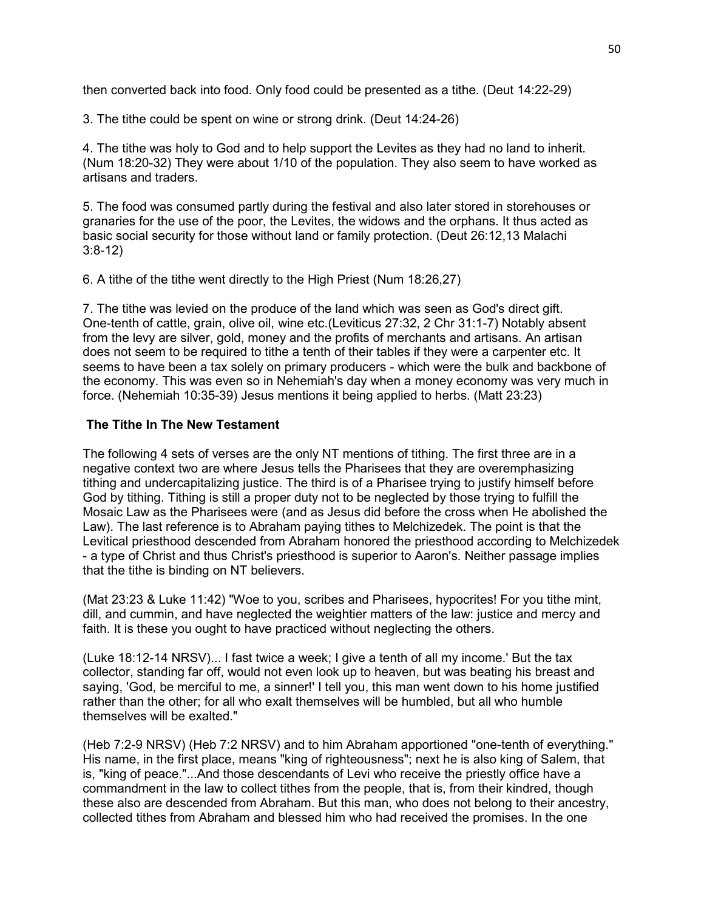then converted back into food. Only food could be presented as a tithe. (Deut 14:22-29)

3. The tithe could be spent on wine or strong drink. (Deut 14:24-26)

4. The tithe was holy to God and to help support the Levites as they had no land to inherit. (Num 18:20-32) They were about 1/10 of the population. They also seem to have worked as artisans and traders.

5. The food was consumed partly during the festival and also later stored in storehouses or granaries for the use of the poor, the Levites, the widows and the orphans. It thus acted as basic social security for those without land or family protection. (Deut 26:12,13 Malachi 3:8-12)

6. A tithe of the tithe went directly to the High Priest (Num 18:26,27)

7. The tithe was levied on the produce of the land which was seen as God's direct gift. One-tenth of cattle, grain, olive oil, wine etc.(Leviticus 27:32, 2 Chr 31:1-7) Notably absent from the levy are silver, gold, money and the profits of merchants and artisans. An artisan does not seem to be required to tithe a tenth of their tables if they were a carpenter etc. It seems to have been a tax solely on primary producers - which were the bulk and backbone of the economy. This was even so in Nehemiah's day when a money economy was very much in force. (Nehemiah 10:35-39) Jesus mentions it being applied to herbs. (Matt 23:23)

## The Tithe In The New Testament

The following 4 sets of verses are the only NT mentions of tithing. The first three are in a negative context two are where Jesus tells the Pharisees that they are overemphasizing tithing and undercapitalizing justice. The third is of a Pharisee trying to justify himself before God by tithing. Tithing is still a proper duty not to be neglected by those trying to fulfill the Mosaic Law as the Pharisees were (and as Jesus did before the cross when He abolished the Law). The last reference is to Abraham paying tithes to Melchizedek. The point is that the Levitical priesthood descended from Abraham honored the priesthood according to Melchizedek - a type of Christ and thus Christ's priesthood is superior to Aaron's. Neither passage implies that the tithe is binding on NT believers.

(Mat 23:23 & Luke 11:42) "Woe to you, scribes and Pharisees, hypocrites! For you tithe mint, dill, and cummin, and have neglected the weightier matters of the law: justice and mercy and faith. It is these you ought to have practiced without neglecting the others.

(Luke 18:12-14 NRSV)... I fast twice a week; I give a tenth of all my income.' But the tax collector, standing far off, would not even look up to heaven, but was beating his breast and saying, 'God, be merciful to me, a sinner!' I tell you, this man went down to his home justified rather than the other; for all who exalt themselves will be humbled, but all who humble themselves will be exalted."

(Heb 7:2-9 NRSV) (Heb 7:2 NRSV) and to him Abraham apportioned "one-tenth of everything." His name, in the first place, means "king of righteousness"; next he is also king of Salem, that is, "king of peace."...And those descendants of Levi who receive the priestly office have a commandment in the law to collect tithes from the people, that is, from their kindred, though these also are descended from Abraham. But this man, who does not belong to their ancestry, collected tithes from Abraham and blessed him who had received the promises. In the one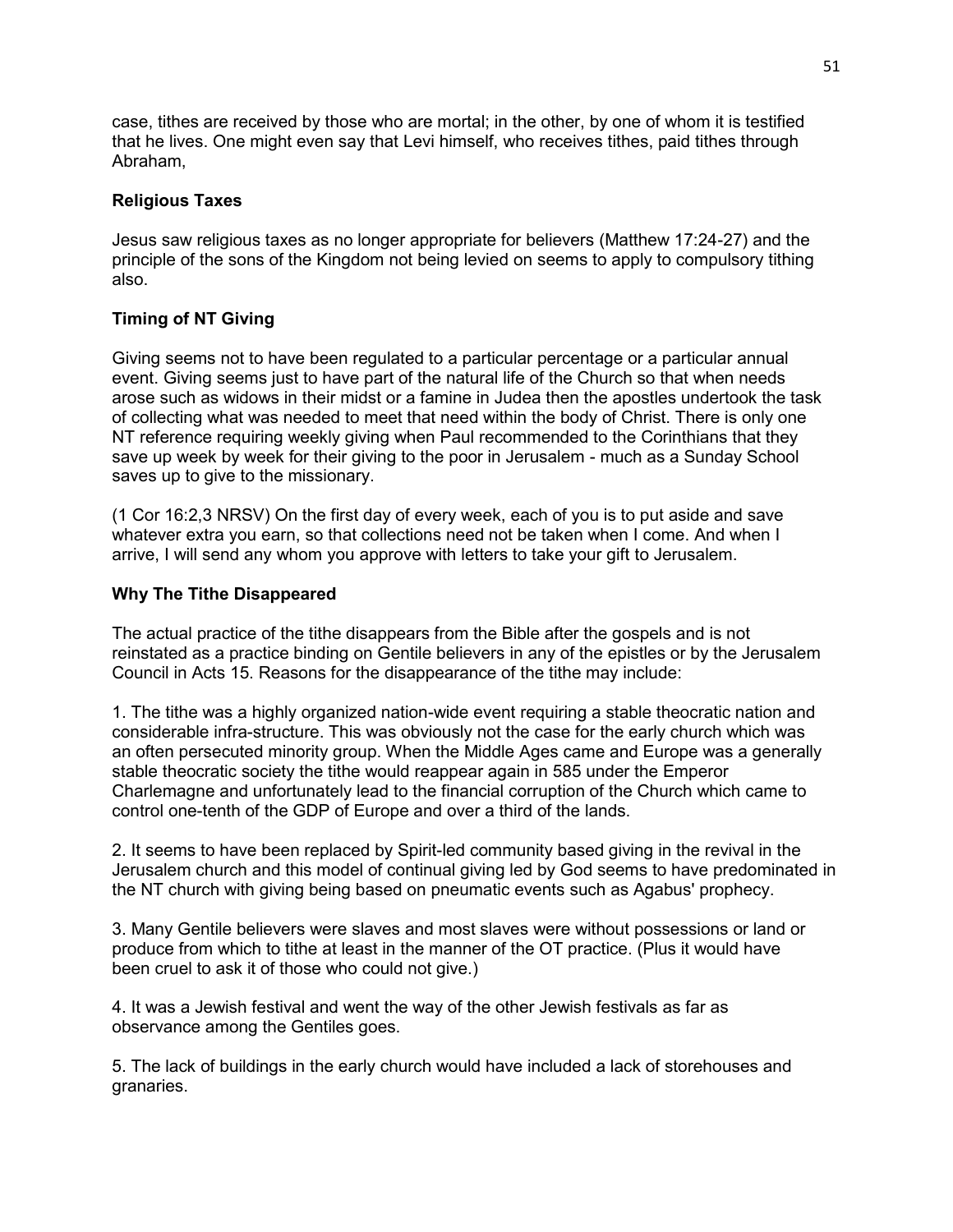case, tithes are received by those who are mortal; in the other, by one of whom it is testified that he lives. One might even say that Levi himself, who receives tithes, paid tithes through Abraham,

### Religious Taxes

Jesus saw religious taxes as no longer appropriate for believers (Matthew 17:24-27) and the principle of the sons of the Kingdom not being levied on seems to apply to compulsory tithing also.

### Timing of NT Giving

Giving seems not to have been regulated to a particular percentage or a particular annual event. Giving seems just to have part of the natural life of the Church so that when needs arose such as widows in their midst or a famine in Judea then the apostles undertook the task of collecting what was needed to meet that need within the body of Christ. There is only one NT reference requiring weekly giving when Paul recommended to the Corinthians that they save up week by week for their giving to the poor in Jerusalem - much as a Sunday School saves up to give to the missionary.

(1 Cor 16:2,3 NRSV) On the first day of every week, each of you is to put aside and save whatever extra you earn, so that collections need not be taken when I come. And when I arrive, I will send any whom you approve with letters to take your gift to Jerusalem.

### Why The Tithe Disappeared

The actual practice of the tithe disappears from the Bible after the gospels and is not reinstated as a practice binding on Gentile believers in any of the epistles or by the Jerusalem Council in Acts 15. Reasons for the disappearance of the tithe may include:

1. The tithe was a highly organized nation-wide event requiring a stable theocratic nation and considerable infra-structure. This was obviously not the case for the early church which was an often persecuted minority group. When the Middle Ages came and Europe was a generally stable theocratic society the tithe would reappear again in 585 under the Emperor Charlemagne and unfortunately lead to the financial corruption of the Church which came to control one-tenth of the GDP of Europe and over a third of the lands.

2. It seems to have been replaced by Spirit-led community based giving in the revival in the Jerusalem church and this model of continual giving led by God seems to have predominated in the NT church with giving being based on pneumatic events such as Agabus' prophecy.

3. Many Gentile believers were slaves and most slaves were without possessions or land or produce from which to tithe at least in the manner of the OT practice. (Plus it would have been cruel to ask it of those who could not give.)

4. It was a Jewish festival and went the way of the other Jewish festivals as far as observance among the Gentiles goes.

5. The lack of buildings in the early church would have included a lack of storehouses and granaries.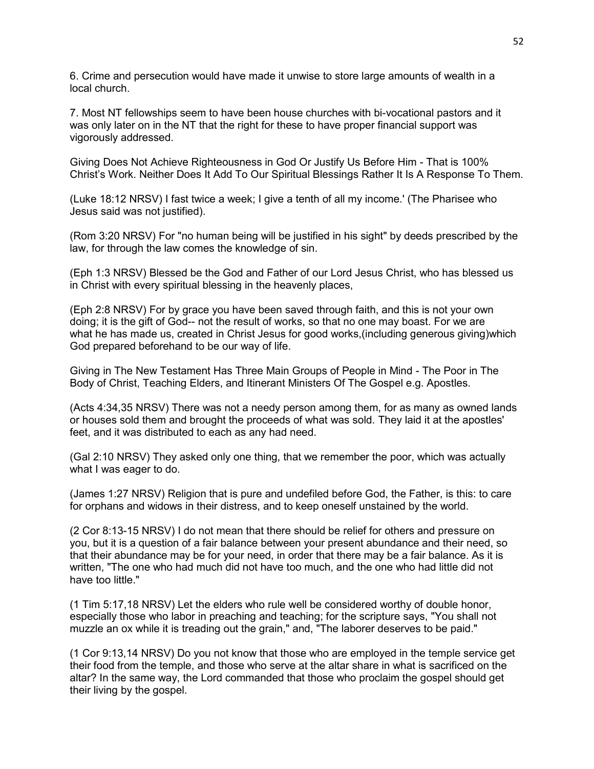6. Crime and persecution would have made it unwise to store large amounts of wealth in a local church.

7. Most NT fellowships seem to have been house churches with bi-vocational pastors and it was only later on in the NT that the right for these to have proper financial support was vigorously addressed.

Giving Does Not Achieve Righteousness in God Or Justify Us Before Him - That is 100% Christ's Work. Neither Does It Add To Our Spiritual Blessings Rather It Is A Response To Them.

(Luke 18:12 NRSV) I fast twice a week; I give a tenth of all my income.' (The Pharisee who Jesus said was not justified).

(Rom 3:20 NRSV) For "no human being will be justified in his sight" by deeds prescribed by the law, for through the law comes the knowledge of sin.

(Eph 1:3 NRSV) Blessed be the God and Father of our Lord Jesus Christ, who has blessed us in Christ with every spiritual blessing in the heavenly places,

(Eph 2:8 NRSV) For by grace you have been saved through faith, and this is not your own doing; it is the gift of God-- not the result of works, so that no one may boast. For we are what he has made us, created in Christ Jesus for good works,(including generous giving)which God prepared beforehand to be our way of life.

Giving in The New Testament Has Three Main Groups of People in Mind - The Poor in The Body of Christ, Teaching Elders, and Itinerant Ministers Of The Gospel e.g. Apostles.

(Acts 4:34,35 NRSV) There was not a needy person among them, for as many as owned lands or houses sold them and brought the proceeds of what was sold. They laid it at the apostles' feet, and it was distributed to each as any had need.

(Gal 2:10 NRSV) They asked only one thing, that we remember the poor, which was actually what I was eager to do.

(James 1:27 NRSV) Religion that is pure and undefiled before God, the Father, is this: to care for orphans and widows in their distress, and to keep oneself unstained by the world.

(2 Cor 8:13-15 NRSV) I do not mean that there should be relief for others and pressure on you, but it is a question of a fair balance between your present abundance and their need, so that their abundance may be for your need, in order that there may be a fair balance. As it is written, "The one who had much did not have too much, and the one who had little did not have too little."

(1 Tim 5:17,18 NRSV) Let the elders who rule well be considered worthy of double honor, especially those who labor in preaching and teaching; for the scripture says, "You shall not muzzle an ox while it is treading out the grain," and, "The laborer deserves to be paid."

(1 Cor 9:13,14 NRSV) Do you not know that those who are employed in the temple service get their food from the temple, and those who serve at the altar share in what is sacrificed on the altar? In the same way, the Lord commanded that those who proclaim the gospel should get their living by the gospel.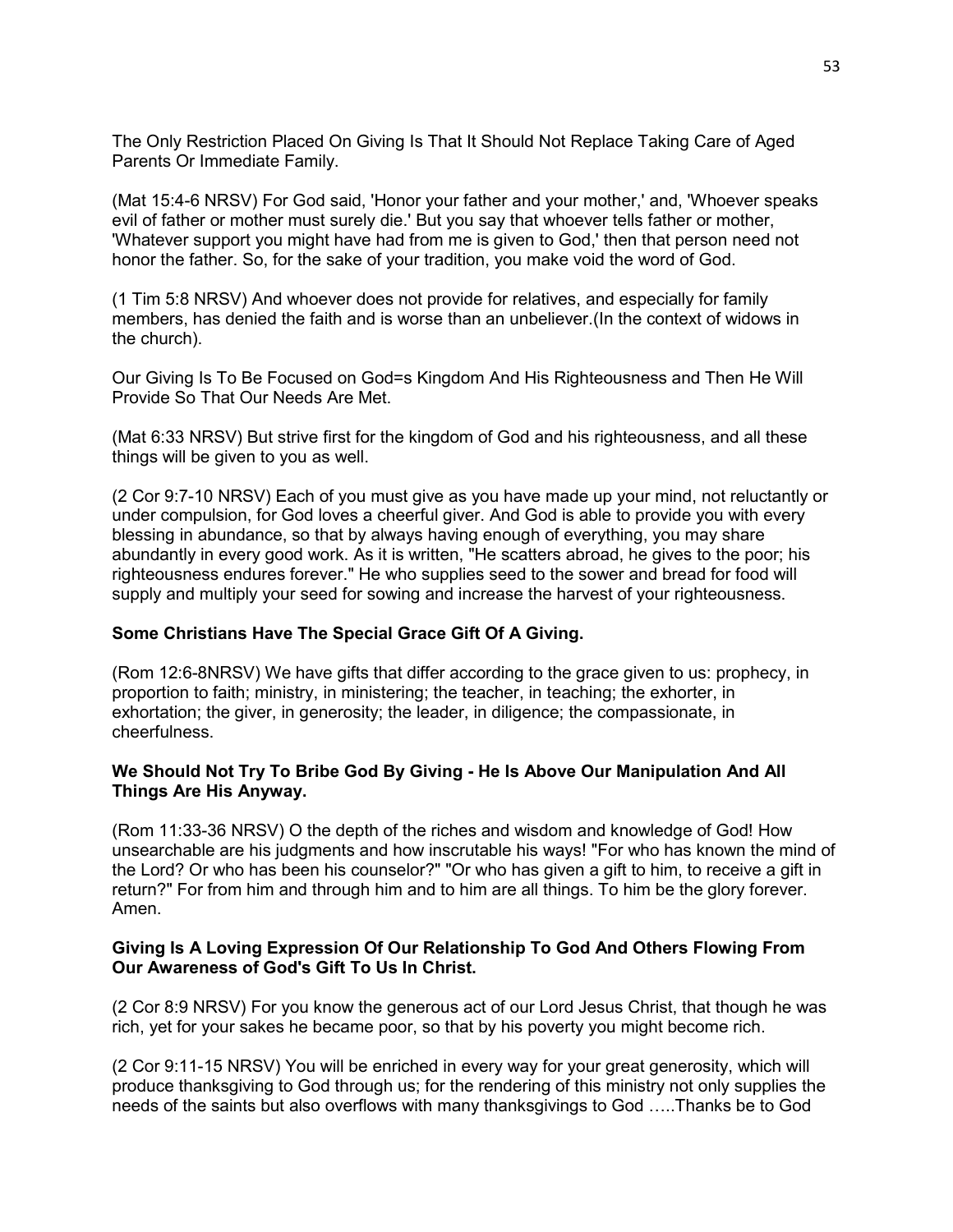The Only Restriction Placed On Giving Is That It Should Not Replace Taking Care of Aged Parents Or Immediate Family.

(Mat 15:4-6 NRSV) For God said, 'Honor your father and your mother,' and, 'Whoever speaks evil of father or mother must surely die.' But you say that whoever tells father or mother, 'Whatever support you might have had from me is given to God,' then that person need not honor the father. So, for the sake of your tradition, you make void the word of God.

(1 Tim 5:8 NRSV) And whoever does not provide for relatives, and especially for family members, has denied the faith and is worse than an unbeliever.(In the context of widows in the church).

Our Giving Is To Be Focused on God=s Kingdom And His Righteousness and Then He Will Provide So That Our Needs Are Met.

(Mat 6:33 NRSV) But strive first for the kingdom of God and his righteousness, and all these things will be given to you as well.

(2 Cor 9:7-10 NRSV) Each of you must give as you have made up your mind, not reluctantly or under compulsion, for God loves a cheerful giver. And God is able to provide you with every blessing in abundance, so that by always having enough of everything, you may share abundantly in every good work. As it is written, "He scatters abroad, he gives to the poor; his righteousness endures forever." He who supplies seed to the sower and bread for food will supply and multiply your seed for sowing and increase the harvest of your righteousness.

**Some Christians Have The Special Grace Gift Of A Giving.**

(Rom 12:6-8NRSV) We have gifts that differ according to the grace given to us: prophecy, in proportion to faith; ministry, in ministering; the teacher, in teaching; the exhorter, in exhortation; the giver, in generosity; the leader, in diligence; the compassionate, in cheerfulness.

**We Should Not Try To Bribe God By Giving - He Is Above Our Manipulation And All Things Are His Anyway.**

(Rom 11:33-36 NRSV) O the depth of the riches and wisdom and knowledge of God! How unsearchable are his judgments and how inscrutable his ways! "For who has known the mind of the Lord? Or who has been his counselor?" "Or who has given a gift to him, to receive a gift in return?" For from him and through him and to him are all things. To him be the glory forever. Amen.

**Giving Is A Loving Expression Of Our Relationship To God And Others Flowing From Our Awareness of God's Gift To Us In Christ.**

(2 Cor 8:9 NRSV) For you know the generous act of our Lord Jesus Christ, that though he was rich, yet for your sakes he became poor, so that by his poverty you might become rich.

(2 Cor 9:11-15 NRSV) You will be enriched in every way for your great generosity, which will produce thanksgiving to God through us; for the rendering of this ministry not only supplies the needs of the saints but also overflows with many thanksgivings to God …..Thanks be to God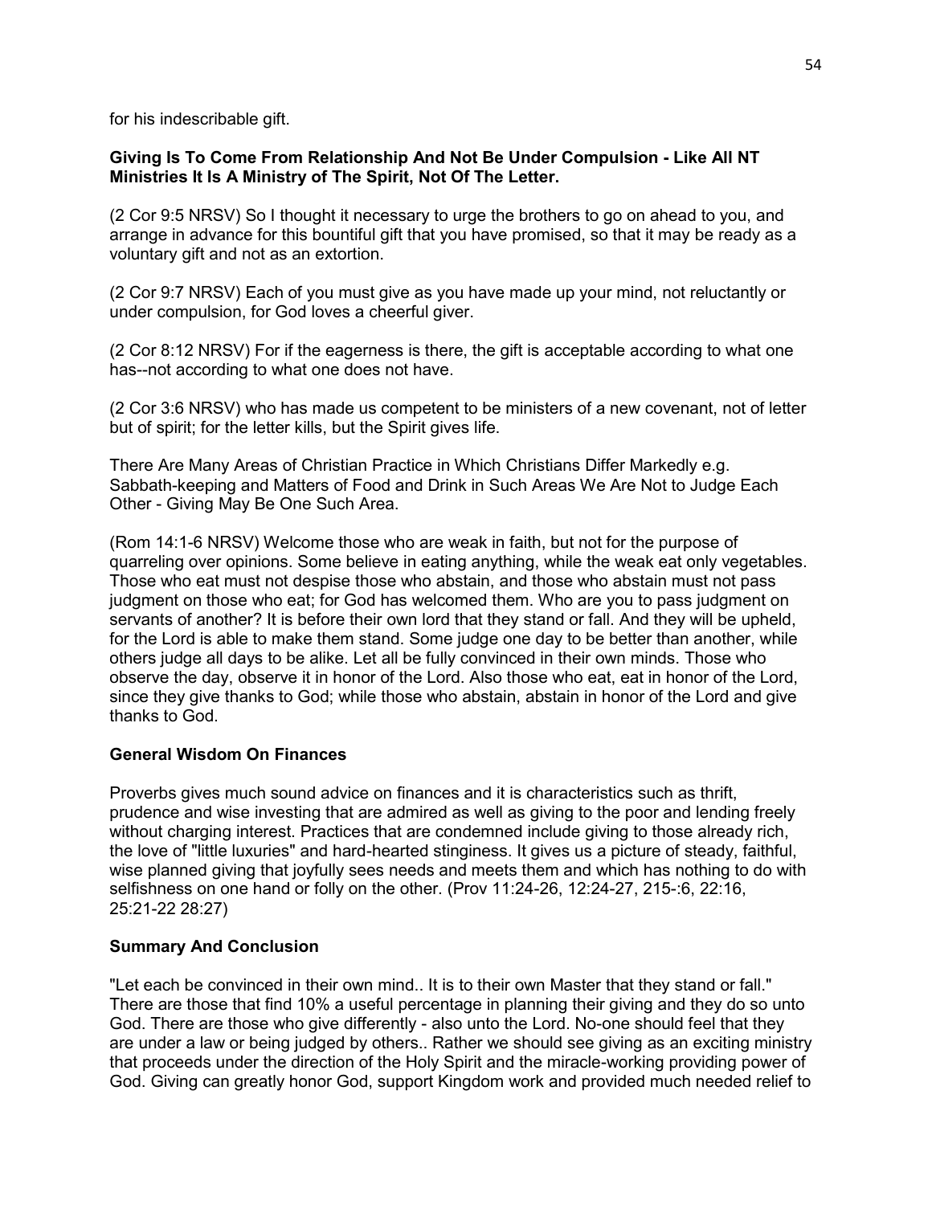for his indescribable gift.

**Giving Is To Come From Relationship And Not Be Under Compulsion - Like All NT Ministries It Is A Ministry of The Spirit, Not Of The Letter.**

(2 Cor 9:5 NRSV) So I thought it necessary to urge the brothers to go on ahead to you, and arrange in advance for this bountiful gift that you have promised, so that it may be ready as a voluntary gift and not as an extortion.

(2 Cor 9:7 NRSV) Each of you must give as you have made up your mind, not reluctantly or under compulsion, for God loves a cheerful giver.

(2 Cor 8:12 NRSV) For if the eagerness is there, the gift is acceptable according to what one has--not according to what one does not have.

(2 Cor 3:6 NRSV) who has made us competent to be ministers of a new covenant, not of letter but of spirit; for the letter kills, but the Spirit gives life.

There Are Many Areas of Christian Practice in Which Christians Differ Markedly e.g. Sabbath-keeping and Matters of Food and Drink in Such Areas We Are Not to Judge Each Other - Giving May Be One Such Area.

(Rom 14:1-6 NRSV) Welcome those who are weak in faith, but not for the purpose of quarreling over opinions. Some believe in eating anything, while the weak eat only vegetables. Those who eat must not despise those who abstain, and those who abstain must not pass judgment on those who eat; for God has welcomed them. Who are you to pass judgment on servants of another? It is before their own lord that they stand or fall. And they will be upheld, for the Lord is able to make them stand. Some judge one day to be better than another, while others judge all days to be alike. Let all be fully convinced in their own minds. Those who observe the day, observe it in honor of the Lord. Also those who eat, eat in honor of the Lord, since they give thanks to God; while those who abstain, abstain in honor of the Lord and give thanks to God.

**General Wisdom On Finances**

Proverbs gives much sound advice on finances and it is characteristics such as thrift, prudence and wise investing that are admired as well as giving to the poor and lending freely without charging interest. Practices that are condemned include giving to those already rich, the love of "little luxuries" and hard-hearted stinginess. It gives us a picture of steady, faithful, wise planned giving that joyfully sees needs and meets them and which has nothing to do with selfishness on one hand or folly on the other. (Prov 11:24-26, 12:24-27, 215-:6, 22:16, 25:21-22 28:27)

**Summary And Conclusion**

"Let each be convinced in their own mind.. It is to their own Master that they stand or fall." There are those that find 10% a useful percentage in planning their giving and they do so unto God. There are those who give differently - also unto the Lord. No-one should feel that they are under a law or being judged by others.. Rather we should see giving as an exciting ministry that proceeds under the direction of the Holy Spirit and the miracle-working providing power of God. Giving can greatly honor God, support Kingdom work and provided much needed relief to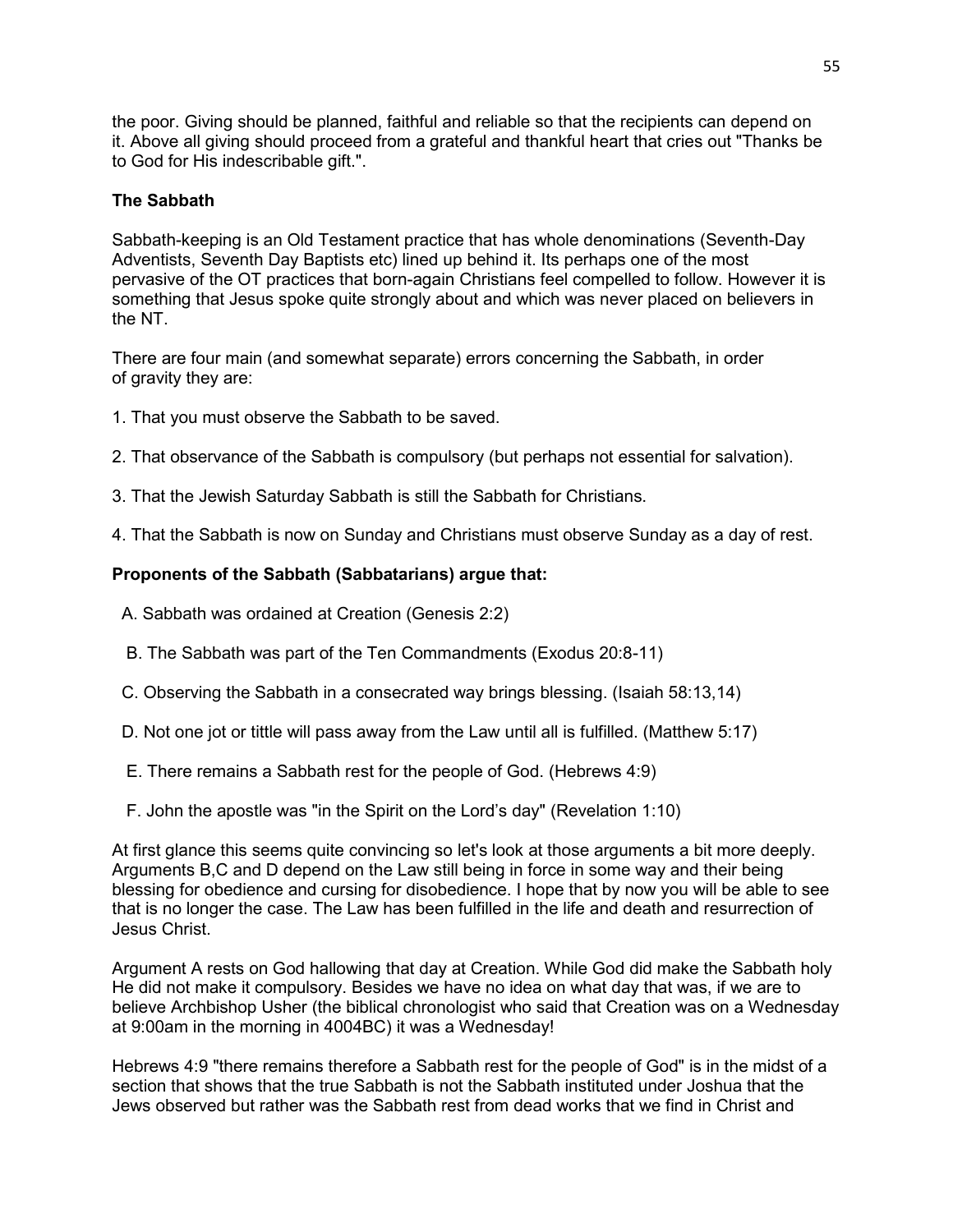the poor. Giving should be planned, faithful and reliable so that the recipients can depend on it. Above all giving should proceed from a grateful and thankful heart that cries out "Thanks be to God for His indescribable gift.".

**The Sabbath**

Sabbath-keeping is an Old Testament practice that has whole denominations (Seventh-Day Adventists, Seventh Day Baptists etc) lined up behind it. Its perhaps one of the most pervasive of the OT practices that born-again Christians feel compelled to follow. However it is something that Jesus spoke quite strongly about and which was never placed on believers in the NT.

There are four main (and somewhat separate) errors concerning the Sabbath, in order of gravity they are:

1. That you must observe the Sabbath to be saved.

2. That observance of the Sabbath is compulsory (but perhaps not essential for salvation).

3. That the Jewish Saturday Sabbath is still the Sabbath for Christians.

4. That the Sabbath is now on Sunday and Christians must observe Sunday as a day of rest.

**Proponents of the Sabbath (Sabbatarians) argue that:**

A. Sabbath was ordained at Creation (Genesis 2:2)

B. The Sabbath was part of the Ten Commandments (Exodus 20:8-11)

C. Observing the Sabbath in a consecrated way brings blessing. (Isaiah 58:13,14)

D. Not one jot or tittle will pass away from the Law until all is fulfilled. (Matthew 5:17)

E. There remains a Sabbath rest for the people of God. (Hebrews 4:9)

F. John the apostle was "in the Spirit on the Lord's day" (Revelation 1:10)

At first glance this seems quite convincing so let's look at those arguments a bit more deeply. Arguments B,C and D depend on the Law still being in force in some way and their being blessing for obedience and cursing for disobedience. I hope that by now you will be able to see that is no longer the case. The Law has been fulfilled in the life and death and resurrection of Jesus Christ.

Argument A rests on God hallowing that day at Creation. While God did make the Sabbath holy He did not make it compulsory. Besides we have no idea on what day that was, if we are to believe Archbishop Usher (the biblical chronologist who said that Creation was on a Wednesday at 9:00am in the morning in 4004BC) it was a Wednesday!

Hebrews 4:9 "there remains therefore a Sabbath rest for the people of God" is in the midst of a section that shows that the true Sabbath is not the Sabbath instituted under Joshua that the Jews observed but rather was the Sabbath rest from dead works that we find in Christ and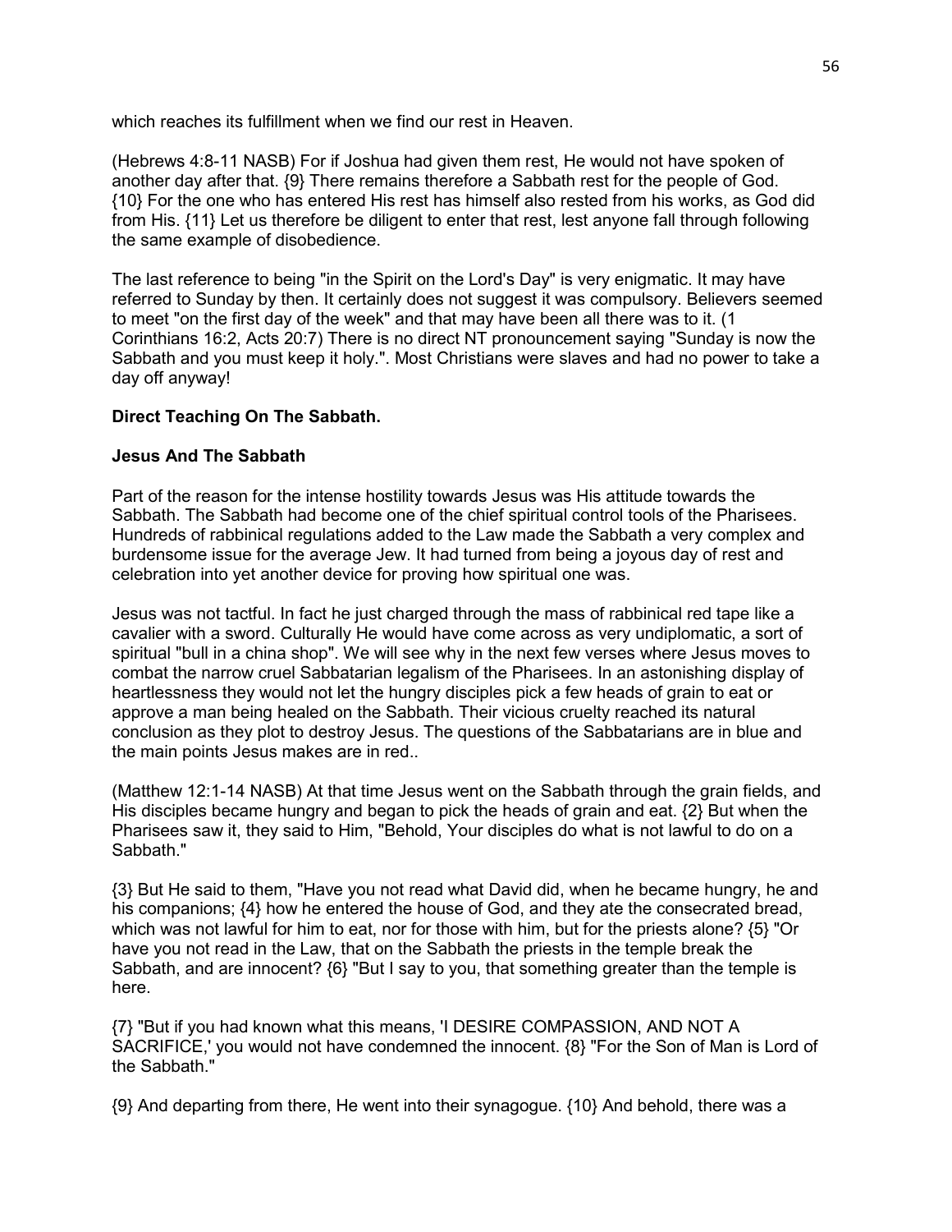which reaches its fulfillment when we find our rest in Heaven.

(Hebrews 4:8-11 NASB) For if Joshua had given them rest, He would not have spoken of another day after that. {9} There remains therefore a Sabbath rest for the people of God. {10} For the one who has entered His rest has himself also rested from his works, as God did from His. {11} Let us therefore be diligent to enter that rest, lest anyone fall through following the same example of disobedience.

The last reference to being "in the Spirit on the Lord's Day" is very enigmatic. It may have referred to Sunday by then. It certainly does not suggest it was compulsory. Believers seemed to meet "on the first day of the week" and that may have been all there was to it. (1 Corinthians 16:2, Acts 20:7) There is no direct NT pronouncement saying "Sunday is now the Sabbath and you must keep it holy.". Most Christians were slaves and had no power to take a day off anyway!

**Direct Teaching On The Sabbath.**

**Jesus And The Sabbath**

Part of the reason for the intense hostility towards Jesus was His attitude towards the Sabbath. The Sabbath had become one of the chief spiritual control tools of the Pharisees. Hundreds of rabbinical regulations added to the Law made the Sabbath a very complex and burdensome issue for the average Jew. It had turned from being a joyous day of rest and celebration into yet another device for proving how spiritual one was.

Jesus was not tactful. In fact he just charged through the mass of rabbinical red tape like a cavalier with a sword. Culturally He would have come across as very undiplomatic, a sort of spiritual "bull in a china shop". We will see why in the next few verses where Jesus moves to combat the narrow cruel Sabbatarian legalism of the Pharisees. In an astonishing display of heartlessness they would not let the hungry disciples pick a few heads of grain to eat or approve a man being healed on the Sabbath. Their vicious cruelty reached its natural conclusion as they plot to destroy Jesus. The questions of the Sabbatarians are in blue and the main points Jesus makes are in red..

(Matthew 12:1-14 NASB) At that time Jesus went on the Sabbath through the grain fields, and His disciples became hungry and began to pick the heads of grain and eat. {2} But when the Pharisees saw it, they said to Him, "Behold, Your disciples do what is not lawful to do on a Sabbath."

{3} But He said to them, "Have you not read what David did, when he became hungry, he and his companions; {4} how he entered the house of God, and they ate the consecrated bread, which was not lawful for him to eat, nor for those with him, but for the priests alone? {5} "Or have you not read in the Law, that on the Sabbath the priests in the temple break the Sabbath, and are innocent? {6} "But I say to you, that something greater than the temple is here.

{7} "But if you had known what this means, 'I DESIRE COMPASSION, AND NOT A SACRIFICE,' you would not have condemned the innocent. {8} "For the Son of Man is Lord of the Sabbath."

{9} And departing from there, He went into their synagogue. {10} And behold, there was a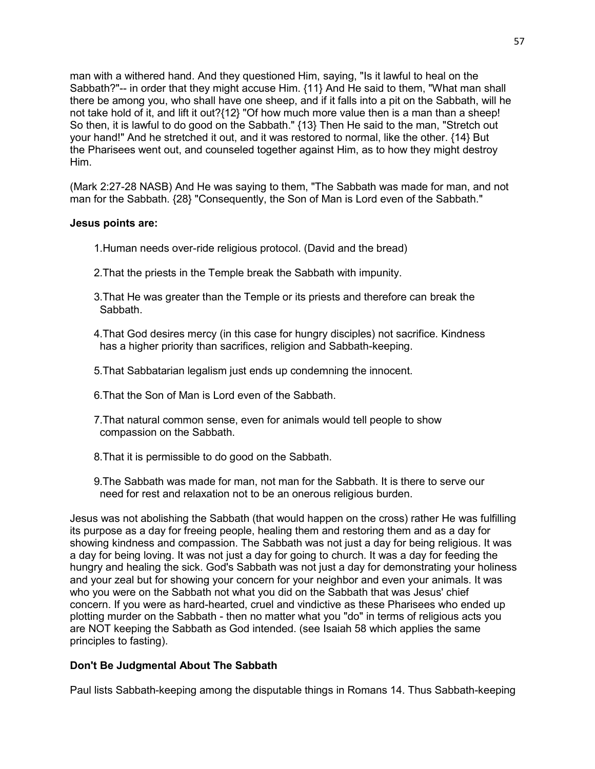man with a withered hand. And they questioned Him, saying, "Is it lawful to heal on the Sabbath?"-- in order that they might accuse Him. {11} And He said to them, "What man shall there be among you, who shall have one sheep, and if it falls into a pit on the Sabbath, will he not take hold of it, and lift it out?{12} "Of how much more value then is a man than a sheep! So then, it is lawful to do good on the Sabbath." {13} Then He said to the man, "Stretch out your hand!" And he stretched it out, and it was restored to normal, like the other. {14} But the Pharisees went out, and counseled together against Him, as to how they might destroy Him.

(Mark 2:27-28 NASB) And He was saying to them, "The Sabbath was made for man, and not man for the Sabbath. {28} "Consequently, the Son of Man is Lord even of the Sabbath."

**Jesus points are:**

1. Human needs over-ride religious protocol. (David and the bread)

2. That the priests in the Temple break the Sabbath with impunity.

3. That He was greater than the Temple or its priests and therefore can break the Sabbath.

4. That God desires mercy (in this case for hungry disciples) not sacrifice. Kindness has a higher priority than sacrifices, religion and Sabbath-keeping.

5. That Sabbatarian legalism just ends up condemning the innocent.

6. That the Son of Man is Lord even of the Sabbath.

7. That natural common sense, even for animals would tell people to show compassion on the Sabbath.

8. That it is permissible to do good on the Sabbath.

9. The Sabbath was made for man, not man for the Sabbath. It is there to serve our need for rest and relaxation not to be an onerous religious burden.

Jesus was not abolishing the Sabbath (that would happen on the cross) rather He was fulfilling its purpose as a day for freeing people, healing them and restoring them and as a day for showing kindness and compassion. The Sabbath was not just a day for being religious. It was a day for being loving. It was not just a day for going to church. It was a day for feeding the hungry and healing the sick. God's Sabbath was not just a day for demonstrating your holiness and your zeal but for showing your concern for your neighbor and even your animals. It was who you were on the Sabbath not what you did on the Sabbath that was Jesus' chief concern. If you were as hard-hearted, cruel and vindictive as these Pharisees who ended up plotting murder on the Sabbath - then no matter what you "do" in terms of religious acts you are NOT keeping the Sabbath as God intended. (see Isaiah 58 which applies the same principles to fasting).

**Don't Be Judgmental About The Sabbath**

Paul lists Sabbath-keeping among the disputable things in Romans 14. Thus Sabbath-keeping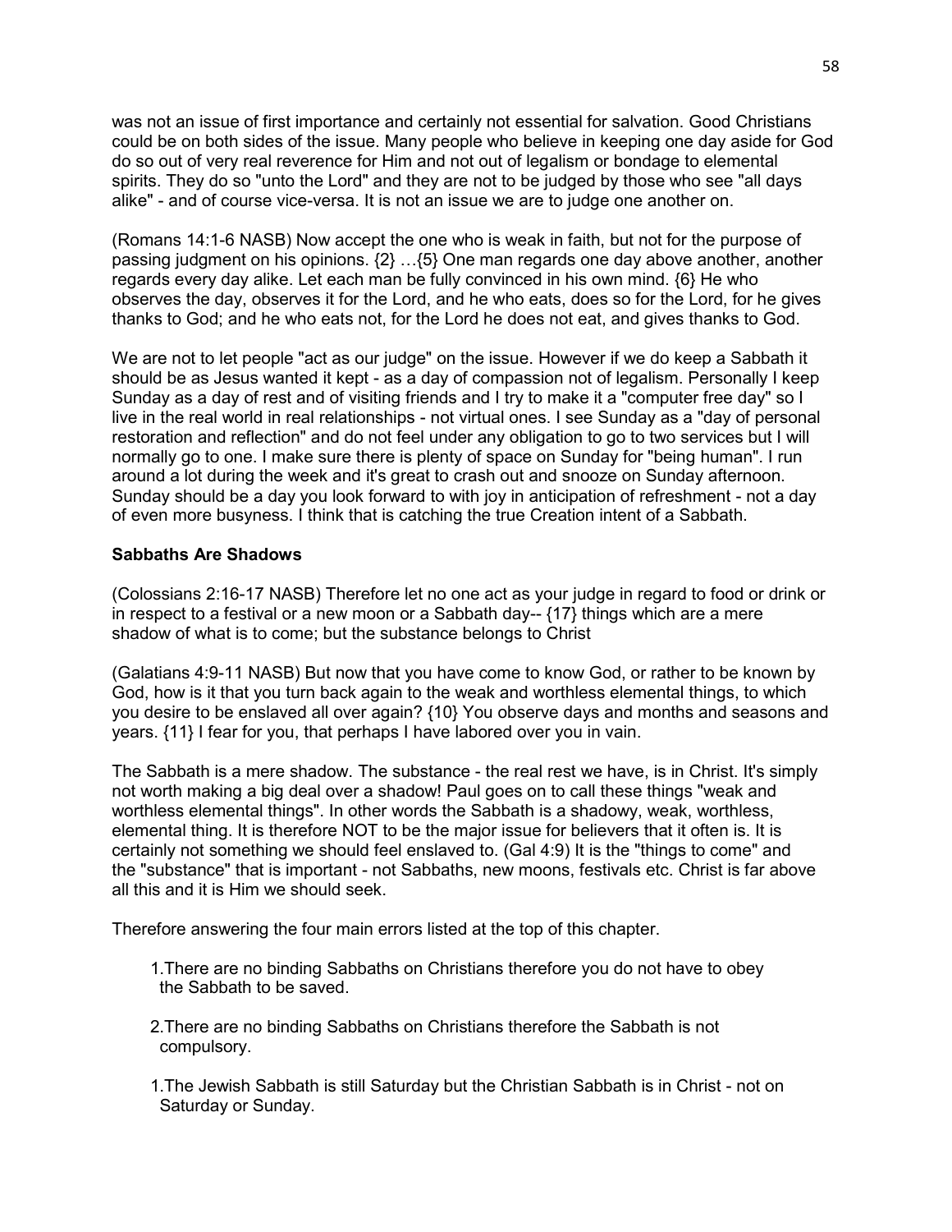was not an issue of first importance and certainly not essential for salvation. Good Christians could be on both sides of the issue. Many people who believe in keeping one day aside for God do so out of very real reverence for Him and not out of legalism or bondage to elemental spirits. They do so "unto the Lord" and they are not to be judged by those who see "all days alike" - and of course vice-versa. It is not an issue we are to judge one another on.

(Romans 14:1-6 NASB) Now accept the one who is weak in faith, but not for the purpose of passing judgment on his opinions. {2} …{5} One man regards one day above another, another regards every day alike. Let each man be fully convinced in his own mind. {6} He who observes the day, observes it for the Lord, and he who eats, does so for the Lord, for he gives thanks to God; and he who eats not, for the Lord he does not eat, and gives thanks to God.

We are not to let people "act as our judge" on the issue. However if we do keep a Sabbath it should be as Jesus wanted it kept - as a day of compassion not of legalism. Personally I keep Sunday as a day of rest and of visiting friends and I try to make it a "computer free day" so I live in the real world in real relationships - not virtual ones. I see Sunday as a "day of personal restoration and reflection" and do not feel under any obligation to go to two services but I will normally go to one. I make sure there is plenty of space on Sunday for "being human". I run around a lot during the week and it's great to crash out and snooze on Sunday afternoon. Sunday should be a day you look forward to with joy in anticipation of refreshment - not a day of even more busyness. I think that is catching the true Creation intent of a Sabbath.

**Sabbaths Are Shadows**

(Colossians 2:16-17 NASB) Therefore let no one act as your judge in regard to food or drink or in respect to a festival or a new moon or a Sabbath day-- {17} things which are a mere shadow of what is to come; but the substance belongs to Christ

(Galatians 4:9-11 NASB) But now that you have come to know God, or rather to be known by God, how is it that you turn back again to the weak and worthless elemental things, to which you desire to be enslaved all over again? {10} You observe days and months and seasons and years. {11} I fear for you, that perhaps I have labored over you in vain.

The Sabbath is a mere shadow. The substance - the real rest we have, is in Christ. It's simply not worth making a big deal over a shadow! Paul goes on to call these things "weak and worthless elemental things". In other words the Sabbath is a shadowy, weak, worthless, elemental thing. It is therefore NOT to be the major issue for believers that it often is. It is certainly not something we should feel enslaved to. (Gal 4:9) It is the "things to come" and the "substance" that is important - not Sabbaths, new moons, festivals etc. Christ is far above all this and it is Him we should seek.

Therefore answering the four main errors listed at the top of this chapter.

1. There are no binding Sabbaths on Christians therefore you do not have to obey the Sabbath to be saved.

2. There are no binding Sabbaths on Christians therefore the Sabbath is not compulsory.

1. The Jewish Sabbath is still Saturday but the Christian Sabbath is in Christ - not on Saturday or Sunday.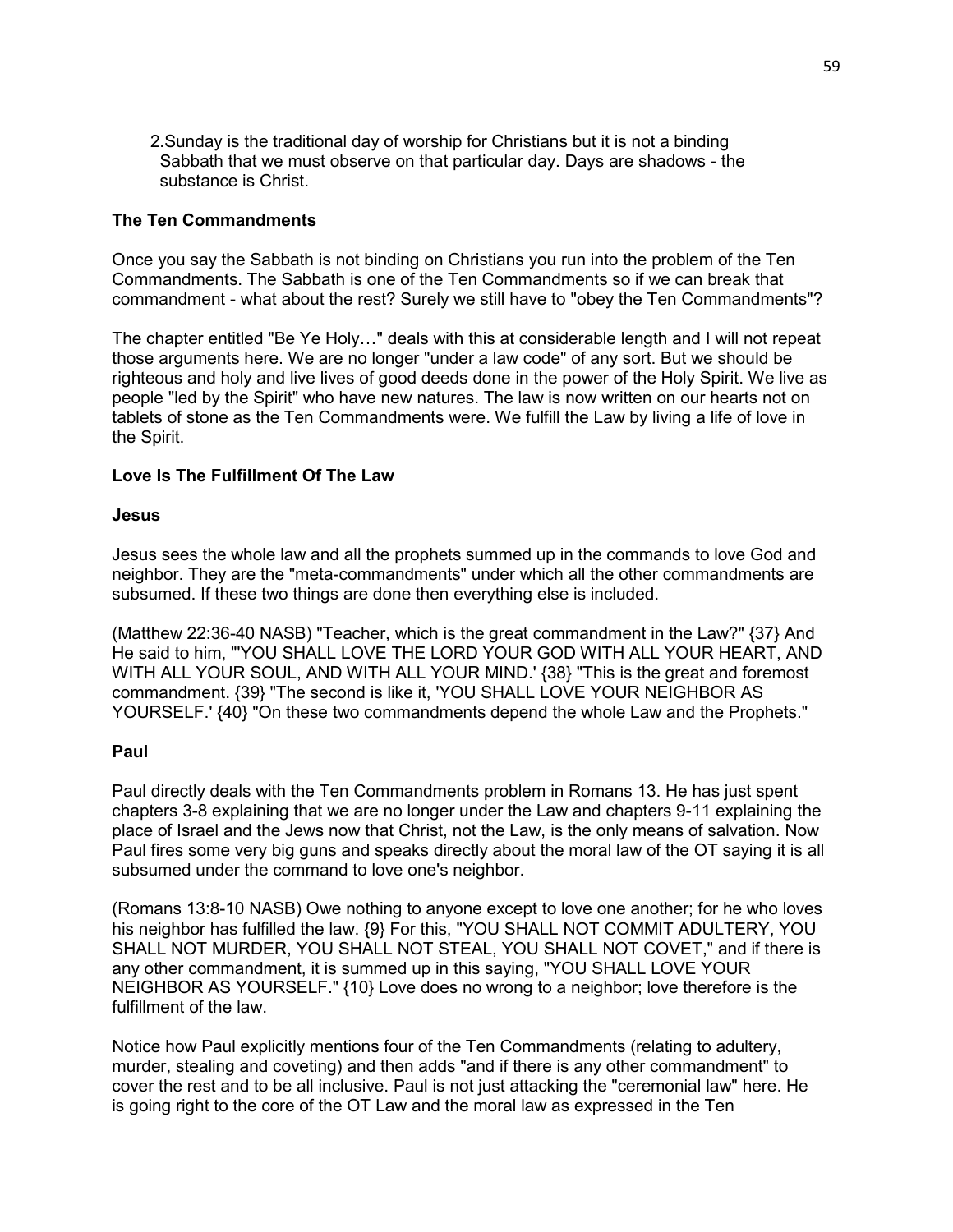2. Sunday is the traditional day of worship for Christians but it is not a binding Sabbath that we must observe on that particular day. Days are shadows - the substance is Christ.

**The Ten Commandments**

Once you say the Sabbath is not binding on Christians you run into the problem of the Ten Commandments. The Sabbath is one of the Ten Commandments so if we can break that commandment - what about the rest? Surely we still have to "obey the Ten Commandments"?

The chapter entitled "Be Ye Holy…" deals with this at considerable length and I will not repeat those arguments here. We are no longer "under a law code" of any sort. But we should be righteous and holy and live lives of good deeds done in the power of the Holy Spirit. We live as people "led by the Spirit" who have new natures. The law is now written on our hearts not on tablets of stone as the Ten Commandments were. We fulfill the Law by living a life of love in the Spirit.

**Love Is The Fulfillment Of The Law**

**Jesus**

Jesus sees the whole law and all the prophets summed up in the commands to love God and neighbor. They are the "meta-commandments" under which all the other commandments are subsumed. If these two things are done then everything else is included.

(Matthew 22:36-40 NASB) "Teacher, which is the great commandment in the Law?" {37} And He said to him, "'YOU SHALL LOVE THE LORD YOUR GOD WITH ALL YOUR HEART, AND WITH ALL YOUR SOUL, AND WITH ALL YOUR MIND.' {38} "This is the great and foremost commandment. {39} "The second is like it, 'YOU SHALL LOVE YOUR NEIGHBOR AS YOURSELF.' {40} "On these two commandments depend the whole Law and the Prophets."

**Paul**

Paul directly deals with the Ten Commandments problem in Romans 13. He has just spent chapters 3-8 explaining that we are no longer under the Law and chapters 9-11 explaining the place of Israel and the Jews now that Christ, not the Law, is the only means of salvation. Now Paul fires some very big guns and speaks directly about the moral law of the OT saying it is all subsumed under the command to love one's neighbor.

(Romans 13:8-10 NASB) Owe nothing to anyone except to love one another; for he who loves his neighbor has fulfilled the law. {9} For this, "YOU SHALL NOT COMMIT ADULTERY, YOU SHALL NOT MURDER, YOU SHALL NOT STEAL, YOU SHALL NOT COVET," and if there is any other commandment, it is summed up in this saying, "YOU SHALL LOVE YOUR NEIGHBOR AS YOURSELF." {10} Love does no wrong to a neighbor; love therefore is the fulfillment of the law.

Notice how Paul explicitly mentions four of the Ten Commandments (relating to adultery, murder, stealing and coveting) and then adds "and if there is any other commandment" to cover the rest and to be all inclusive. Paul is not just attacking the "ceremonial law" here. He is going right to the core of the OT Law and the moral law as expressed in the Ten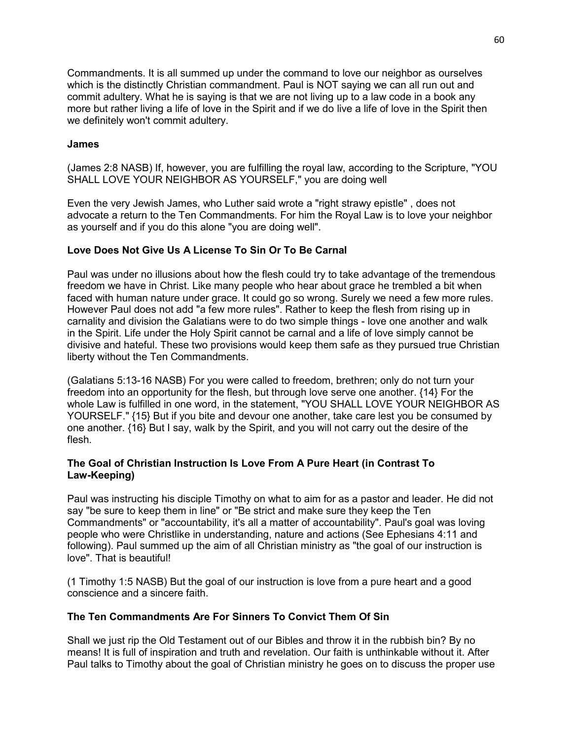Commandments. It is all summed up under the command to love our neighbor as ourselves which is the distinctly Christian commandment. Paul is NOT saying we can all run out and commit adultery. What he is saying is that we are not living up to a law code in a book any more but rather living a life of love in the Spirit and if we do live a life of love in the Spirit then we definitely won't commit adultery.

**James**

(James 2:8 NASB) If, however, you are fulfilling the royal law, according to the Scripture, "YOU SHALL LOVE YOUR NEIGHBOR AS YOURSELF," you are doing well

Even the very Jewish James, who Luther said wrote a "right strawy epistle" , does not advocate a return to the Ten Commandments. For him the Royal Law is to love your neighbor as yourself and if you do this alone "you are doing well".

**Love Does Not Give Us A License To Sin Or To Be Carnal**

Paul was under no illusions about how the flesh could try to take advantage of the tremendous freedom we have in Christ. Like many people who hear about grace he trembled a bit when faced with human nature under grace. It could go so wrong. Surely we need a few more rules. However Paul does not add "a few more rules". Rather to keep the flesh from rising up in carnality and division the Galatians were to do two simple things - love one another and walk in the Spirit. Life under the Holy Spirit cannot be carnal and a life of love simply cannot be divisive and hateful. These two provisions would keep them safe as they pursued true Christian liberty without the Ten Commandments.

(Galatians 5:13-16 NASB) For you were called to freedom, brethren; only do not turn your freedom into an opportunity for the flesh, but through love serve one another. {14} For the whole Law is fulfilled in one word, in the statement, "YOU SHALL LOVE YOUR NEIGHBOR AS YOURSELF." {15} But if you bite and devour one another, take care lest you be consumed by one another. {16} But I say, walk by the Spirit, and you will not carry out the desire of the flesh.

**The Goal of Christian Instruction Is Love From A Pure Heart (in Contrast To Law-Keeping)**

Paul was instructing his disciple Timothy on what to aim for as a pastor and leader. He did not say "be sure to keep them in line" or "Be strict and make sure they keep the Ten Commandments" or "accountability, it's all a matter of accountability". Paul's goal was loving people who were Christlike in understanding, nature and actions (See Ephesians 4:11 and following). Paul summed up the aim of all Christian ministry as "the goal of our instruction is love". That is beautiful!

(1 Timothy 1:5 NASB) But the goal of our instruction is love from a pure heart and a good conscience and a sincere faith.

**The Ten Commandments Are For Sinners To Convict Them Of Sin**

Shall we just rip the Old Testament out of our Bibles and throw it in the rubbish bin? By no means! It is full of inspiration and truth and revelation. Our faith is unthinkable without it. After Paul talks to Timothy about the goal of Christian ministry he goes on to discuss the proper use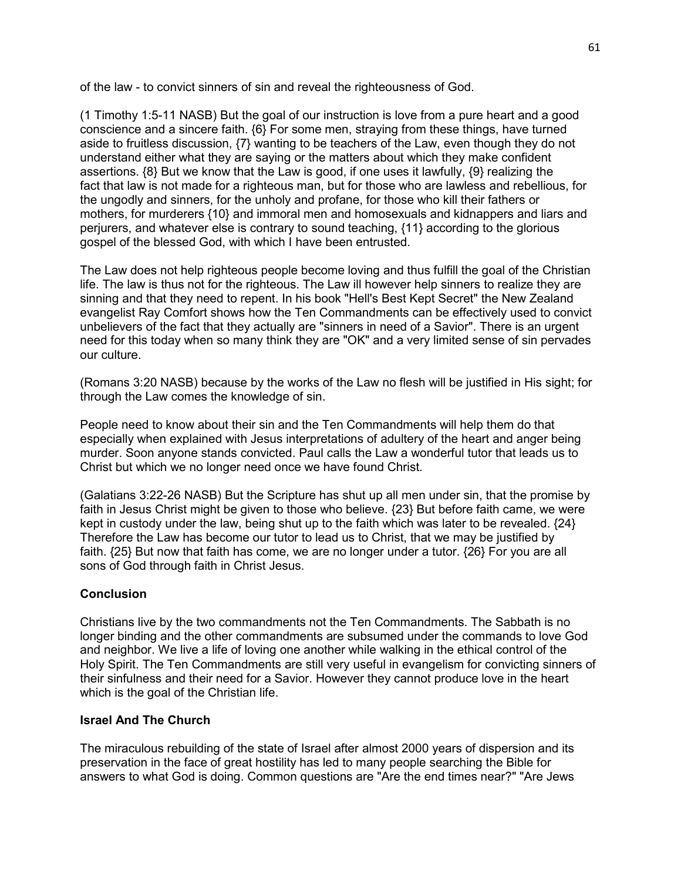of the law - to convict sinners of sin and reveal the righteousness of God.

(1 Timothy 1:5-11 NASB) But the goal of our instruction is love from a pure heart and a good conscience and a sincere faith. {6} For some men, straying from these things, have turned aside to fruitless discussion, {7} wanting to be teachers of the Law, even though they do not understand either what they are saying or the matters about which they make confident assertions. {8} But we know that the Law is good, if one uses it lawfully, {9} realizing the fact that law is not made for a righteous man, but for those who are lawless and rebellious, for the ungodly and sinners, for the unholy and profane, for those who kill their fathers or mothers, for murderers {10} and immoral men and homosexuals and kidnappers and liars and perjurers, and whatever else is contrary to sound teaching, {11} according to the glorious gospel of the blessed God, with which I have been entrusted.

The Law does not help righteous people become loving and thus fulfill the goal of the Christian life. The law is thus not for the righteous. The Law ill however help sinners to realize they are sinning and that they need to repent. In his book "Hell's Best Kept Secret" the New Zealand evangelist Ray Comfort shows how the Ten Commandments can be effectively used to convict unbelievers of the fact that they actually are "sinners in need of a Savior". There is an urgent need for this today when so many think they are "OK" and a very limited sense of sin pervades our culture.

(Romans 3:20 NASB) because by the works of the Law no flesh will be justified in His sight; for through the Law comes the knowledge of sin.

People need to know about their sin and the Ten Commandments will help them do that especially when explained with Jesus interpretations of adultery of the heart and anger being murder. Soon anyone stands convicted. Paul calls the Law a wonderful tutor that leads us to Christ but which we no longer need once we have found Christ.

(Galatians 3:22-26 NASB) But the Scripture has shut up all men under sin, that the promise by faith in Jesus Christ might be given to those who believe. {23} But before faith came, we were kept in custody under the law, being shut up to the faith which was later to be revealed. {24} Therefore the Law has become our tutor to lead us to Christ, that we may be justified by faith. {25} But now that faith has come, we are no longer under a tutor. {26} For you are all sons of God through faith in Christ Jesus.

**Conclusion**

Christians live by the two commandments not the Ten Commandments. The Sabbath is no longer binding and the other commandments are subsumed under the commands to love God and neighbor. We live a life of loving one another while walking in the ethical control of the Holy Spirit. The Ten Commandments are still very useful in evangelism for convicting sinners of their sinfulness and their need for a Savior. However they cannot produce love in the heart which is the goal of the Christian life.

**Israel And The Church**

The miraculous rebuilding of the state of Israel after almost 2000 years of dispersion and its preservation in the face of great hostility has led to many people searching the Bible for answers to what God is doing. Common questions are "Are the end times near?" "Are Jews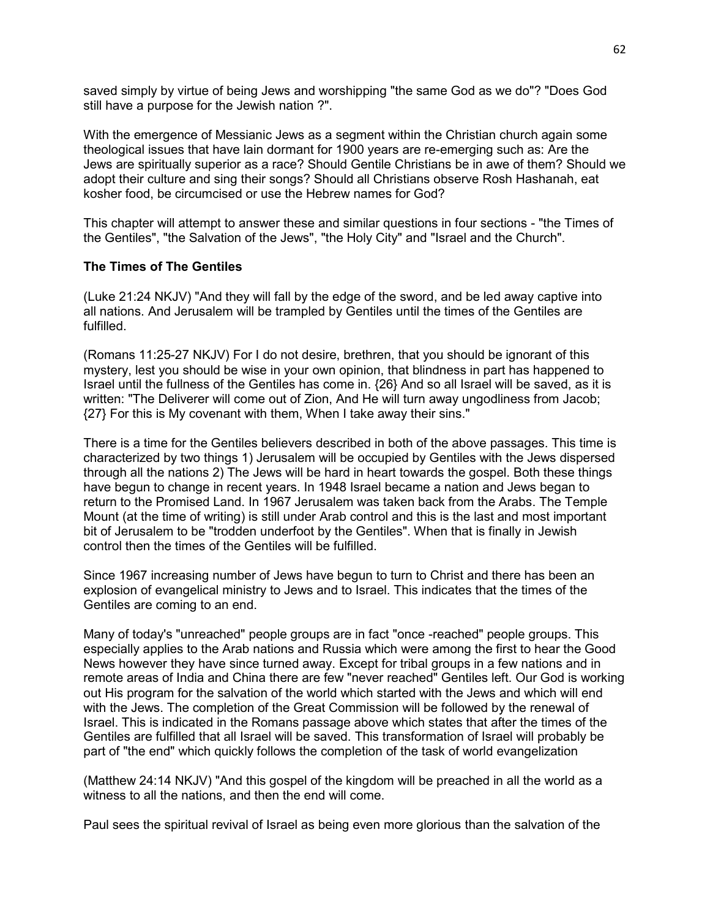saved simply by virtue of being Jews and worshipping "the same God as we do"? "Does God still have a purpose for the Jewish nation ?".

With the emergence of Messianic Jews as a segment within the Christian church again some theological issues that have lain dormant for 1900 years are re-emerging such as: Are the Jews are spiritually superior as a race? Should Gentile Christians be in awe of them? Should we adopt their culture and sing their songs? Should all Christians observe Rosh Hashanah, eat kosher food, be circumcised or use the Hebrew names for God?

This chapter will attempt to answer these and similar questions in four sections - "the Times of the Gentiles", "the Salvation of the Jews", "the Holy City" and "Israel and the Church".

**The Times of The Gentiles**

(Luke 21:24 NKJV) "And they will fall by the edge of the sword, and be led away captive into all nations. And Jerusalem will be trampled by Gentiles until the times of the Gentiles are fulfilled.

(Romans 11:25-27 NKJV) For I do not desire, brethren, that you should be ignorant of this mystery, lest you should be wise in your own opinion, that blindness in part has happened to Israel until the fullness of the Gentiles has come in. {26} And so all Israel will be saved, as it is written: "The Deliverer will come out of Zion, And He will turn away ungodliness from Jacob; {27} For this is My covenant with them, When I take away their sins."

There is a time for the Gentiles believers described in both of the above passages. This time is characterized by two things 1) Jerusalem will be occupied by Gentiles with the Jews dispersed through all the nations 2) The Jews will be hard in heart towards the gospel. Both these things have begun to change in recent years. In 1948 Israel became a nation and Jews began to return to the Promised Land. In 1967 Jerusalem was taken back from the Arabs. The Temple Mount (at the time of writing) is still under Arab control and this is the last and most important bit of Jerusalem to be "trodden underfoot by the Gentiles". When that is finally in Jewish control then the times of the Gentiles will be fulfilled.

Since 1967 increasing number of Jews have begun to turn to Christ and there has been an explosion of evangelical ministry to Jews and to Israel. This indicates that the times of the Gentiles are coming to an end.

Many of today's "unreached" people groups are in fact "once -reached" people groups. This especially applies to the Arab nations and Russia which were among the first to hear the Good News however they have since turned away. Except for tribal groups in a few nations and in remote areas of India and China there are few "never reached" Gentiles left. Our God is working out His program for the salvation of the world which started with the Jews and which will end with the Jews. The completion of the Great Commission will be followed by the renewal of Israel. This is indicated in the Romans passage above which states that after the times of the Gentiles are fulfilled that all Israel will be saved. This transformation of Israel will probably be part of "the end" which quickly follows the completion of the task of world evangelization

(Matthew 24:14 NKJV) "And this gospel of the kingdom will be preached in all the world as a witness to all the nations, and then the end will come.

Paul sees the spiritual revival of Israel as being even more glorious than the salvation of the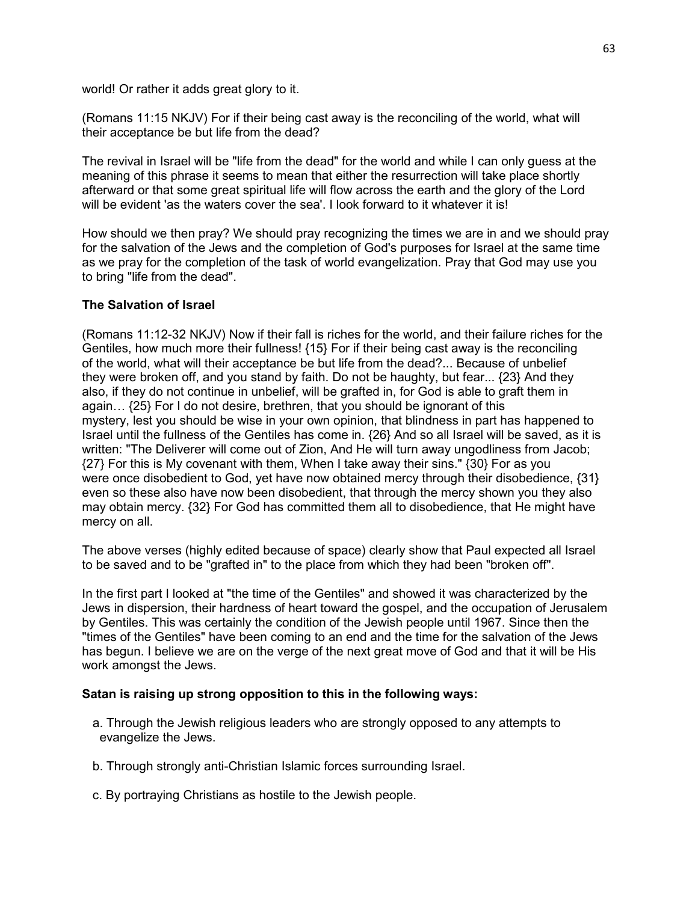world! Or rather it adds great glory to it.

(Romans 11:15 NKJV) For if their being cast away is the reconciling of the world, what will their acceptance be but life from the dead?

The revival in Israel will be "life from the dead" for the world and while I can only guess at the meaning of this phrase it seems to mean that either the resurrection will take place shortly afterward or that some great spiritual life will flow across the earth and the glory of the Lord will be evident 'as the waters cover the sea'. I look forward to it whatever it is!

How should we then pray? We should pray recognizing the times we are in and we should pray for the salvation of the Jews and the completion of God's purposes for Israel at the same time as we pray for the completion of the task of world evangelization. Pray that God may use you to bring "life from the dead".

**The Salvation of Israel**

(Romans 11:12-32 NKJV) Now if their fall is riches for the world, and their failure riches for the Gentiles, how much more their fullness! {15} For if their being cast away is the reconciling of the world, what will their acceptance be but life from the dead?... Because of unbelief they were broken off, and you stand by faith. Do not be haughty, but fear... {23} And they also, if they do not continue in unbelief, will be grafted in, for God is able to graft them in again… {25} For I do not desire, brethren, that you should be ignorant of this mystery, lest you should be wise in your own opinion, that blindness in part has happened to Israel until the fullness of the Gentiles has come in. {26} And so all Israel will be saved, as it is written: "The Deliverer will come out of Zion, And He will turn away ungodliness from Jacob; {27} For this is My covenant with them, When I take away their sins." {30} For as you were once disobedient to God, yet have now obtained mercy through their disobedience, {31} even so these also have now been disobedient, that through the mercy shown you they also may obtain mercy. {32} For God has committed them all to disobedience, that He might have mercy on all.

The above verses (highly edited because of space) clearly show that Paul expected all Israel to be saved and to be "grafted in" to the place from which they had been "broken off".

In the first part I looked at "the time of the Gentiles" and showed it was characterized by the Jews in dispersion, their hardness of heart toward the gospel, and the occupation of Jerusalem by Gentiles. This was certainly the condition of the Jewish people until 1967. Since then the "times of the Gentiles" have been coming to an end and the time for the salvation of the Jews has begun. I believe we are on the verge of the next great move of God and that it will be His work amongst the Jews.

**Satan is raising up strong opposition to this in the following ways:**

a. Through the Jewish religious leaders who are strongly opposed to any attempts to evangelize the Jews.

b. Through strongly anti-Christian Islamic forces surrounding Israel.

c. By portraying Christians as hostile to the Jewish people.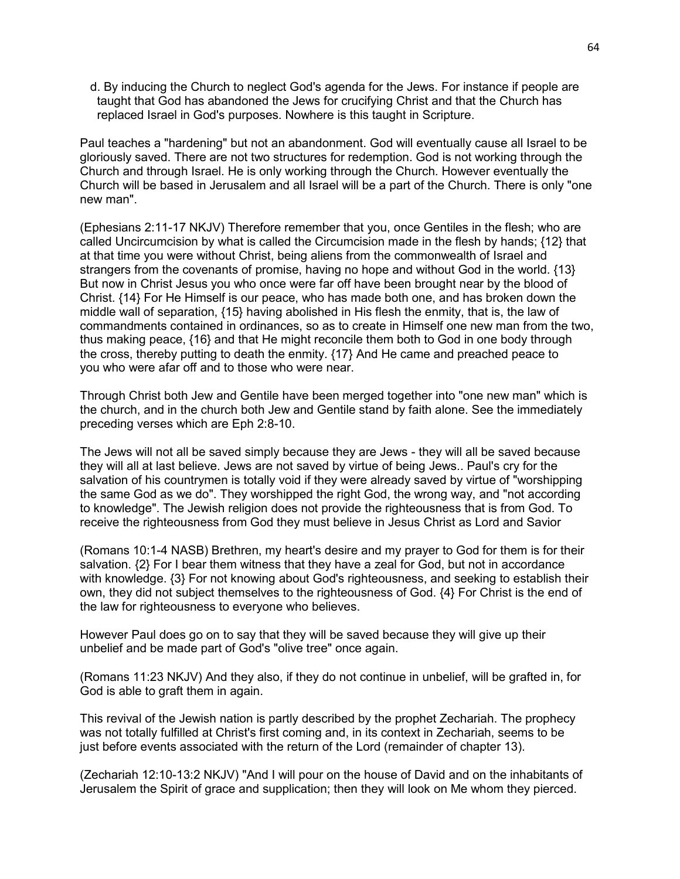d. By inducing the Church to neglect God's agenda for the Jews. For instance if people are taught that God has abandoned the Jews for crucifying Christ and that the Church has replaced Israel in God's purposes. Nowhere is this taught in Scripture.

Paul teaches a "hardening" but not an abandonment. God will eventually cause all Israel to be gloriously saved. There are not two structures for redemption. God is not working through the Church and through Israel. He is only working through the Church. However eventually the Church will be based in Jerusalem and all Israel will be a part of the Church. There is only "one new man".

(Ephesians 2:11-17 NKJV) Therefore remember that you, once Gentiles in the flesh; who are called Uncircumcision by what is called the Circumcision made in the flesh by hands; {12} that at that time you were without Christ, being aliens from the commonwealth of Israel and strangers from the covenants of promise, having no hope and without God in the world. {13} But now in Christ Jesus you who once were far off have been brought near by the blood of Christ. {14} For He Himself is our peace, who has made both one, and has broken down the middle wall of separation, {15} having abolished in His flesh the enmity, that is, the law of commandments contained in ordinances, so as to create in Himself one new man from the two, thus making peace, {16} and that He might reconcile them both to God in one body through the cross, thereby putting to death the enmity. {17} And He came and preached peace to you who were afar off and to those who were near.

Through Christ both Jew and Gentile have been merged together into "one new man" which is the church, and in the church both Jew and Gentile stand by faith alone. See the immediately preceding verses which are Eph 2:8-10.

The Jews will not all be saved simply because they are Jews - they will all be saved because they will all at last believe. Jews are not saved by virtue of being Jews.. Paul's cry for the salvation of his countrymen is totally void if they were already saved by virtue of "worshipping the same God as we do". They worshipped the right God, the wrong way, and "not according to knowledge". The Jewish religion does not provide the righteousness that is from God. To receive the righteousness from God they must believe in Jesus Christ as Lord and Savior

(Romans 10:1-4 NASB) Brethren, my heart's desire and my prayer to God for them is for their salvation. {2} For I bear them witness that they have a zeal for God, but not in accordance with knowledge. {3} For not knowing about God's righteousness, and seeking to establish their own, they did not subject themselves to the righteousness of God. {4} For Christ is the end of the law for righteousness to everyone who believes.

However Paul does go on to say that they will be saved because they will give up their unbelief and be made part of God's "olive tree" once again.

(Romans 11:23 NKJV) And they also, if they do not continue in unbelief, will be grafted in, for God is able to graft them in again.

This revival of the Jewish nation is partly described by the prophet Zechariah. The prophecy was not totally fulfilled at Christ's first coming and, in its context in Zechariah, seems to be just before events associated with the return of the Lord (remainder of chapter 13).

(Zechariah 12:10-13:2 NKJV) "And I will pour on the house of David and on the inhabitants of Jerusalem the Spirit of grace and supplication; then they will look on Me whom they pierced.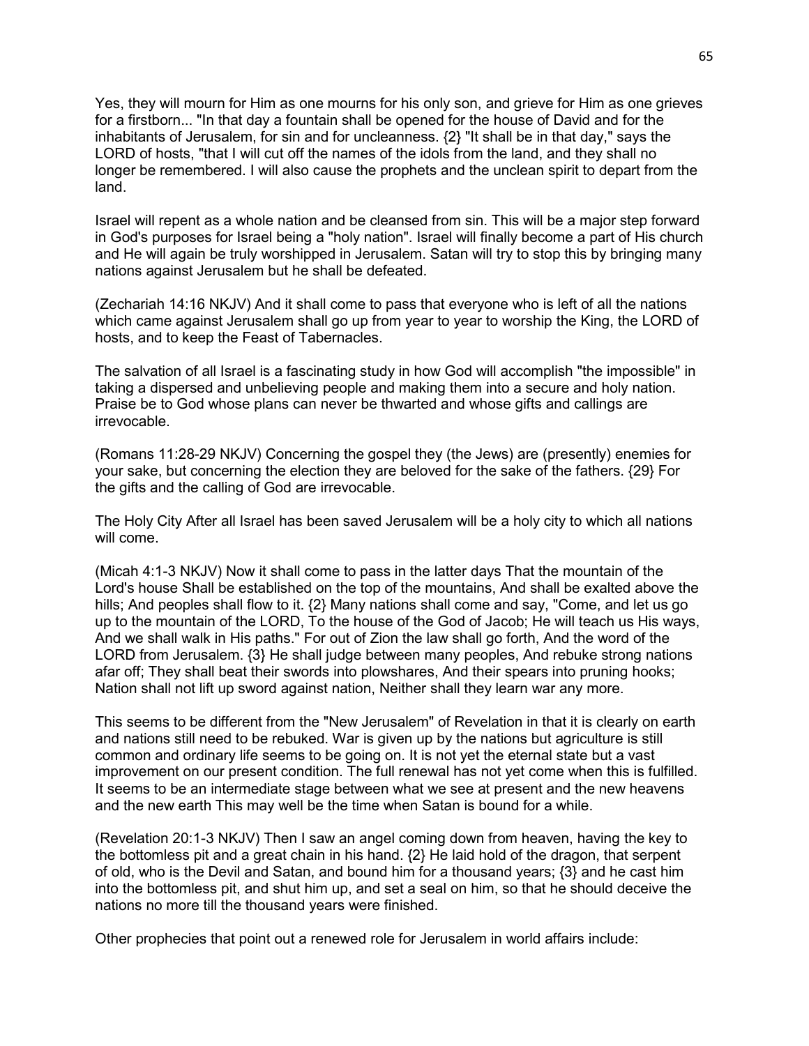Yes, they will mourn for Him as one mourns for his only son, and grieve for Him as one grieves for a firstborn... "In that day a fountain shall be opened for the house of David and for the inhabitants of Jerusalem, for sin and for uncleanness. {2} "It shall be in that day," says the LORD of hosts, "that I will cut off the names of the idols from the land, and they shall no longer be remembered. I will also cause the prophets and the unclean spirit to depart from the land.

Israel will repent as a whole nation and be cleansed from sin. This will be a major step forward in God's purposes for Israel being a "holy nation". Israel will finally become a part of His church and He will again be truly worshipped in Jerusalem. Satan will try to stop this by bringing many nations against Jerusalem but he shall be defeated.

(Zechariah 14:16 NKJV) And it shall come to pass that everyone who is left of all the nations which came against Jerusalem shall go up from year to year to worship the King, the LORD of hosts, and to keep the Feast of Tabernacles.

The salvation of all Israel is a fascinating study in how God will accomplish "the impossible" in taking a dispersed and unbelieving people and making them into a secure and holy nation. Praise be to God whose plans can never be thwarted and whose gifts and callings are irrevocable.

(Romans 11:28-29 NKJV) Concerning the gospel they (the Jews) are (presently) enemies for your sake, but concerning the election they are beloved for the sake of the fathers. {29} For the gifts and the calling of God are irrevocable.

The Holy City After all Israel has been saved Jerusalem will be a holy city to which all nations will come.

(Micah 4:1-3 NKJV) Now it shall come to pass in the latter days That the mountain of the Lord's house Shall be established on the top of the mountains, And shall be exalted above the hills; And peoples shall flow to it. {2} Many nations shall come and say, "Come, and let us go up to the mountain of the LORD, To the house of the God of Jacob; He will teach us His ways, And we shall walk in His paths." For out of Zion the law shall go forth, And the word of the LORD from Jerusalem. {3} He shall judge between many peoples, And rebuke strong nations afar off; They shall beat their swords into plowshares, And their spears into pruning hooks; Nation shall not lift up sword against nation, Neither shall they learn war any more.

This seems to be different from the "New Jerusalem" of Revelation in that it is clearly on earth and nations still need to be rebuked. War is given up by the nations but agriculture is still common and ordinary life seems to be going on. It is not yet the eternal state but a vast improvement on our present condition. The full renewal has not yet come when this is fulfilled. It seems to be an intermediate stage between what we see at present and the new heavens and the new earth This may well be the time when Satan is bound for a while.

(Revelation 20:1-3 NKJV) Then I saw an angel coming down from heaven, having the key to the bottomless pit and a great chain in his hand. {2} He laid hold of the dragon, that serpent of old, who is the Devil and Satan, and bound him for a thousand years; {3} and he cast him into the bottomless pit, and shut him up, and set a seal on him, so that he should deceive the nations no more till the thousand years were finished.

Other prophecies that point out a renewed role for Jerusalem in world affairs include: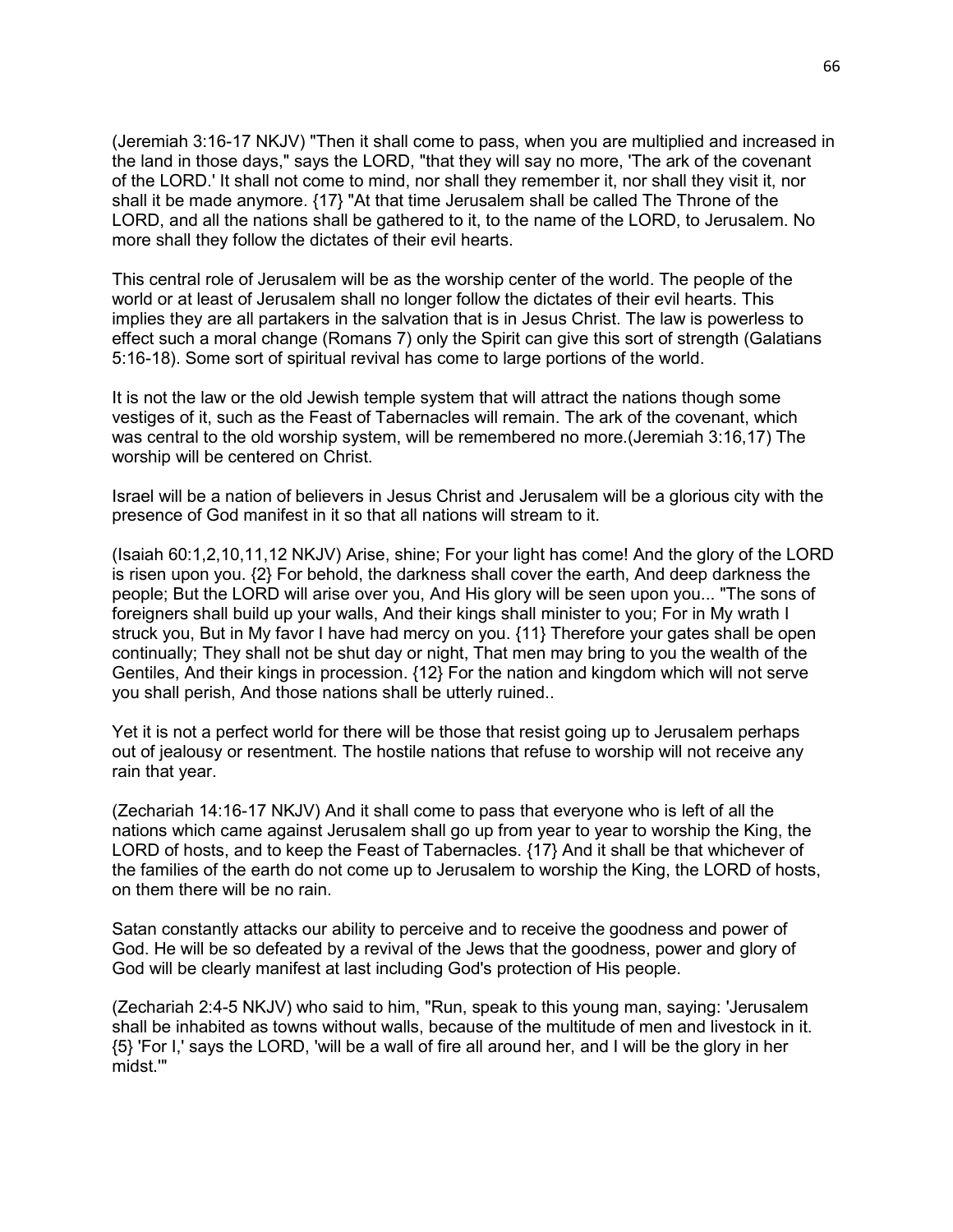(Jeremiah 3:16-17 NKJV) "Then it shall come to pass, when you are multiplied and increased in the land in those days," says the LORD, "that they will say no more, 'The ark of the covenant of the LORD.' It shall not come to mind, nor shall they remember it, nor shall they visit it, nor shall it be made anymore. {17} "At that time Jerusalem shall be called The Throne of the LORD, and all the nations shall be gathered to it, to the name of the LORD, to Jerusalem. No more shall they follow the dictates of their evil hearts.

This central role of Jerusalem will be as the worship center of the world. The people of the world or at least of Jerusalem shall no longer follow the dictates of their evil hearts. This implies they are all partakers in the salvation that is in Jesus Christ. The law is powerless to effect such a moral change (Romans 7) only the Spirit can give this sort of strength (Galatians 5:16-18). Some sort of spiritual revival has come to large portions of the world.

It is not the law or the old Jewish temple system that will attract the nations though some vestiges of it, such as the Feast of Tabernacles will remain. The ark of the covenant, which was central to the old worship system, will be remembered no more.(Jeremiah 3:16,17) The worship will be centered on Christ.

Israel will be a nation of believers in Jesus Christ and Jerusalem will be a glorious city with the presence of God manifest in it so that all nations will stream to it.

(Isaiah 60:1,2,10,11,12 NKJV) Arise, shine; For your light has come! And the glory of the LORD is risen upon you. {2} For behold, the darkness shall cover the earth, And deep darkness the people; But the LORD will arise over you, And His glory will be seen upon you... "The sons of foreigners shall build up your walls, And their kings shall minister to you; For in My wrath I struck you, But in My favor I have had mercy on you. {11} Therefore your gates shall be open continually; They shall not be shut day or night, That men may bring to you the wealth of the Gentiles, And their kings in procession. {12} For the nation and kingdom which will not serve you shall perish, And those nations shall be utterly ruined..

Yet it is not a perfect world for there will be those that resist going up to Jerusalem perhaps out of jealousy or resentment. The hostile nations that refuse to worship will not receive any rain that year.

(Zechariah 14:16-17 NKJV) And it shall come to pass that everyone who is left of all the nations which came against Jerusalem shall go up from year to year to worship the King, the LORD of hosts, and to keep the Feast of Tabernacles. {17} And it shall be that whichever of the families of the earth do not come up to Jerusalem to worship the King, the LORD of hosts, on them there will be no rain.

Satan constantly attacks our ability to perceive and to receive the goodness and power of God. He will be so defeated by a revival of the Jews that the goodness, power and glory of God will be clearly manifest at last including God's protection of His people.

(Zechariah 2:4-5 NKJV) who said to him, "Run, speak to this young man, saying: 'Jerusalem shall be inhabited as towns without walls, because of the multitude of men and livestock in it. {5} 'For I,' says the LORD, 'will be a wall of fire all around her, and I will be the glory in her midst.'"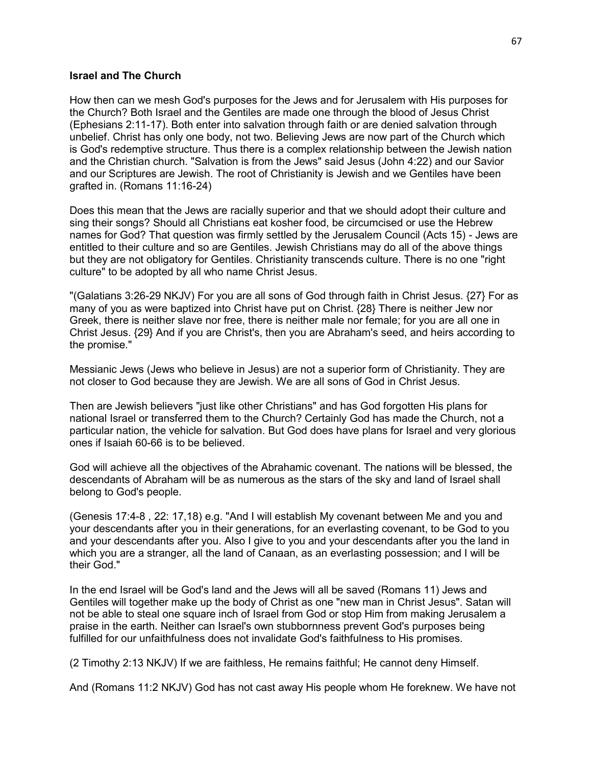**Israel and The Church**

How then can we mesh God's purposes for the Jews and for Jerusalem with His purposes for the Church? Both Israel and the Gentiles are made one through the blood of Jesus Christ (Ephesians 2:11-17). Both enter into salvation through faith or are denied salvation through unbelief. Christ has only one body, not two. Believing Jews are now part of the Church which is God's redemptive structure. Thus there is a complex relationship between the Jewish nation and the Christian church. "Salvation is from the Jews" said Jesus (John 4:22) and our Savior and our Scriptures are Jewish. The root of Christianity is Jewish and we Gentiles have been grafted in. (Romans 11:16-24)

Does this mean that the Jews are racially superior and that we should adopt their culture and sing their songs? Should all Christians eat kosher food, be circumcised or use the Hebrew names for God? That question was firmly settled by the Jerusalem Council (Acts 15) - Jews are entitled to their culture and so are Gentiles. Jewish Christians may do all of the above things but they are not obligatory for Gentiles. Christianity transcends culture. There is no one "right culture" to be adopted by all who name Christ Jesus.

"(Galatians 3:26-29 NKJV) For you are all sons of God through faith in Christ Jesus. {27} For as many of you as were baptized into Christ have put on Christ. {28} There is neither Jew nor Greek, there is neither slave nor free, there is neither male nor female; for you are all one in Christ Jesus. {29} And if you are Christ's, then you are Abraham's seed, and heirs according to the promise."

Messianic Jews (Jews who believe in Jesus) are not a superior form of Christianity. They are not closer to God because they are Jewish. We are all sons of God in Christ Jesus.

Then are Jewish believers "just like other Christians" and has God forgotten His plans for national Israel or transferred them to the Church? Certainly God has made the Church, not a particular nation, the vehicle for salvation. But God does have plans for Israel and very glorious ones if Isaiah 60-66 is to be believed.

God will achieve all the objectives of the Abrahamic covenant. The nations will be blessed, the descendants of Abraham will be as numerous as the stars of the sky and land of Israel shall belong to God's people.

(Genesis 17:4-8 , 22: 17,18) e.g. "And I will establish My covenant between Me and you and your descendants after you in their generations, for an everlasting covenant, to be God to you and your descendants after you. Also I give to you and your descendants after you the land in which you are a stranger, all the land of Canaan, as an everlasting possession; and I will be their God."

In the end Israel will be God's land and the Jews will all be saved (Romans 11) Jews and Gentiles will together make up the body of Christ as one "new man in Christ Jesus". Satan will not be able to steal one square inch of Israel from God or stop Him from making Jerusalem a praise in the earth. Neither can Israel's own stubbornness prevent God's purposes being fulfilled for our unfaithfulness does not invalidate God's faithfulness to His promises.

(2 Timothy 2:13 NKJV) If we are faithless, He remains faithful; He cannot deny Himself.

And (Romans 11:2 NKJV) God has not cast away His people whom He foreknew. We have not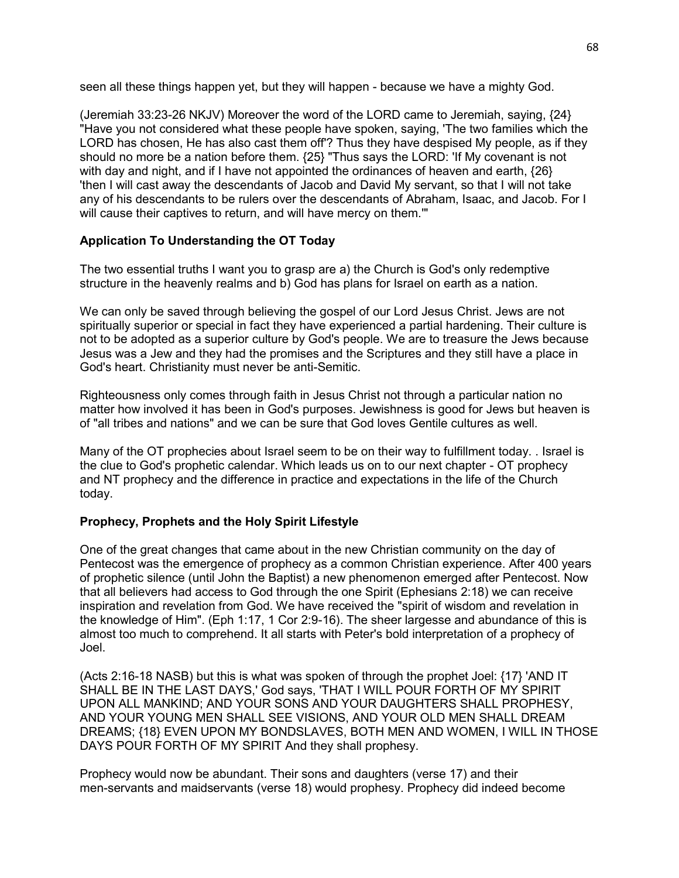seen all these things happen yet, but they will happen - because we have a mighty God.

(Jeremiah 33:23-26 NKJV) Moreover the word of the LORD came to Jeremiah, saying, {24} "Have you not considered what these people have spoken, saying, 'The two families which the LORD has chosen, He has also cast them off'? Thus they have despised My people, as if they should no more be a nation before them. {25} "Thus says the LORD: 'If My covenant is not with day and night, and if I have not appointed the ordinances of heaven and earth, {26} 'then I will cast away the descendants of Jacob and David My servant, so that I will not take any of his descendants to be rulers over the descendants of Abraham, Isaac, and Jacob. For I will cause their captives to return, and will have mercy on them.'"

**Application To Understanding the OT Today**

The two essential truths I want you to grasp are a) the Church is God's only redemptive structure in the heavenly realms and b) God has plans for Israel on earth as a nation.

We can only be saved through believing the gospel of our Lord Jesus Christ. Jews are not spiritually superior or special in fact they have experienced a partial hardening. Their culture is not to be adopted as a superior culture by God's people. We are to treasure the Jews because Jesus was a Jew and they had the promises and the Scriptures and they still have a place in God's heart. Christianity must never be anti-Semitic.

Righteousness only comes through faith in Jesus Christ not through a particular nation no matter how involved it has been in God's purposes. Jewishness is good for Jews but heaven is of "all tribes and nations" and we can be sure that God loves Gentile cultures as well.

Many of the OT prophecies about Israel seem to be on their way to fulfillment today. . Israel is the clue to God's prophetic calendar. Which leads us on to our next chapter - OT prophecy and NT prophecy and the difference in practice and expectations in the life of the Church today.

**Prophecy, Prophets and the Holy Spirit Lifestyle**

One of the great changes that came about in the new Christian community on the day of Pentecost was the emergence of prophecy as a common Christian experience. After 400 years of prophetic silence (until John the Baptist) a new phenomenon emerged after Pentecost. Now that all believers had access to God through the one Spirit (Ephesians 2:18) we can receive inspiration and revelation from God. We have received the "spirit of wisdom and revelation in the knowledge of Him". (Eph 1:17, 1 Cor 2:9-16). The sheer largesse and abundance of this is almost too much to comprehend. It all starts with Peter's bold interpretation of a prophecy of Joel.

(Acts 2:16-18 NASB) but this is what was spoken of through the prophet Joel: {17} 'AND IT SHALL BE IN THE LAST DAYS,' God says, 'THAT I WILL POUR FORTH OF MY SPIRIT UPON ALL MANKIND; AND YOUR SONS AND YOUR DAUGHTERS SHALL PROPHESY, AND YOUR YOUNG MEN SHALL SEE VISIONS, AND YOUR OLD MEN SHALL DREAM DREAMS; {18} EVEN UPON MY BONDSLAVES, BOTH MEN AND WOMEN, I WILL IN THOSE DAYS POUR FORTH OF MY SPIRIT And they shall prophesy.

Prophecy would now be abundant. Their sons and daughters (verse 17) and their men-servants and maidservants (verse 18) would prophesy. Prophecy did indeed become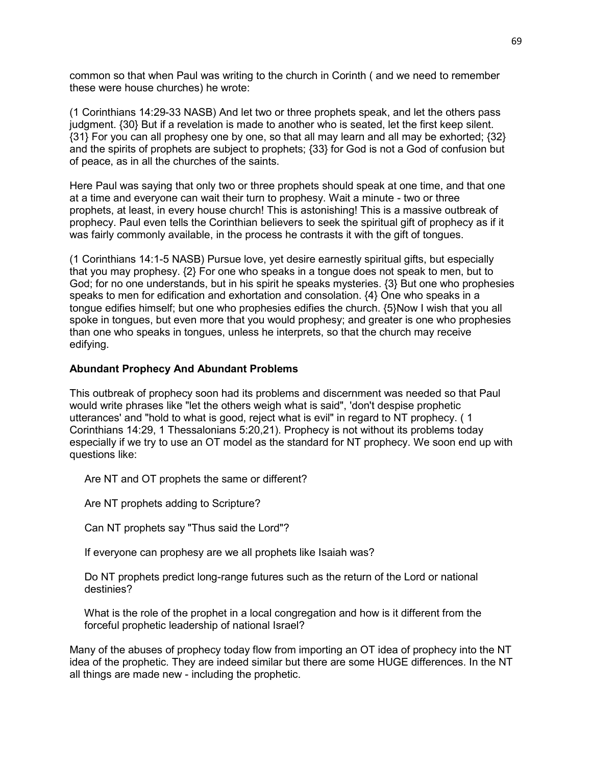common so that when Paul was writing to the church in Corinth ( and we need to remember these were house churches) he wrote:

(1 Corinthians 14:29-33 NASB) And let two or three prophets speak, and let the others pass judgment. {30} But if a revelation is made to another who is seated, let the first keep silent. {31} For you can all prophesy one by one, so that all may learn and all may be exhorted; {32} and the spirits of prophets are subject to prophets; {33} for God is not a God of confusion but of peace, as in all the churches of the saints.

Here Paul was saying that only two or three prophets should speak at one time, and that one at a time and everyone can wait their turn to prophesy. Wait a minute - two or three prophets, at least, in every house church! This is astonishing! This is a massive outbreak of prophecy. Paul even tells the Corinthian believers to seek the spiritual gift of prophecy as if it was fairly commonly available, in the process he contrasts it with the gift of tongues.

(1 Corinthians 14:1-5 NASB) Pursue love, yet desire earnestly spiritual gifts, but especially that you may prophesy. {2} For one who speaks in a tongue does not speak to men, but to God; for no one understands, but in his spirit he speaks mysteries. {3} But one who prophesies speaks to men for edification and exhortation and consolation. {4} One who speaks in a tongue edifies himself; but one who prophesies edifies the church. {5}Now I wish that you all spoke in tongues, but even more that you would prophesy; and greater is one who prophesies than one who speaks in tongues, unless he interprets, so that the church may receive edifying.

**Abundant Prophecy And Abundant Problems**

This outbreak of prophecy soon had its problems and discernment was needed so that Paul would write phrases like "let the others weigh what is said", 'don't despise prophetic utterances' and "hold to what is good, reject what is evil" in regard to NT prophecy. ( 1 Corinthians 14:29, 1 Thessalonians 5:20,21). Prophecy is not without its problems today especially if we try to use an OT model as the standard for NT prophecy. We soon end up with questions like:

Are NT and OT prophets the same or different?

Are NT prophets adding to Scripture?

Can NT prophets say "Thus said the Lord"?

If everyone can prophesy are we all prophets like Isaiah was?

Do NT prophets predict long-range futures such as the return of the Lord or national destinies?

What is the role of the prophet in a local congregation and how is it different from the forceful prophetic leadership of national Israel?

Many of the abuses of prophecy today flow from importing an OT idea of prophecy into the NT idea of the prophetic. They are indeed similar but there are some HUGE differences. In the NT all things are made new - including the prophetic.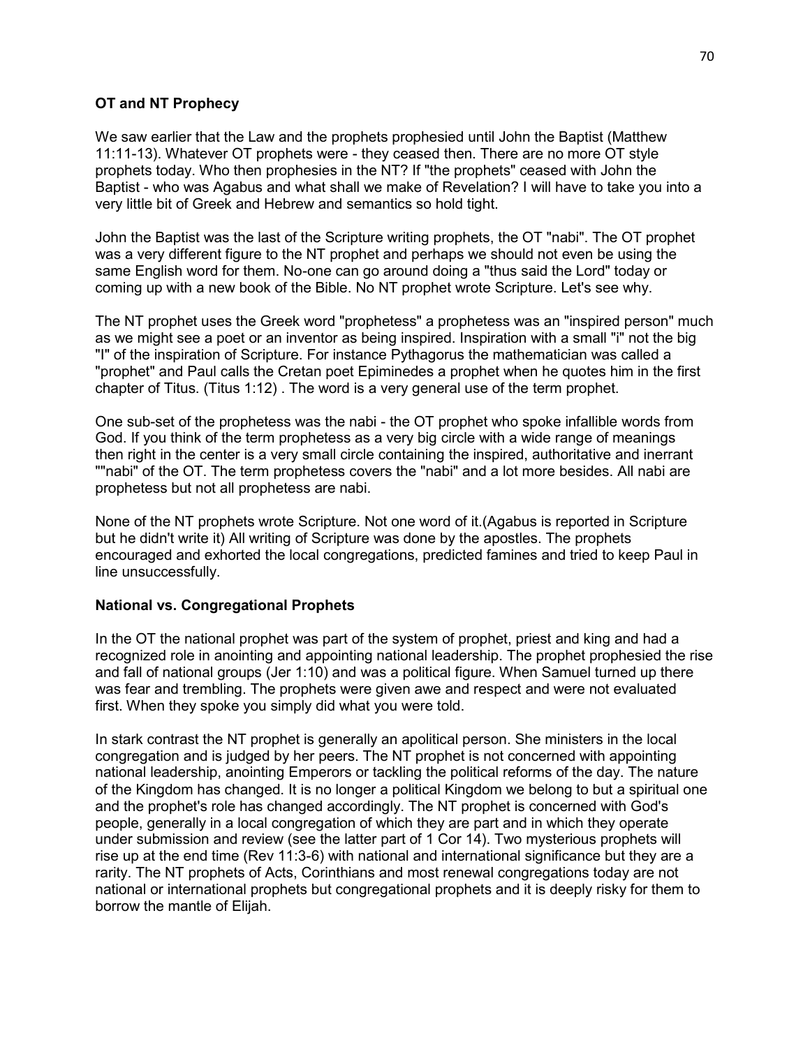**OT and NT Prophecy**

We saw earlier that the Law and the prophets prophesied until John the Baptist (Matthew 11:11-13). Whatever OT prophets were - they ceased then. There are no more OT style prophets today. Who then prophesies in the NT? If "the prophets" ceased with John the Baptist - who was Agabus and what shall we make of Revelation? I will have to take you into a very little bit of Greek and Hebrew and semantics so hold tight.

John the Baptist was the last of the Scripture writing prophets, the OT "nabi". The OT prophet was a very different figure to the NT prophet and perhaps we should not even be using the same English word for them. No-one can go around doing a "thus said the Lord" today or coming up with a new book of the Bible. No NT prophet wrote Scripture. Let's see why.

The NT prophet uses the Greek word "prophetess" a prophetess was an "inspired person" much as we might see a poet or an inventor as being inspired. Inspiration with a small "i" not the big "I" of the inspiration of Scripture. For instance Pythagorus the mathematician was called a "prophet" and Paul calls the Cretan poet Epiminedes a prophet when he quotes him in the first chapter of Titus. (Titus 1:12) . The word is a very general use of the term prophet.

One sub-set of the prophetess was the nabi - the OT prophet who spoke infallible words from God. If you think of the term prophetess as a very big circle with a wide range of meanings then right in the center is a very small circle containing the inspired, authoritative and inerrant ""nabi" of the OT. The term prophetess covers the "nabi" and a lot more besides. All nabi are prophetess but not all prophetess are nabi.

None of the NT prophets wrote Scripture. Not one word of it.(Agabus is reported in Scripture but he didn't write it) All writing of Scripture was done by the apostles. The prophets encouraged and exhorted the local congregations, predicted famines and tried to keep Paul in line unsuccessfully.

**National vs. Congregational Prophets**

In the OT the national prophet was part of the system of prophet, priest and king and had a recognized role in anointing and appointing national leadership. The prophet prophesied the rise and fall of national groups (Jer 1:10) and was a political figure. When Samuel turned up there was fear and trembling. The prophets were given awe and respect and were not evaluated first. When they spoke you simply did what you were told.

In stark contrast the NT prophet is generally an apolitical person. She ministers in the local congregation and is judged by her peers. The NT prophet is not concerned with appointing national leadership, anointing Emperors or tackling the political reforms of the day. The nature of the Kingdom has changed. It is no longer a political Kingdom we belong to but a spiritual one and the prophet's role has changed accordingly. The NT prophet is concerned with God's people, generally in a local congregation of which they are part and in which they operate under submission and review (see the latter part of 1 Cor 14). Two mysterious prophets will rise up at the end time (Rev 11:3-6) with national and international significance but they are a rarity. The NT prophets of Acts, Corinthians and most renewal congregations today are not national or international prophets but congregational prophets and it is deeply risky for them to borrow the mantle of Elijah.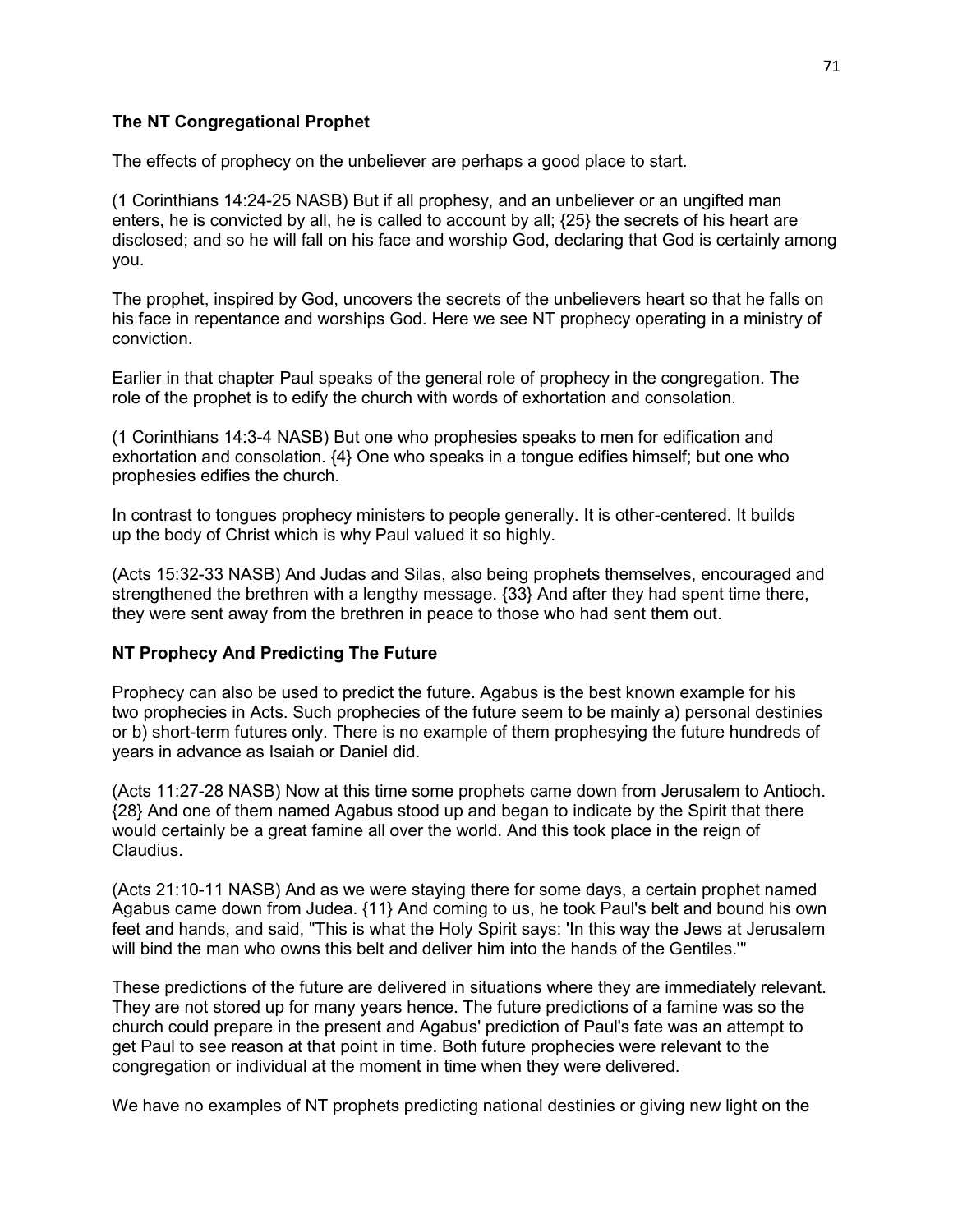**The NT Congregational Prophet**

The effects of prophecy on the unbeliever are perhaps a good place to start.

(1 Corinthians 14:24-25 NASB) But if all prophesy, and an unbeliever or an ungifted man enters, he is convicted by all, he is called to account by all; {25} the secrets of his heart are disclosed; and so he will fall on his face and worship God, declaring that God is certainly among you.

The prophet, inspired by God, uncovers the secrets of the unbelievers heart so that he falls on his face in repentance and worships God. Here we see NT prophecy operating in a ministry of conviction.

Earlier in that chapter Paul speaks of the general role of prophecy in the congregation. The role of the prophet is to edify the church with words of exhortation and consolation.

(1 Corinthians 14:3-4 NASB) But one who prophesies speaks to men for edification and exhortation and consolation. {4} One who speaks in a tongue edifies himself; but one who prophesies edifies the church.

In contrast to tongues prophecy ministers to people generally. It is other-centered. It builds up the body of Christ which is why Paul valued it so highly.

(Acts 15:32-33 NASB) And Judas and Silas, also being prophets themselves, encouraged and strengthened the brethren with a lengthy message. {33} And after they had spent time there, they were sent away from the brethren in peace to those who had sent them out.

**NT Prophecy And Predicting The Future**

Prophecy can also be used to predict the future. Agabus is the best known example for his two prophecies in Acts. Such prophecies of the future seem to be mainly a) personal destinies or b) short-term futures only. There is no example of them prophesying the future hundreds of years in advance as Isaiah or Daniel did.

(Acts 11:27-28 NASB) Now at this time some prophets came down from Jerusalem to Antioch. {28} And one of them named Agabus stood up and began to indicate by the Spirit that there would certainly be a great famine all over the world. And this took place in the reign of Claudius.

(Acts 21:10-11 NASB) And as we were staying there for some days, a certain prophet named Agabus came down from Judea. {11} And coming to us, he took Paul's belt and bound his own feet and hands, and said, "This is what the Holy Spirit says: 'In this way the Jews at Jerusalem will bind the man who owns this belt and deliver him into the hands of the Gentiles.'"

These predictions of the future are delivered in situations where they are immediately relevant. They are not stored up for many years hence. The future predictions of a famine was so the church could prepare in the present and Agabus' prediction of Paul's fate was an attempt to get Paul to see reason at that point in time. Both future prophecies were relevant to the congregation or individual at the moment in time when they were delivered.

We have no examples of NT prophets predicting national destinies or giving new light on the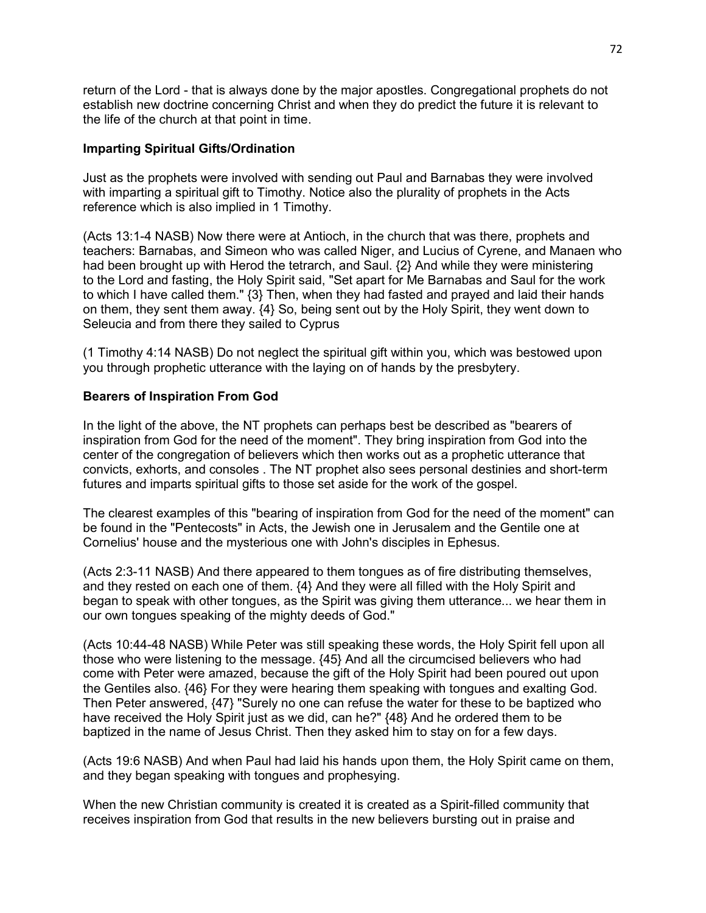return of the Lord - that is always done by the major apostles. Congregational prophets do not establish new doctrine concerning Christ and when they do predict the future it is relevant to the life of the church at that point in time.

**Imparting Spiritual Gifts/Ordination**

Just as the prophets were involved with sending out Paul and Barnabas they were involved with imparting a spiritual gift to Timothy. Notice also the plurality of prophets in the Acts reference which is also implied in 1 Timothy.

(Acts 13:1-4 NASB) Now there were at Antioch, in the church that was there, prophets and teachers: Barnabas, and Simeon who was called Niger, and Lucius of Cyrene, and Manaen who had been brought up with Herod the tetrarch, and Saul. {2} And while they were ministering to the Lord and fasting, the Holy Spirit said, "Set apart for Me Barnabas and Saul for the work to which I have called them." {3} Then, when they had fasted and prayed and laid their hands on them, they sent them away. {4} So, being sent out by the Holy Spirit, they went down to Seleucia and from there they sailed to Cyprus

(1 Timothy 4:14 NASB) Do not neglect the spiritual gift within you, which was bestowed upon you through prophetic utterance with the laying on of hands by the presbytery.

**Bearers of Inspiration From God**

In the light of the above, the NT prophets can perhaps best be described as "bearers of inspiration from God for the need of the moment". They bring inspiration from God into the center of the congregation of believers which then works out as a prophetic utterance that convicts, exhorts, and consoles . The NT prophet also sees personal destinies and short-term futures and imparts spiritual gifts to those set aside for the work of the gospel.

The clearest examples of this "bearing of inspiration from God for the need of the moment" can be found in the "Pentecosts" in Acts, the Jewish one in Jerusalem and the Gentile one at Cornelius' house and the mysterious one with John's disciples in Ephesus.

(Acts 2:3-11 NASB) And there appeared to them tongues as of fire distributing themselves, and they rested on each one of them. {4} And they were all filled with the Holy Spirit and began to speak with other tongues, as the Spirit was giving them utterance... we hear them in our own tongues speaking of the mighty deeds of God."

(Acts 10:44-48 NASB) While Peter was still speaking these words, the Holy Spirit fell upon all those who were listening to the message. {45} And all the circumcised believers who had come with Peter were amazed, because the gift of the Holy Spirit had been poured out upon the Gentiles also. {46} For they were hearing them speaking with tongues and exalting God. Then Peter answered, {47} "Surely no one can refuse the water for these to be baptized who have received the Holy Spirit just as we did, can he?" {48} And he ordered them to be baptized in the name of Jesus Christ. Then they asked him to stay on for a few days.

(Acts 19:6 NASB) And when Paul had laid his hands upon them, the Holy Spirit came on them, and they began speaking with tongues and prophesying.

When the new Christian community is created it is created as a Spirit-filled community that receives inspiration from God that results in the new believers bursting out in praise and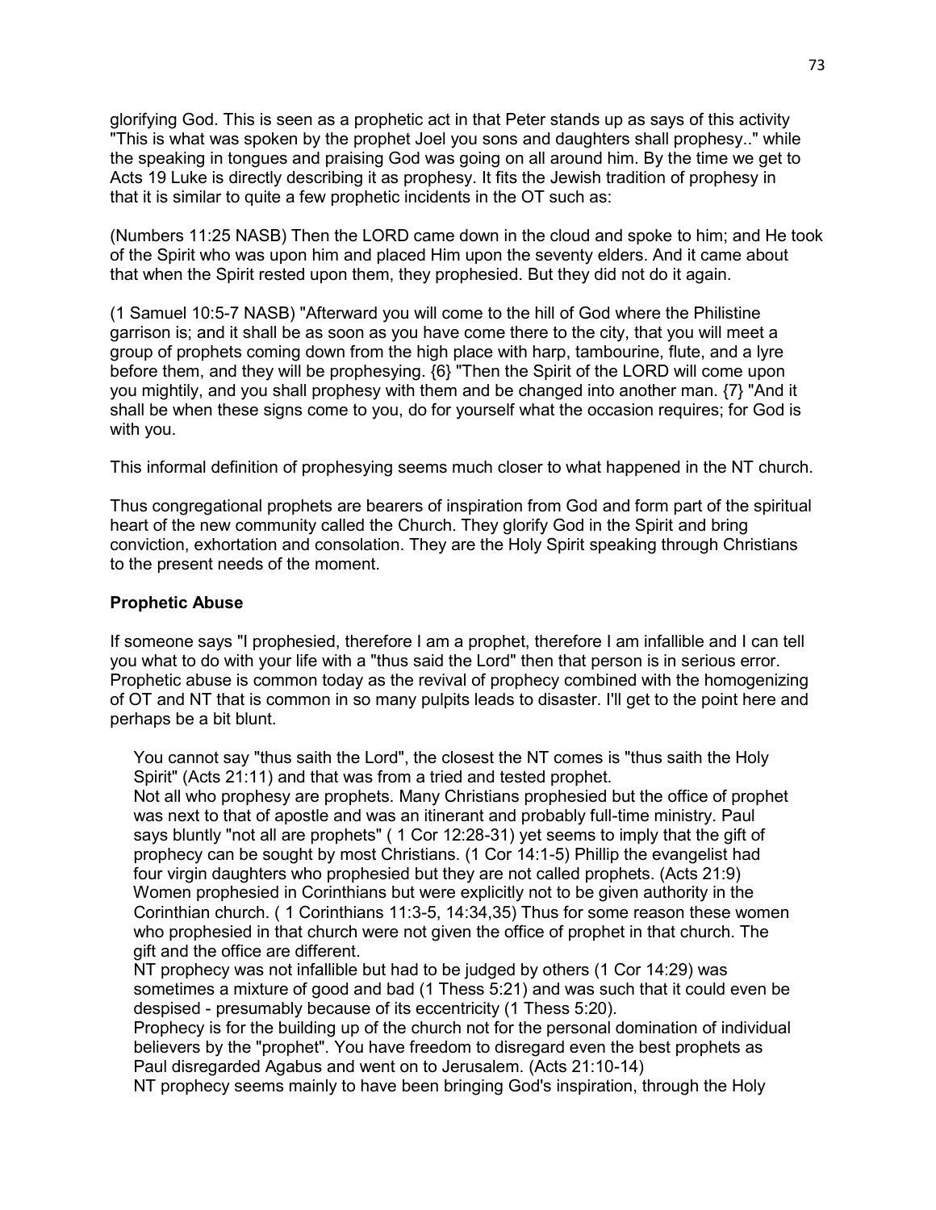glorifying God. This is seen as a prophetic act in that Peter stands up as says of this activity "This is what was spoken by the prophet Joel you sons and daughters shall prophesy.." while the speaking in tongues and praising God was going on all around him. By the time we get to Acts 19 Luke is directly describing it as prophesy. It fits the Jewish tradition of prophesy in that it is similar to quite a few prophetic incidents in the OT such as:

(Numbers 11:25 NASB) Then the LORD came down in the cloud and spoke to him; and He took of the Spirit who was upon him and placed Him upon the seventy elders. And it came about that when the Spirit rested upon them, they prophesied. But they did not do it again.

(1 Samuel 10:5-7 NASB) "Afterward you will come to the hill of God where the Philistine garrison is; and it shall be as soon as you have come there to the city, that you will meet a group of prophets coming down from the high place with harp, tambourine, flute, and a lyre before them, and they will be prophesying. {6} "Then the Spirit of the LORD will come upon you mightily, and you shall prophesy with them and be changed into another man. {7} "And it shall be when these signs come to you, do for yourself what the occasion requires; for God is with you.

This informal definition of prophesying seems much closer to what happened in the NT church.

Thus congregational prophets are bearers of inspiration from God and form part of the spiritual heart of the new community called the Church. They glorify God in the Spirit and bring conviction, exhortation and consolation. They are the Holy Spirit speaking through Christians to the present needs of the moment.

**Prophetic Abuse**

If someone says "I prophesied, therefore I am a prophet, therefore I am infallible and I can tell you what to do with your life with a "thus said the Lord" then that person is in serious error. Prophetic abuse is common today as the revival of prophecy combined with the homogenizing of OT and NT that is common in so many pulpits leads to disaster. I'll get to the point here and perhaps be a bit blunt.

You cannot say "thus saith the Lord", the closest the NT comes is "thus saith the Holy Spirit" (Acts 21:11) and that was from a tried and tested prophet.

Not all who prophesy are prophets. Many Christians prophesied but the office of prophet was next to that of apostle and was an itinerant and probably full-time ministry. Paul says bluntly "not all are prophets" ( 1 Cor 12:28-31) yet seems to imply that the gift of prophecy can be sought by most Christians. (1 Cor 14:1-5) Phillip the evangelist had four virgin daughters who prophesied but they are not called prophets. (Acts 21:9) Women prophesied in Corinthians but were explicitly not to be given authority in the Corinthian church. ( 1 Corinthians 11:3-5, 14:34,35) Thus for some reason these women who prophesied in that church were not given the office of prophet in that church. The gift and the office are different.

NT prophecy was not infallible but had to be judged by others (1 Cor 14:29) was sometimes a mixture of good and bad (1 Thess 5:21) and was such that it could even be despised - presumably because of its eccentricity (1 Thess 5:20).

Prophecy is for the building up of the church not for the personal domination of individual believers by the "prophet". You have freedom to disregard even the best prophets as Paul disregarded Agabus and went on to Jerusalem. (Acts 21:10-14)

NT prophecy seems mainly to have been bringing God's inspiration, through the Holy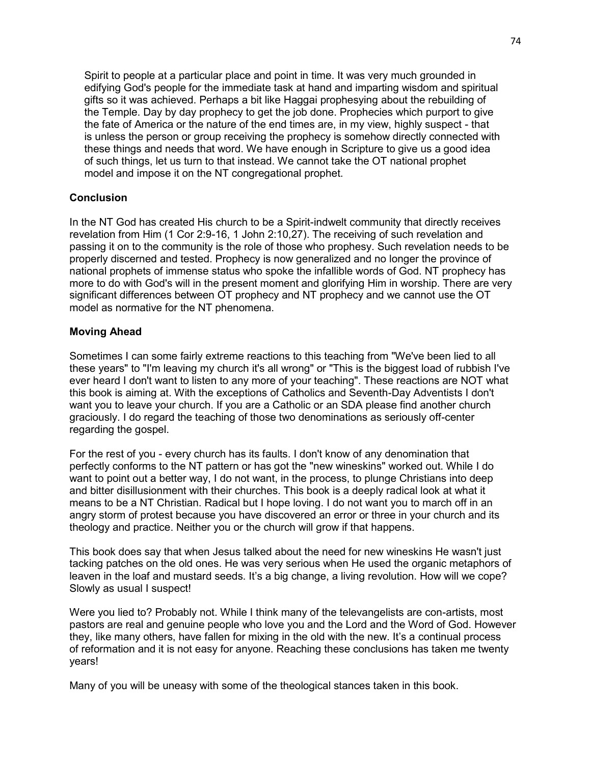Spirit to people at a particular place and point in time. It was very much grounded in edifying God's people for the immediate task at hand and imparting wisdom and spiritual gifts so it was achieved. Perhaps a bit like Haggai prophesying about the rebuilding of the Temple. Day by day prophecy to get the job done. Prophecies which purport to give the fate of America or the nature of the end times are, in my view, highly suspect - that is unless the person or group receiving the prophecy is somehow directly connected with these things and needs that word. We have enough in Scripture to give us a good idea of such things, let us turn to that instead. We cannot take the OT national prophet model and impose it on the NT congregational prophet.

**Conclusion**

In the NT God has created His church to be a Spirit-indwelt community that directly receives revelation from Him (1 Cor 2:9-16, 1 John 2:10,27). The receiving of such revelation and passing it on to the community is the role of those who prophesy. Such revelation needs to be properly discerned and tested. Prophecy is now generalized and no longer the province of national prophets of immense status who spoke the infallible words of God. NT prophecy has more to do with God's will in the present moment and glorifying Him in worship. There are very significant differences between OT prophecy and NT prophecy and we cannot use the OT model as normative for the NT phenomena.

**Moving Ahead**

Sometimes I can some fairly extreme reactions to this teaching from "We've been lied to all these years" to "I'm leaving my church it's all wrong" or "This is the biggest load of rubbish I've ever heard I don't want to listen to any more of your teaching". These reactions are NOT what this book is aiming at. With the exceptions of Catholics and Seventh-Day Adventists I don't want you to leave your church. If you are a Catholic or an SDA please find another church graciously. I do regard the teaching of those two denominations as seriously off-center regarding the gospel.

For the rest of you - every church has its faults. I don't know of any denomination that perfectly conforms to the NT pattern or has got the "new wineskins" worked out. While I do want to point out a better way, I do not want, in the process, to plunge Christians into deep and bitter disillusionment with their churches. This book is a deeply radical look at what it means to be a NT Christian. Radical but I hope loving. I do not want you to march off in an angry storm of protest because you have discovered an error or three in your church and its theology and practice. Neither you or the church will grow if that happens.

This book does say that when Jesus talked about the need for new wineskins He wasn't just tacking patches on the old ones. He was very serious when He used the organic metaphors of leaven in the loaf and mustard seeds. It's a big change, a living revolution. How will we cope? Slowly as usual I suspect!

Were you lied to? Probably not. While I think many of the televangelists are con-artists, most pastors are real and genuine people who love you and the Lord and the Word of God. However they, like many others, have fallen for mixing in the old with the new. It's a continual process of reformation and it is not easy for anyone. Reaching these conclusions has taken me twenty years!

Many of you will be uneasy with some of the theological stances taken in this book.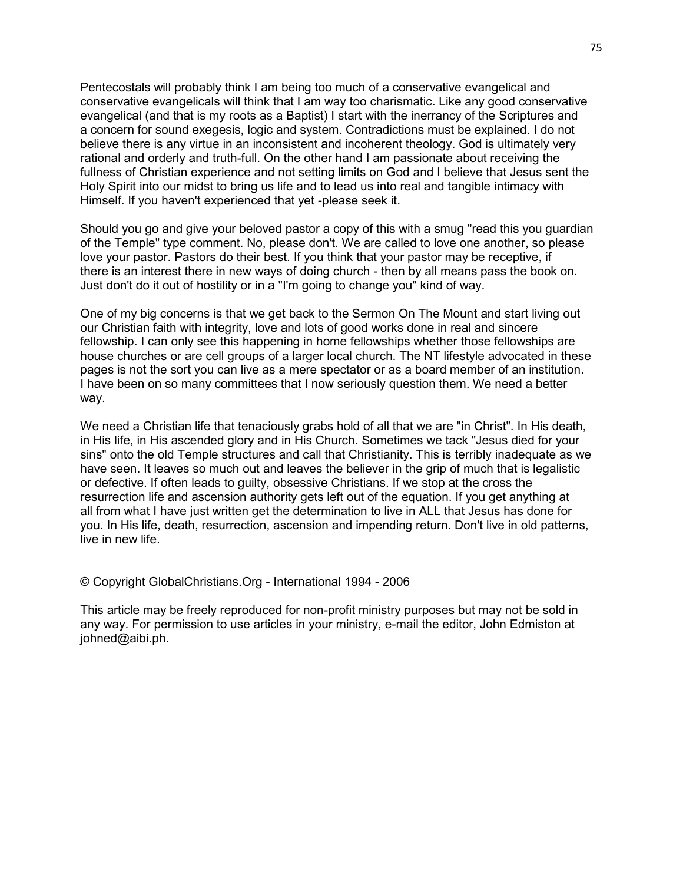Pentecostals will probably think I am being too much of a conservative evangelical and conservative evangelicals will think that I am way too charismatic. Like any good conservative evangelical (and that is my roots as a Baptist) I start with the inerrancy of the Scriptures and a concern for sound exegesis, logic and system. Contradictions must be explained. I do not believe there is any virtue in an inconsistent and incoherent theology. God is ultimately very rational and orderly and truth-full. On the other hand I am passionate about receiving the fullness of Christian experience and not setting limits on God and I believe that Jesus sent the Holy Spirit into our midst to bring us life and to lead us into real and tangible intimacy with Himself. If you haven't experienced that yet -please seek it.

Should you go and give your beloved pastor a copy of this with a smug "read this you guardian of the Temple" type comment. No, please don't. We are called to love one another, so please love your pastor. Pastors do their best. If you think that your pastor may be receptive, if there is an interest there in new ways of doing church - then by all means pass the book on. Just don't do it out of hostility or in a "I'm going to change you" kind of way.

One of my big concerns is that we get back to the Sermon On The Mount and start living out our Christian faith with integrity, love and lots of good works done in real and sincere fellowship. I can only see this happening in home fellowships whether those fellowships are house churches or are cell groups of a larger local church. The NT lifestyle advocated in these pages is not the sort you can live as a mere spectator or as a board member of an institution. I have been on so many committees that I now seriously question them. We need a better way.

We need a Christian life that tenaciously grabs hold of all that we are "in Christ". In His death, in His life, in His ascended glory and in His Church. Sometimes we tack "Jesus died for your sins" onto the old Temple structures and call that Christianity. This is terribly inadequate as we have seen. It leaves so much out and leaves the believer in the grip of much that is legalistic or defective. If often leads to guilty, obsessive Christians. If we stop at the cross the resurrection life and ascension authority gets left out of the equation. If you get anything at all from what I have just written get the determination to live in ALL that Jesus has done for you. In His life, death, resurrection, ascension and impending return. Don't live in old patterns, live in new life.

© Copyright GlobalChristians.Org - International 1994 - 2006

This article may be freely reproduced for non-profit ministry purposes but may not be sold in any way. For permission to use articles in your ministry, e-mail the editor, John Edmiston at johned@aibi.ph.